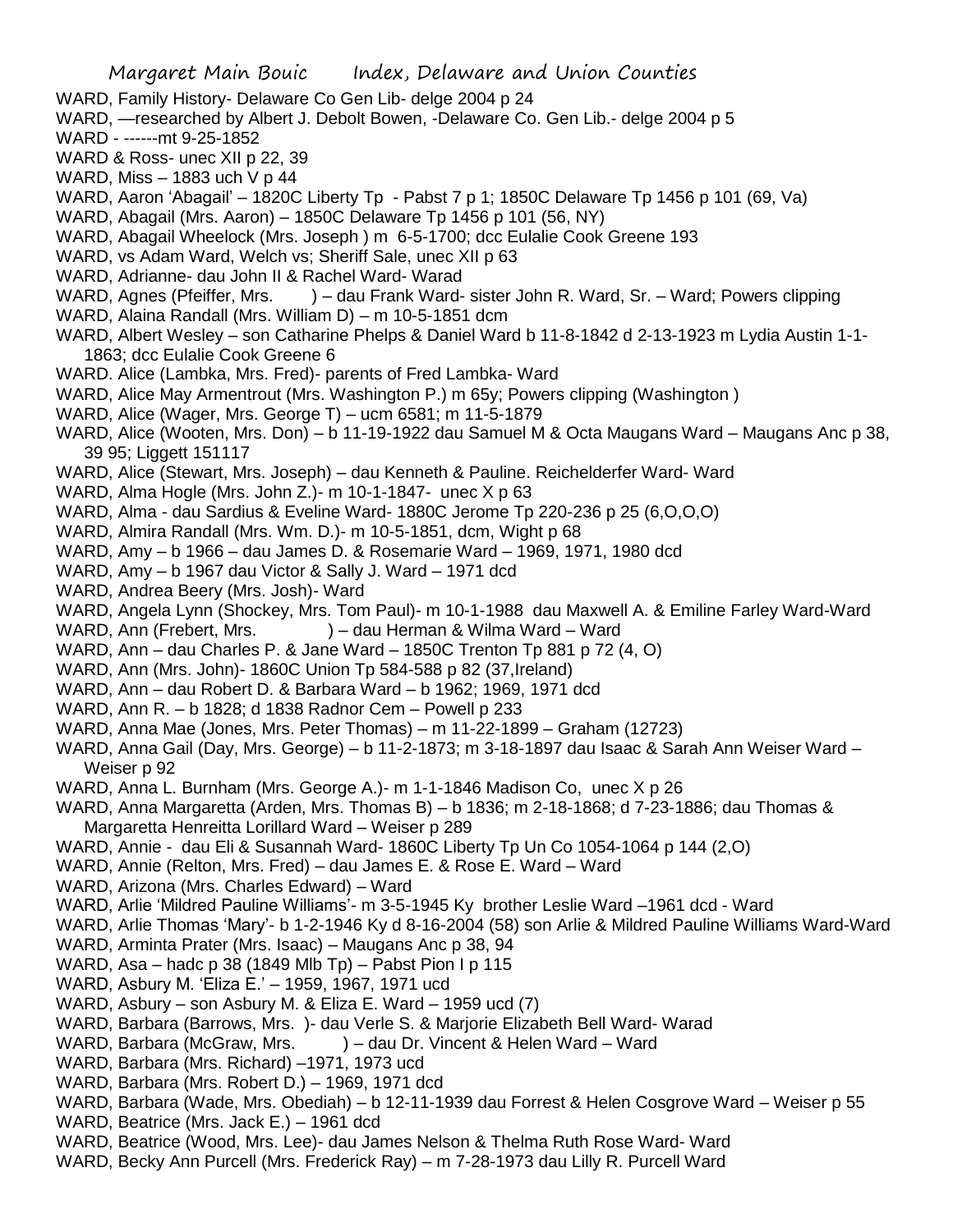WARD, Family History- Delaware Co Gen Lib- delge 2004 p 24

WARD, —researched by Albert J. Debolt Bowen, -Delaware Co. Gen Lib.- delge 2004 p 5

WARD - ------mt 9-25-1852

WARD & Ross- unec XII p 22, 39

WARD, Miss – 1883 uch V p 44

WARD, Aaron 'Abagail' – 1820C Liberty Tp - Pabst 7 p 1; 1850C Delaware Tp 1456 p 101 (69, Va)

WARD, Abagail (Mrs. Aaron) – 1850C Delaware Tp 1456 p 101 (56, NY)

WARD, Abagail Wheelock (Mrs. Joseph ) m 6-5-1700; dcc Eulalie Cook Greene 193

WARD, vs Adam Ward, Welch vs; Sheriff Sale, unec XII p 63

WARD, Adrianne- dau John II & Rachel Ward- Warad

WARD, Agnes (Pfeiffer, Mrs. ) – dau Frank Ward- sister John R. Ward, Sr. – Ward; Powers clipping

WARD, Alaina Randall (Mrs. William D) – m 10-5-1851 dcm

WARD, Albert Wesley – son Catharine Phelps & Daniel Ward b 11-8-1842 d 2-13-1923 m Lydia Austin 1-1-1863; dcc Eulalie Cook Greene 6

WARD. Alice (Lambka, Mrs. Fred)- parents of Fred Lambka- Ward

WARD, Alice May Armentrout (Mrs. Washington P.) m 65y; Powers clipping (Washington )

WARD, Alice (Wager, Mrs. George T) – ucm 6581; m 11-5-1879

WARD, Alice (Wooten, Mrs. Don) – b 11-19-1922 dau Samuel M & Octa Maugans Ward – Maugans Anc p 38, 39 95; Liggett 151117

WARD, Alice (Stewart, Mrs. Joseph) – dau Kenneth & Pauline. Reichelderfer Ward- Ward

WARD, Alma Hogle (Mrs. John Z.)- m 10-1-1847- unec X p 63

WARD, Alma - dau Sardius & Eveline Ward- 1880C Jerome Tp 220-236 p 25 (6,O,O,O)

WARD, Almira Randall (Mrs. Wm. D.)- m 10-5-1851, dcm, Wight p 68

WARD, Amy – b 1966 – dau James D. & Rosemarie Ward – 1969, 1971, 1980 dcd

WARD, Amy – b 1967 dau Victor & Sally J. Ward – 1971 dcd

WARD, Andrea Beery (Mrs. Josh)- Ward

WARD, Angela Lynn (Shockey, Mrs. Tom Paul)- m 10-1-1988 dau Maxwell A. & Emiline Farley Ward-Ward

WARD, Ann (Frebert, Mrs. ) – dau Herman & Wilma Ward – Ward

WARD, Ann – dau Charles P. & Jane Ward – 1850C Trenton Tp 881 p 72 (4, O)

WARD, Ann (Mrs. John)- 1860C Union Tp 584-588 p 82 (37,Ireland)

WARD, Ann – dau Robert D. & Barbara Ward – b 1962; 1969, 1971 dcd

WARD, Ann R. – b 1828; d 1838 Radnor Cem – Powell p 233

WARD, Anna Mae (Jones, Mrs. Peter Thomas) – m 11-22-1899 – Graham (12723)

WARD, Anna Gail (Day, Mrs. George) – b 11-2-1873; m 3-18-1897 dau Isaac & Sarah Ann Weiser Ward – Weiser p 92

WARD, Anna L. Burnham (Mrs. George A.)- m 1-1-1846 Madison Co, unec X p 26

WARD, Anna Margaretta (Arden, Mrs. Thomas B) – b 1836; m 2-18-1868; d 7-23-1886; dau Thomas & Margaretta Henreitta Lorillard Ward – Weiser p 289

WARD, Annie - dau Eli & Susannah Ward- 1860C Liberty Tp Un Co 1054-1064 p 144 (2,O)

WARD, Annie (Relton, Mrs. Fred) – dau James E. & Rose E. Ward – Ward

WARD, Arizona (Mrs. Charles Edward) – Ward

WARD, Arlie 'Mildred Pauline Williams'- m 3-5-1945 Ky brother Leslie Ward –1961 dcd - Ward

WARD, Arlie Thomas 'Mary'- b 1-2-1946 Ky d 8-16-2004 (58) son Arlie & Mildred Pauline Williams Ward-Ward

WARD, Arminta Prater (Mrs. Isaac) – Maugans Anc p 38, 94

WARD, Asa – hadc p 38 (1849 Mlb Tp) – Pabst Pion I p 115

WARD, Asbury M. 'Eliza E.' – 1959, 1967, 1971 ucd

WARD, Asbury – son Asbury M. & Eliza E. Ward – 1959 ucd (7)

WARD, Barbara (Barrows, Mrs. )- dau Verle S. & Marjorie Elizabeth Bell Ward- Warad

WARD, Barbara (McGraw, Mrs. ) – dau Dr. Vincent & Helen Ward – Ward

WARD, Barbara (Mrs. Richard) –1971, 1973 ucd

WARD, Barbara (Mrs. Robert D.) – 1969, 1971 dcd

WARD, Barbara (Wade, Mrs. Obediah) – b 12-11-1939 dau Forrest & Helen Cosgrove Ward – Weiser p 55

WARD, Beatrice (Mrs. Jack E.) – 1961 dcd

WARD, Beatrice (Wood, Mrs. Lee)- dau James Nelson & Thelma Ruth Rose Ward- Ward

WARD, Becky Ann Purcell (Mrs. Frederick Ray) – m 7-28-1973 dau Lilly R. Purcell Ward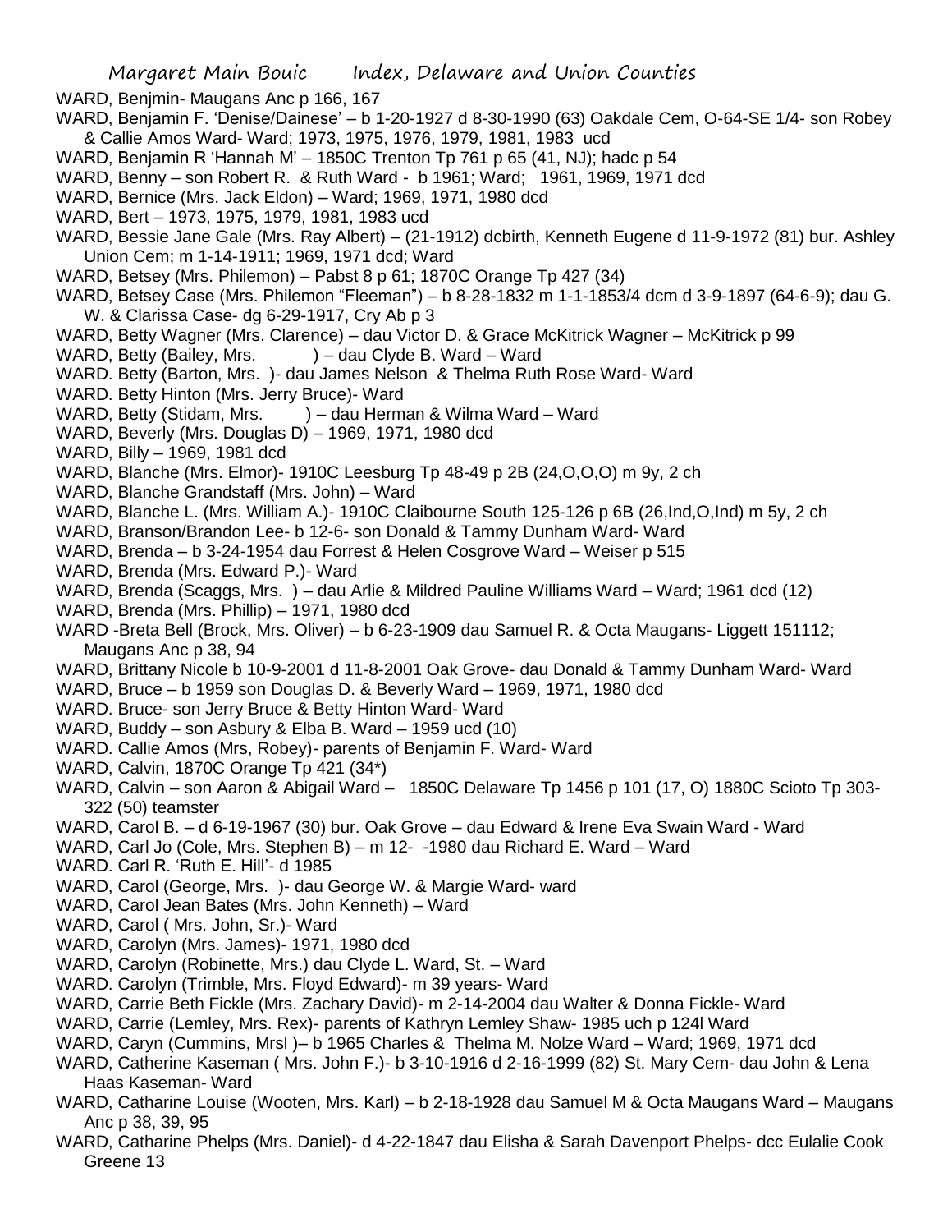WARD, Benjmin- Maugans Anc p 166, 167

WARD, Benjamin F. 'Denise/Dainese' – b 1-20-1927 d 8-30-1990 (63) Oakdale Cem, O-64-SE 1/4- son Robey & Callie Amos Ward- Ward; 1973, 1975, 1976, 1979, 1981, 1983 ucd

WARD, Benjamin R 'Hannah M' – 1850C Trenton Tp 761 p 65 (41, NJ); hadc p 54

WARD, Benny – son Robert R. & Ruth Ward - b 1961; Ward; 1961, 1969, 1971 dcd

WARD, Bernice (Mrs. Jack Eldon) – Ward; 1969, 1971, 1980 dcd

WARD, Bert – 1973, 1975, 1979, 1981, 1983 ucd

WARD, Bessie Jane Gale (Mrs. Ray Albert) – (21-1912) dcbirth, Kenneth Eugene d 11-9-1972 (81) bur. Ashley Union Cem; m 1-14-1911; 1969, 1971 dcd; Ward

WARD, Betsey (Mrs. Philemon) – Pabst 8 p 61; 1870C Orange Tp 427 (34)

WARD, Betsey Case (Mrs. Philemon "Fleeman") – b 8-28-1832 m 1-1-1853/4 dcm d 3-9-1897 (64-6-9); dau G. W. & Clarissa Case- dg 6-29-1917, Cry Ab p 3

WARD, Betty Wagner (Mrs. Clarence) – dau Victor D. & Grace McKitrick Wagner – McKitrick p 99

WARD, Betty (Bailey, Mrs. ) – dau Clyde B. Ward – Ward

WARD. Betty (Barton, Mrs. )- dau James Nelson & Thelma Ruth Rose Ward- Ward

WARD. Betty Hinton (Mrs. Jerry Bruce)- Ward

WARD, Betty (Stidam, Mrs. ) – dau Herman & Wilma Ward – Ward

WARD, Beverly (Mrs. Douglas D) – 1969, 1971, 1980 dcd

WARD, Billy – 1969, 1981 dcd

WARD, Blanche (Mrs. Elmor)- 1910C Leesburg Tp 48-49 p 2B (24,O,O,O) m 9y, 2 ch

WARD, Blanche Grandstaff (Mrs. John) – Ward

WARD, Blanche L. (Mrs. William A.)- 1910C Claibourne South 125-126 p 6B (26,Ind,O,Ind) m 5y, 2 ch

WARD, Branson/Brandon Lee- b 12-6- son Donald & Tammy Dunham Ward- Ward

WARD, Brenda – b 3-24-1954 dau Forrest & Helen Cosgrove Ward – Weiser p 515

WARD, Brenda (Mrs. Edward P.)- Ward

WARD, Brenda (Scaggs, Mrs. ) – dau Arlie & Mildred Pauline Williams Ward – Ward; 1961 dcd (12)

WARD, Brenda (Mrs. Phillip) – 1971, 1980 dcd

WARD -Breta Bell (Brock, Mrs. Oliver) – b 6-23-1909 dau Samuel R. & Octa Maugans- Liggett 151112; Maugans Anc p 38, 94

WARD, Brittany Nicole b 10-9-2001 d 11-8-2001 Oak Grove- dau Donald & Tammy Dunham Ward- Ward

WARD, Bruce – b 1959 son Douglas D. & Beverly Ward – 1969, 1971, 1980 dcd

WARD. Bruce- son Jerry Bruce & Betty Hinton Ward- Ward

WARD, Buddy – son Asbury & Elba B. Ward – 1959 ucd (10)

WARD. Callie Amos (Mrs, Robey)- parents of Benjamin F. Ward- Ward

WARD, Calvin, 1870C Orange Tp 421 (34*)

WARD, Calvin – son Aaron & Abigail Ward – 1850C Delaware Tp 1456 p 101 (17, O) 1880C Scioto Tp 303-322 (50) teamster

WARD, Carol B. – d 6-19-1967 (30) bur. Oak Grove – dau Edward & Irene Eva Swain Ward - Ward

WARD, Carl Jo (Cole, Mrs. Stephen B) – m 12- -1980 dau Richard E. Ward – Ward

WARD. Carl R. 'Ruth E. Hill'- d 1985

WARD, Carol (George, Mrs. )- dau George W. & Margie Ward- ward

WARD, Carol Jean Bates (Mrs. John Kenneth) – Ward

WARD, Carol ( Mrs. John, Sr.)- Ward

WARD, Carolyn (Mrs. James)- 1971, 1980 dcd

WARD, Carolyn (Robinette, Mrs.) dau Clyde L. Ward, St. – Ward

WARD. Carolyn (Trimble, Mrs. Floyd Edward)- m 39 years- Ward

WARD, Carrie Beth Fickle (Mrs. Zachary David)- m 2-14-2004 dau Walter & Donna Fickle- Ward

WARD, Carrie (Lemley, Mrs. Rex)- parents of Kathryn Lemley Shaw- 1985 uch p 124l Ward

WARD, Caryn (Cummins, Mrsl )– b 1965 Charles & Thelma M. Nolze Ward – Ward; 1969, 1971 dcd

WARD, Catherine Kaseman ( Mrs. John F.)- b 3-10-1916 d 2-16-1999 (82) St. Mary Cem- dau John & Lena Haas Kaseman- Ward

WARD, Catharine Louise (Wooten, Mrs. Karl) – b 2-18-1928 dau Samuel M & Octa Maugans Ward – Maugans Anc p 38, 39, 95

WARD, Catharine Phelps (Mrs. Daniel)- d 4-22-1847 dau Elisha & Sarah Davenport Phelps- dcc Eulalie Cook Greene 13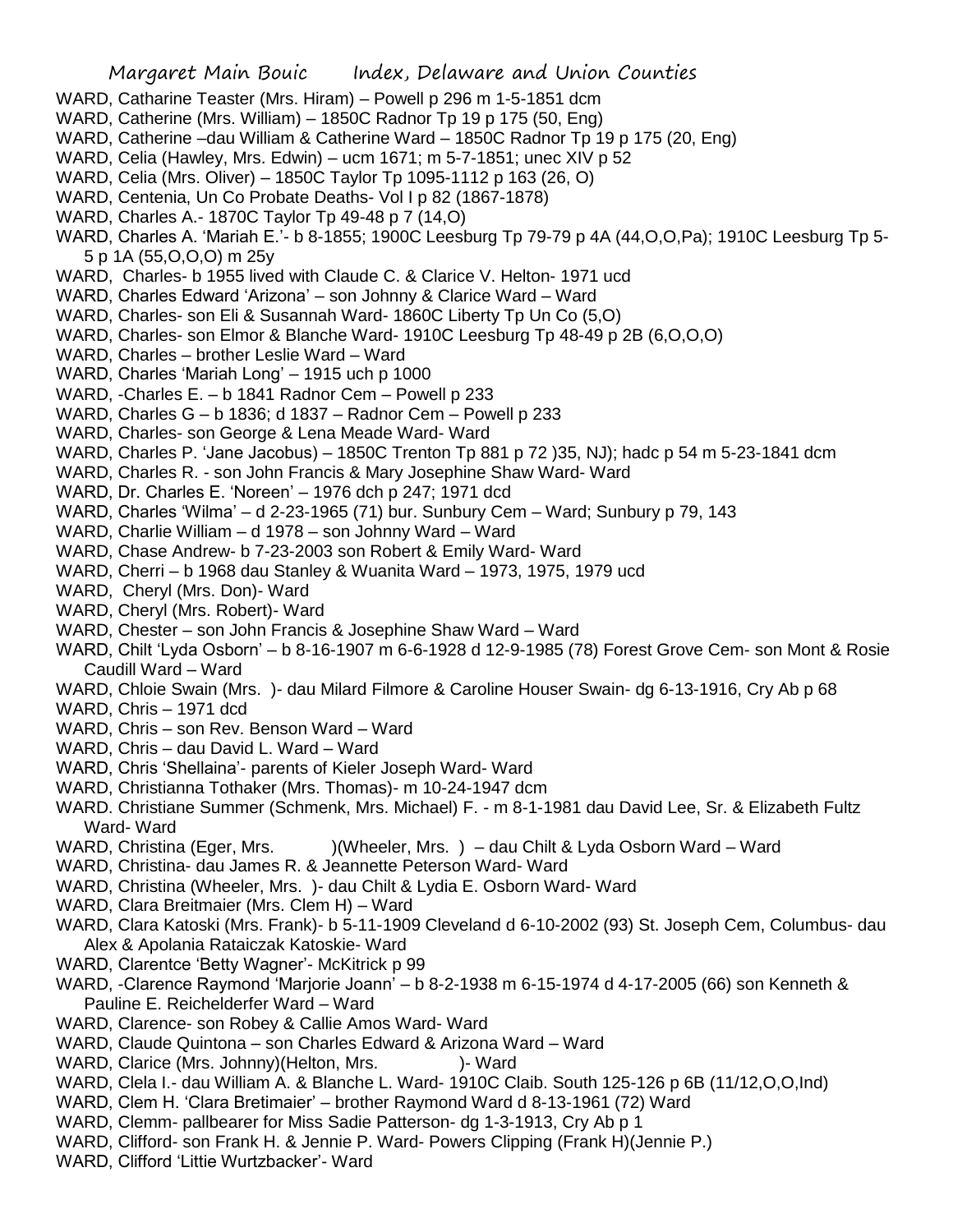WARD, Catharine Teaster (Mrs. Hiram) – Powell p 296 m 1-5-1851 dcm

WARD, Catherine (Mrs. William) – 1850C Radnor Tp 19 p 175 (50, Eng)

WARD, Catherine –dau William & Catherine Ward – 1850C Radnor Tp 19 p 175 (20, Eng)

WARD, Celia (Hawley, Mrs. Edwin) – ucm 1671; m 5-7-1851; unec XIV p 52

WARD, Celia (Mrs. Oliver) – 1850C Taylor Tp 1095-1112 p 163 (26, O)

WARD, Centenia, Un Co Probate Deaths- Vol I p 82 (1867-1878)

WARD, Charles A.- 1870C Taylor Tp 49-48 p 7 (14,O)

WARD, Charles A. 'Mariah E.'- b 8-1855; 1900C Leesburg Tp 79-79 p 4A (44,O,O,Pa); 1910C Leesburg Tp 5-5 p 1A (55,O,O,O) m 25y

WARD, Charles- b 1955 lived with Claude C. & Clarice V. Helton- 1971 ucd

WARD, Charles Edward 'Arizona' – son Johnny & Clarice Ward – Ward

WARD, Charles- son Eli & Susannah Ward- 1860C Liberty Tp Un Co (5,O)

WARD, Charles- son Elmor & Blanche Ward- 1910C Leesburg Tp 48-49 p 2B (6,O,O,O)

WARD, Charles – brother Leslie Ward – Ward

WARD, Charles 'Mariah Long' – 1915 uch p 1000

WARD, -Charles E. – b 1841 Radnor Cem – Powell p 233

WARD, Charles G – b 1836; d 1837 – Radnor Cem – Powell p 233

WARD, Charles- son George & Lena Meade Ward- Ward

WARD, Charles P. 'Jane Jacobus) – 1850C Trenton Tp 881 p 72 )35, NJ); hadc p 54 m 5-23-1841 dcm

WARD, Charles R. - son John Francis & Mary Josephine Shaw Ward- Ward

WARD, Dr. Charles E. 'Noreen' – 1976 dch p 247; 1971 dcd

WARD, Charles 'Wilma' – d 2-23-1965 (71) bur. Sunbury Cem – Ward; Sunbury p 79, 143

WARD, Charlie William – d 1978 – son Johnny Ward – Ward

WARD, Chase Andrew- b 7-23-2003 son Robert & Emily Ward- Ward

WARD, Cherri – b 1968 dau Stanley & Wuanita Ward – 1973, 1975, 1979 ucd

WARD, Cheryl (Mrs. Don)- Ward

WARD, Cheryl (Mrs. Robert)- Ward

WARD, Chester – son John Francis & Josephine Shaw Ward – Ward

WARD, Chilt 'Lyda Osborn' – b 8-16-1907 m 6-6-1928 d 12-9-1985 (78) Forest Grove Cem- son Mont & Rosie Caudill Ward – Ward

WARD, Chloie Swain (Mrs. )- dau Milard Filmore & Caroline Houser Swain- dg 6-13-1916, Cry Ab p 68

WARD, Chris – 1971 dcd

WARD, Chris – son Rev. Benson Ward – Ward

WARD, Chris – dau David L. Ward – Ward

WARD, Chris 'Shellaina'- parents of Kieler Joseph Ward- Ward

WARD, Christianna Tothaker (Mrs. Thomas)- m 10-24-1947 dcm

WARD. Christiane Summer (Schmenk, Mrs. Michael) F. - m 8-1-1981 dau David Lee, Sr. & Elizabeth Fultz Ward- Ward

WARD, Christina (Eger, Mrs. )(Wheeler, Mrs. ) – dau Chilt & Lyda Osborn Ward – Ward

WARD, Christina- dau James R. & Jeannette Peterson Ward- Ward

WARD, Christina (Wheeler, Mrs. )- dau Chilt & Lydia E. Osborn Ward- Ward

WARD, Clara Breitmaier (Mrs. Clem H) – Ward

WARD, Clara Katoski (Mrs. Frank)- b 5-11-1909 Cleveland d 6-10-2002 (93) St. Joseph Cem, Columbus- dau Alex & Apolania Rataiczak Katoskie- Ward

WARD, Clarentce 'Betty Wagner'- McKitrick p 99

WARD, -Clarence Raymond 'Marjorie Joann' – b 8-2-1938 m 6-15-1974 d 4-17-2005 (66) son Kenneth & Pauline E. Reichelderfer Ward – Ward

WARD, Clarence- son Robey & Callie Amos Ward- Ward

WARD, Claude Quintona – son Charles Edward & Arizona Ward – Ward

WARD, Clarice (Mrs. Johnny)(Helton, Mrs. )- Ward

WARD, Clela I.- dau William A. & Blanche L. Ward- 1910C Claib. South 125-126 p 6B (11/12,O,O,Ind)

WARD, Clem H. 'Clara Bretimaier' – brother Raymond Ward d 8-13-1961 (72) Ward

WARD, Clemm- pallbearer for Miss Sadie Patterson- dg 1-3-1913, Cry Ab p 1

WARD, Clifford- son Frank H. & Jennie P. Ward- Powers Clipping (Frank H)(Jennie P.)

WARD, Clifford 'Littie Wurtzbacker'- Ward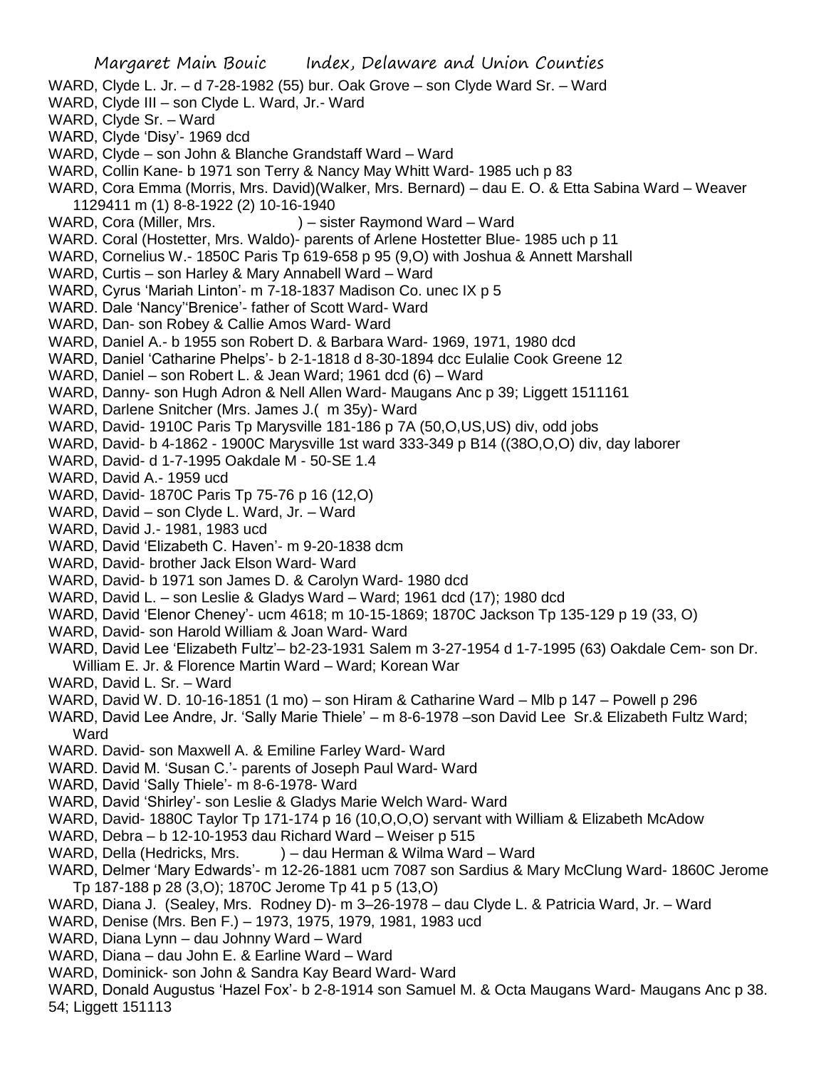WARD, Clyde L. Jr. – d 7-28-1982 (55) bur. Oak Grove – son Clyde Ward Sr. – Ward

WARD, Clyde III – son Clyde L. Ward, Jr.- Ward

WARD, Clyde Sr. – Ward

WARD, Clyde 'Disy'- 1969 dcd

WARD, Clyde – son John & Blanche Grandstaff Ward – Ward

WARD, Collin Kane- b 1971 son Terry & Nancy May Whitt Ward- 1985 uch p 83

WARD, Cora Emma (Morris, Mrs. David)(Walker, Mrs. Bernard) – dau E. O. & Etta Sabina Ward – Weaver 1129411 m (1) 8-8-1922 (2) 10-16-1940

WARD, Cora (Miller, Mrs. ) – sister Raymond Ward – Ward

WARD. Coral (Hostetter, Mrs. Waldo)- parents of Arlene Hostetter Blue- 1985 uch p 11

WARD, Cornelius W.- 1850C Paris Tp 619-658 p 95 (9,O) with Joshua & Annett Marshall

WARD, Curtis – son Harley & Mary Annabell Ward – Ward

WARD, Cyrus 'Mariah Linton'- m 7-18-1837 Madison Co. unec IX p 5

WARD. Dale 'Nancy''Brenice'- father of Scott Ward- Ward

WARD, Dan- son Robey & Callie Amos Ward- Ward

WARD, Daniel A.- b 1955 son Robert D. & Barbara Ward- 1969, 1971, 1980 dcd

WARD, Daniel 'Catharine Phelps'- b 2-1-1818 d 8-30-1894 dcc Eulalie Cook Greene 12

WARD, Daniel – son Robert L. & Jean Ward; 1961 dcd (6) – Ward

WARD, Danny- son Hugh Adron & Nell Allen Ward- Maugans Anc p 39; Liggett 1511161

WARD, Darlene Snitcher (Mrs. James J.( m 35y)- Ward

WARD, David- 1910C Paris Tp Marysville 181-186 p 7A (50,O,US,US) div, odd jobs

WARD, David- b 4-1862 - 1900C Marysville 1st ward 333-349 p B14 ((38O,O,O) div, day laborer

WARD, David- d 1-7-1995 Oakdale M - 50-SE 1.4

WARD, David A.- 1959 ucd

WARD, David- 1870C Paris Tp 75-76 p 16 (12,O)

WARD, David – son Clyde L. Ward, Jr. – Ward

WARD, David J.- 1981, 1983 ucd

WARD, David 'Elizabeth C. Haven'- m 9-20-1838 dcm

WARD, David- brother Jack Elson Ward- Ward

WARD, David- b 1971 son James D. & Carolyn Ward- 1980 dcd

WARD, David L. – son Leslie & Gladys Ward – Ward; 1961 dcd (17); 1980 dcd

WARD, David 'Elenor Cheney'- ucm 4618; m 10-15-1869; 1870C Jackson Tp 135-129 p 19 (33, O)

WARD, David- son Harold William & Joan Ward- Ward

WARD, David Lee 'Elizabeth Fultz'– b2-23-1931 Salem m 3-27-1954 d 1-7-1995 (63) Oakdale Cem- son Dr. William E. Jr. & Florence Martin Ward – Ward; Korean War

WARD, David L. Sr. – Ward

WARD, David W. D. 10-16-1851 (1 mo) – son Hiram & Catharine Ward – Mlb p 147 – Powell p 296

WARD, David Lee Andre, Jr. 'Sally Marie Thiele' – m 8-6-1978 –son David Lee Sr.& Elizabeth Fultz Ward; Ward

WARD. David- son Maxwell A. & Emiline Farley Ward- Ward

WARD. David M. 'Susan C.'- parents of Joseph Paul Ward- Ward

WARD, David 'Sally Thiele'- m 8-6-1978- Ward

WARD, David 'Shirley'- son Leslie & Gladys Marie Welch Ward- Ward

WARD, David- 1880C Taylor Tp 171-174 p 16 (10,O,O,O) servant with William & Elizabeth McAdow

WARD, Debra – b 12-10-1953 dau Richard Ward – Weiser p 515

WARD, Della (Hedricks, Mrs. ) – dau Herman & Wilma Ward – Ward

WARD, Delmer 'Mary Edwards'- m 12-26-1881 ucm 7087 son Sardius & Mary McClung Ward- 1860C Jerome Tp 187-188 p 28 (3,O); 1870C Jerome Tp 41 p 5 (13,O)

WARD, Diana J. (Sealey, Mrs. Rodney D)- m 3–26-1978 – dau Clyde L. & Patricia Ward, Jr. – Ward

WARD, Denise (Mrs. Ben F.) – 1973, 1975, 1979, 1981, 1983 ucd

WARD, Diana Lynn – dau Johnny Ward – Ward

WARD, Diana – dau John E. & Earline Ward – Ward

WARD, Dominick- son John & Sandra Kay Beard Ward- Ward

WARD, Donald Augustus 'Hazel Fox'- b 2-8-1914 son Samuel M. & Octa Maugans Ward- Maugans Anc p 38. 54; Liggett 151113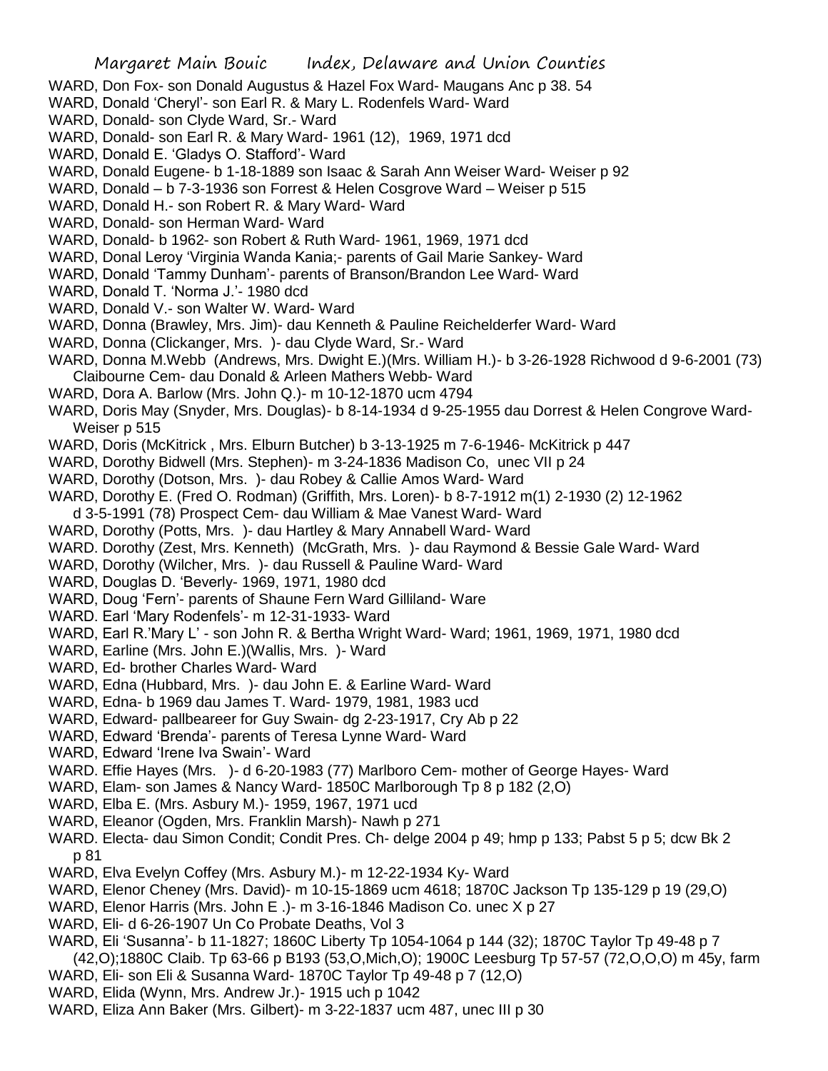WARD, Don Fox- son Donald Augustus & Hazel Fox Ward- Maugans Anc p 38. 54
WARD, Donald 'Cheryl'- son Earl R. & Mary L. Rodenfels Ward- Ward
WARD, Donald- son Clyde Ward, Sr.- Ward
WARD, Donald- son Earl R. & Mary Ward- 1961 (12), 1969, 1971 dcd
WARD, Donald E. 'Gladys O. Stafford'- Ward
WARD, Donald Eugene- b 1-18-1889 son Isaac & Sarah Ann Weiser Ward- Weiser p 92
WARD, Donald – b 7-3-1936 son Forrest & Helen Cosgrove Ward – Weiser p 515
WARD, Donald H.- son Robert R. & Mary Ward- Ward
WARD, Donald- son Herman Ward- Ward
WARD, Donald- b 1962- son Robert & Ruth Ward- 1961, 1969, 1971 dcd
WARD, Donal Leroy 'Virginia Wanda Kania;- parents of Gail Marie Sankey- Ward
WARD, Donald 'Tammy Dunham'- parents of Branson/Brandon Lee Ward- Ward
WARD, Donald T. 'Norma J.'- 1980 dcd
WARD, Donald V.- son Walter W. Ward- Ward
WARD, Donna (Brawley, Mrs. Jim)- dau Kenneth & Pauline Reichelderfer Ward- Ward
WARD, Donna (Clickanger, Mrs. )- dau Clyde Ward, Sr.- Ward
WARD, Donna M.Webb (Andrews, Mrs. Dwight E.)(Mrs. William H.)- b 3-26-1928 Richwood d 9-6-2001 (73) Claibourne Cem- dau Donald & Arleen Mathers Webb- Ward
WARD, Dora A. Barlow (Mrs. John Q.)- m 10-12-1870 ucm 4794
WARD, Doris May (Snyder, Mrs. Douglas)- b 8-14-1934 d 9-25-1955 dau Dorrest & Helen Congrove Ward- Weiser p 515
WARD, Doris (McKitrick , Mrs. Elburn Butcher) b 3-13-1925 m 7-6-1946- McKitrick p 447
WARD, Dorothy Bidwell (Mrs. Stephen)- m 3-24-1836 Madison Co, unec VII p 24
WARD, Dorothy (Dotson, Mrs. )- dau Robey & Callie Amos Ward- Ward
WARD, Dorothy E. (Fred O. Rodman) (Griffith, Mrs. Loren)- b 8-7-1912 m(1) 2-1930 (2) 12-1962 d 3-5-1991 (78) Prospect Cem- dau William & Mae Vanest Ward- Ward
WARD, Dorothy (Potts, Mrs. )- dau Hartley & Mary Annabell Ward- Ward
WARD. Dorothy (Zest, Mrs. Kenneth) (McGrath, Mrs. )- dau Raymond & Bessie Gale Ward- Ward
WARD, Dorothy (Wilcher, Mrs. )- dau Russell & Pauline Ward- Ward
WARD, Douglas D. 'Beverly- 1969, 1971, 1980 dcd
WARD, Doug 'Fern'- parents of Shaune Fern Ward Gilliland- Ware
WARD. Earl 'Mary Rodenfels'- m 12-31-1933- Ward
WARD, Earl R.'Mary L' - son John R. & Bertha Wright Ward- Ward; 1961, 1969, 1971, 1980 dcd
WARD, Earline (Mrs. John E.)(Wallis, Mrs. )- Ward
WARD, Ed- brother Charles Ward- Ward
WARD, Edna (Hubbard, Mrs. )- dau John E. & Earline Ward- Ward
WARD, Edna- b 1969 dau James T. Ward- 1979, 1981, 1983 ucd
WARD, Edward- pallbeareer for Guy Swain- dg 2-23-1917, Cry Ab p 22
WARD, Edward 'Brenda'- parents of Teresa Lynne Ward- Ward
WARD, Edward 'Irene Iva Swain'- Ward
WARD. Effie Hayes (Mrs. )- d 6-20-1983 (77) Marlboro Cem- mother of George Hayes- Ward
WARD, Elam- son James & Nancy Ward- 1850C Marlborough Tp 8 p 182 (2,O)
WARD, Elba E. (Mrs. Asbury M.)- 1959, 1967, 1971 ucd
WARD, Eleanor (Ogden, Mrs. Franklin Marsh)- Nawh p 271
WARD. Electa- dau Simon Condit; Condit Pres. Ch- delge 2004 p 49; hmp p 133; Pabst 5 p 5; dcw Bk 2 p 81
WARD, Elva Evelyn Coffey (Mrs. Asbury M.)- m 12-22-1934 Ky- Ward
WARD, Elenor Cheney (Mrs. David)- m 10-15-1869 ucm 4618; 1870C Jackson Tp 135-129 p 19 (29,O)
WARD, Elenor Harris (Mrs. John E .)- m 3-16-1846 Madison Co. unec X p 27
WARD, Eli- d 6-26-1907 Un Co Probate Deaths, Vol 3
WARD, Eli 'Susanna'- b 11-1827; 1860C Liberty Tp 1054-1064 p 144 (32); 1870C Taylor Tp 49-48 p 7 (42,O);1880C Claib. Tp 63-66 p B193 (53,O,Mich,O); 1900C Leesburg Tp 57-57 (72,O,O,O) m 45y, farm
WARD, Eli- son Eli & Susanna Ward- 1870C Taylor Tp 49-48 p 7 (12,O)
WARD, Elida (Wynn, Mrs. Andrew Jr.)- 1915 uch p 1042
WARD, Eliza Ann Baker (Mrs. Gilbert)- m 3-22-1837 ucm 487, unec III p 30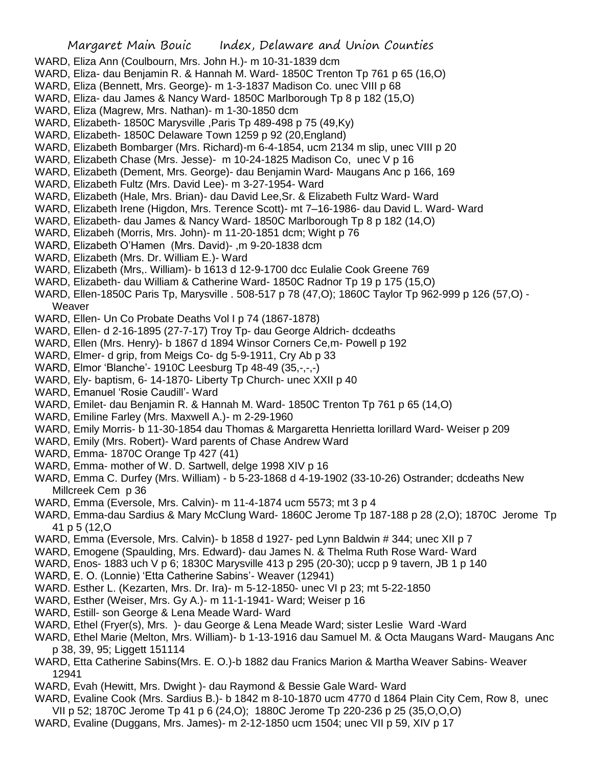WARD, Eliza Ann (Coulbourn, Mrs. John H.)- m 10-31-1839 dcm

WARD, Eliza- dau Benjamin R. & Hannah M. Ward- 1850C Trenton Tp 761 p 65 (16,O)

WARD, Eliza (Bennett, Mrs. George)- m 1-3-1837 Madison Co. unec VIII p 68

WARD, Eliza- dau James & Nancy Ward- 1850C Marlborough Tp 8 p 182 (15,O)

WARD, Eliza (Magrew, Mrs. Nathan)- m 1-30-1850 dcm

WARD, Elizabeth- 1850C Marysville ,Paris Tp 489-498 p 75 (49,Ky)

WARD, Elizabeth- 1850C Delaware Town 1259 p 92 (20,England)

WARD, Elizabeth Bombarger (Mrs. Richard)-m 6-4-1854, ucm 2134 m slip, unec VIII p 20

WARD, Elizabeth Chase (Mrs. Jesse)- m 10-24-1825 Madison Co, unec V p 16

WARD, Elizabeth (Dement, Mrs. George)- dau Benjamin Ward- Maugans Anc p 166, 169

WARD, Elizabeth Fultz (Mrs. David Lee)- m 3-27-1954- Ward

WARD, Elizabeth (Hale, Mrs. Brian)- dau David Lee,Sr. & Elizabeth Fultz Ward- Ward

WARD, Elizabeth Irene (Higdon, Mrs. Terence Scott)- mt 7–16-1986- dau David L. Ward- Ward

WARD, Elizabeth- dau James & Nancy Ward- 1850C Marlborough Tp 8 p 182 (14,O)

WARD, Elizabeh (Morris, Mrs. John)- m 11-20-1851 dcm; Wight p 76

WARD, Elizabeth O'Hamen (Mrs. David)- ,m 9-20-1838 dcm

WARD, Elizabeth (Mrs. Dr. William E.)- Ward

WARD, Elizabeth (Mrs,. William)- b 1613 d 12-9-1700 dcc Eulalie Cook Greene 769

WARD, Elizabeth- dau William & Catherine Ward- 1850C Radnor Tp 19 p 175 (15,O)

WARD, Ellen-1850C Paris Tp, Marysville . 508-517 p 78 (47,O); 1860C Taylor Tp 962-999 p 126 (57,O) - Weaver

WARD, Ellen- Un Co Probate Deaths Vol I p 74 (1867-1878)

WARD, Ellen- d 2-16-1895 (27-7-17) Troy Tp- dau George Aldrich- dcdeaths

WARD, Ellen (Mrs. Henry)- b 1867 d 1894 Winsor Corners Ce,m- Powell p 192

WARD, Elmer- d grip, from Meigs Co- dg 5-9-1911, Cry Ab p 33

WARD, Elmor 'Blanche'- 1910C Leesburg Tp 48-49 (35,-,-,-)

WARD, Ely- baptism, 6- 14-1870- Liberty Tp Church- unec XXII p 40

WARD, Emanuel 'Rosie Caudill'- Ward

WARD, Emilet- dau Benjamin R. & Hannah M. Ward- 1850C Trenton Tp 761 p 65 (14,O)

WARD, Emiline Farley (Mrs. Maxwell A.)- m 2-29-1960

WARD, Emily Morris- b 11-30-1854 dau Thomas & Margaretta Henrietta lorillard Ward- Weiser p 209

WARD, Emily (Mrs. Robert)- Ward parents of Chase Andrew Ward

WARD, Emma- 1870C Orange Tp 427 (41)

WARD, Emma- mother of W. D. Sartwell, delge 1998 XIV p 16

WARD, Emma C. Durfey (Mrs. William) - b 5-23-1868 d 4-19-1902 (33-10-26) Ostrander; dcdeaths New Millcreek Cem p 36

WARD, Emma (Eversole, Mrs. Calvin)- m 11-4-1874 ucm 5573; mt 3 p 4

WARD, Emma-dau Sardius & Mary McClung Ward- 1860C Jerome Tp 187-188 p 28 (2,O); 1870C Jerome Tp 41 p 5 (12,O

WARD, Emma (Eversole, Mrs. Calvin)- b 1858 d 1927- ped Lynn Baldwin # 344; unec XII p 7

WARD, Emogene (Spaulding, Mrs. Edward)- dau James N. & Thelma Ruth Rose Ward- Ward

WARD, Enos- 1883 uch V p 6; 1830C Marysville 413 p 295 (20-30); uccp p 9 tavern, JB 1 p 140

WARD, E. O. (Lonnie) 'Etta Catherine Sabins'- Weaver (12941)

WARD. Esther L. (Kezarten, Mrs. Dr. Ira)- m 5-12-1850- unec VI p 23; mt 5-22-1850

WARD, Esther (Weiser, Mrs. Gy A.)- m 11-1-1941- Ward; Weiser p 16

WARD, Estill- son George & Lena Meade Ward- Ward

WARD, Ethel (Fryer(s), Mrs. )- dau George & Lena Meade Ward; sister Leslie Ward -Ward

WARD, Ethel Marie (Melton, Mrs. William)- b 1-13-1916 dau Samuel M. & Octa Maugans Ward- Maugans Anc p 38, 39, 95; Liggett 151114

WARD, Etta Catherine Sabins(Mrs. E. O.)-b 1882 dau Franics Marion & Martha Weaver Sabins- Weaver 12941

WARD, Evah (Hewitt, Mrs. Dwight )- dau Raymond & Bessie Gale Ward- Ward

WARD, Evaline Cook (Mrs. Sardius B.)- b 1842 m 8-10-1870 ucm 4770 d 1864 Plain City Cem, Row 8, unec VII p 52; 1870C Jerome Tp 41 p 6 (24,O); 1880C Jerome Tp 220-236 p 25 (35,O,O,O)

WARD, Evaline (Duggans, Mrs. James)- m 2-12-1850 ucm 1504; unec VII p 59, XIV p 17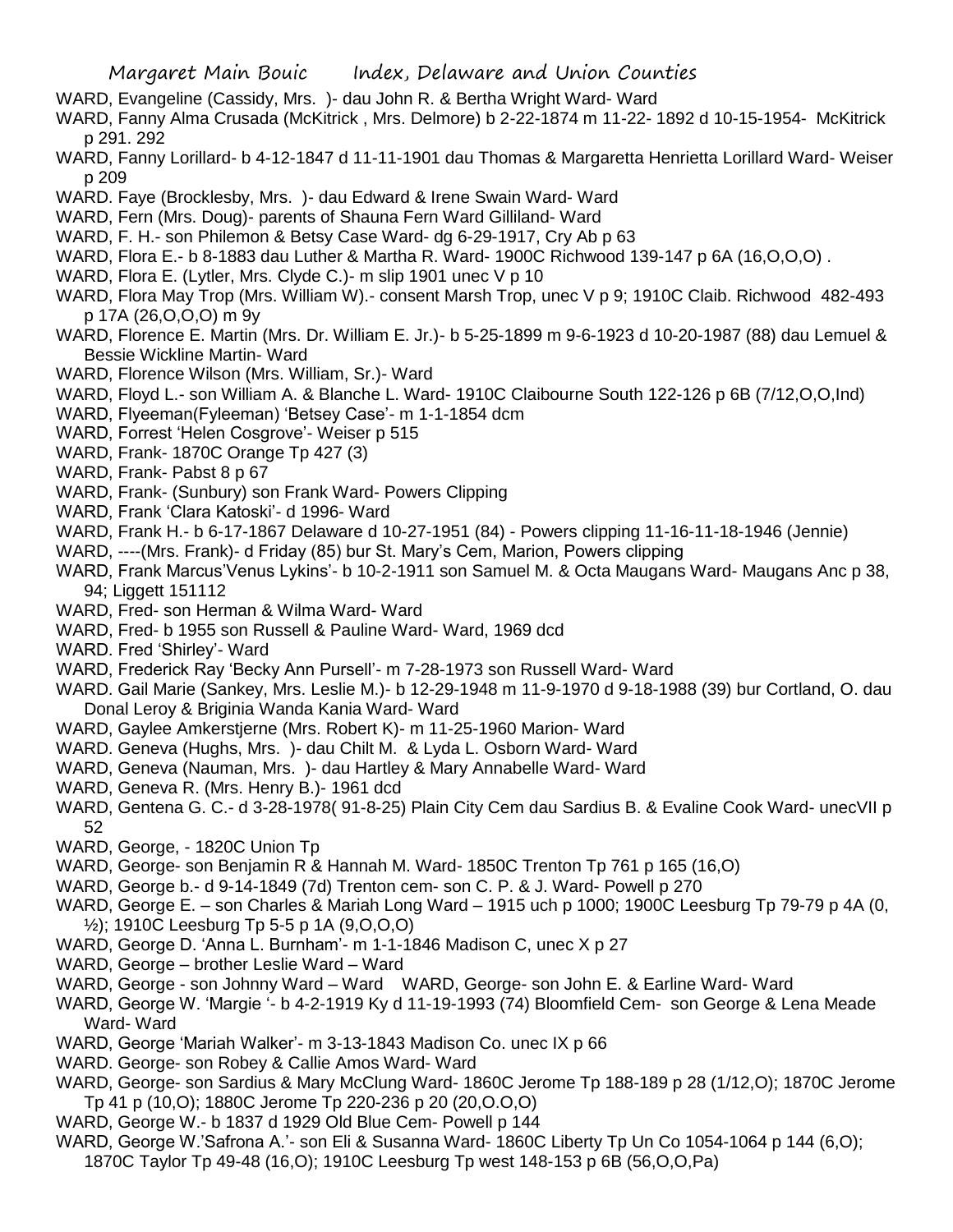WARD, Evangeline (Cassidy, Mrs. )- dau John R. & Bertha Wright Ward- Ward

WARD, Fanny Alma Crusada (McKitrick , Mrs. Delmore) b 2-22-1874 m 11-22- 1892 d 10-15-1954- McKitrick p 291. 292

WARD, Fanny Lorillard- b 4-12-1847 d 11-11-1901 dau Thomas & Margaretta Henrietta Lorillard Ward- Weiser p 209

WARD. Faye (Brocklesby, Mrs. )- dau Edward & Irene Swain Ward- Ward

WARD, Fern (Mrs. Doug)- parents of Shauna Fern Ward Gilliland- Ward

WARD, F. H.- son Philemon & Betsy Case Ward- dg 6-29-1917, Cry Ab p 63

WARD, Flora E.- b 8-1883 dau Luther & Martha R. Ward- 1900C Richwood 139-147 p 6A (16,O,O,O) .

WARD, Flora E. (Lytler, Mrs. Clyde C.)- m slip 1901 unec V p 10

WARD, Flora May Trop (Mrs. William W).- consent Marsh Trop, unec V p 9; 1910C Claib. Richwood 482-493 p 17A (26,O,O,O) m 9y

WARD, Florence E. Martin (Mrs. Dr. William E. Jr.)- b 5-25-1899 m 9-6-1923 d 10-20-1987 (88) dau Lemuel & Bessie Wickline Martin- Ward

WARD, Florence Wilson (Mrs. William, Sr.)- Ward

WARD, Floyd L.- son William A. & Blanche L. Ward- 1910C Claibourne South 122-126 p 6B (7/12,O,O,Ind)

WARD, Flyeeman(Fyleeman) 'Betsey Case'- m 1-1-1854 dcm

WARD, Forrest 'Helen Cosgrove'- Weiser p 515

WARD, Frank- 1870C Orange Tp 427 (3)

WARD, Frank- Pabst 8 p 67

WARD, Frank- (Sunbury) son Frank Ward- Powers Clipping

WARD, Frank 'Clara Katoski'- d 1996- Ward

WARD, Frank H.- b 6-17-1867 Delaware d 10-27-1951 (84) - Powers clipping 11-16-11-18-1946 (Jennie)

WARD, ----(Mrs. Frank)- d Friday (85) bur St. Mary's Cem, Marion, Powers clipping

WARD, Frank Marcus'Venus Lykins'- b 10-2-1911 son Samuel M. & Octa Maugans Ward- Maugans Anc p 38, 94; Liggett 151112

WARD, Fred- son Herman & Wilma Ward- Ward

WARD, Fred- b 1955 son Russell & Pauline Ward- Ward, 1969 dcd

WARD. Fred 'Shirley'- Ward

WARD, Frederick Ray 'Becky Ann Pursell'- m 7-28-1973 son Russell Ward- Ward

WARD. Gail Marie (Sankey, Mrs. Leslie M.)- b 12-29-1948 m 11-9-1970 d 9-18-1988 (39) bur Cortland, O. dau Donal Leroy & Briginia Wanda Kania Ward- Ward

WARD, Gaylee Amkerstjerne (Mrs. Robert K)- m 11-25-1960 Marion- Ward

WARD. Geneva (Hughs, Mrs. )- dau Chilt M. & Lyda L. Osborn Ward- Ward

WARD, Geneva (Nauman, Mrs. )- dau Hartley & Mary Annabelle Ward- Ward

WARD, Geneva R. (Mrs. Henry B.)- 1961 dcd

WARD, Gentena G. C.- d 3-28-1978( 91-8-25) Plain City Cem dau Sardius B. & Evaline Cook Ward- unecVII p 52

WARD, George, - 1820C Union Tp

WARD, George- son Benjamin R & Hannah M. Ward- 1850C Trenton Tp 761 p 165 (16,O)

WARD, George b.- d 9-14-1849 (7d) Trenton cem- son C. P. & J. Ward- Powell p 270

WARD, George E. – son Charles & Mariah Long Ward – 1915 uch p 1000; 1900C Leesburg Tp 79-79 p 4A (0, ½); 1910C Leesburg Tp 5-5 p 1A (9,O,O,O)

WARD, George D. 'Anna L. Burnham'- m 1-1-1846 Madison C, unec X p 27

WARD, George – brother Leslie Ward – Ward

WARD, George - son Johnny Ward – Ward WARD, George- son John E. & Earline Ward- Ward

WARD, George W. 'Margie '- b 4-2-1919 Ky d 11-19-1993 (74) Bloomfield Cem- son George & Lena Meade Ward- Ward

WARD, George 'Mariah Walker'- m 3-13-1843 Madison Co. unec IX p 66

WARD. George- son Robey & Callie Amos Ward- Ward

WARD, George- son Sardius & Mary McClung Ward- 1860C Jerome Tp 188-189 p 28 (1/12,O); 1870C Jerome Tp 41 p (10,O); 1880C Jerome Tp 220-236 p 20 (20,O.O,O)

WARD, George W.- b 1837 d 1929 Old Blue Cem- Powell p 144

WARD, George W.'Safrona A.'- son Eli & Susanna Ward- 1860C Liberty Tp Un Co 1054-1064 p 144 (6,O); 1870C Taylor Tp 49-48 (16,O); 1910C Leesburg Tp west 148-153 p 6B (56,O,O,Pa)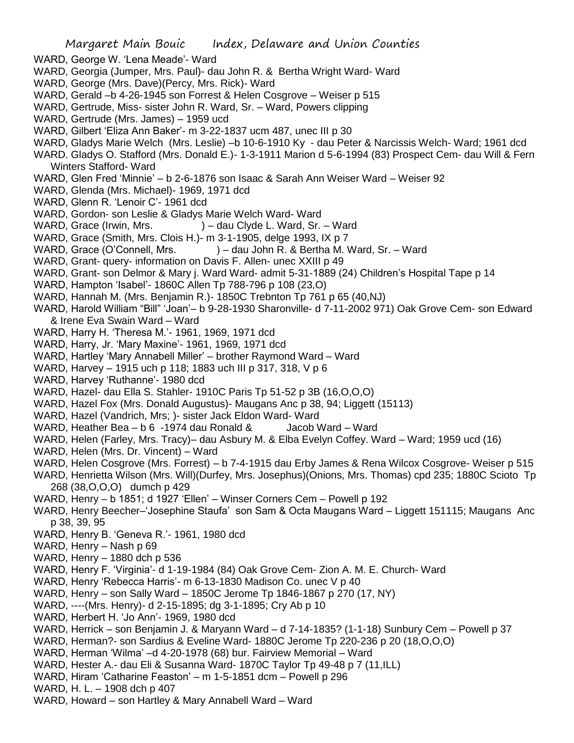WARD, George W. 'Lena Meade'- Ward

WARD, Georgia (Jumper, Mrs. Paul)- dau John R. & Bertha Wright Ward- Ward

WARD, George (Mrs. Dave)(Percy, Mrs. Rick)- Ward

WARD, Gerald –b 4-26-1945 son Forrest & Helen Cosgrove – Weiser p 515

WARD, Gertrude, Miss- sister John R. Ward, Sr. – Ward, Powers clipping

WARD, Gertrude (Mrs. James) – 1959 ucd

WARD, Gilbert 'Eliza Ann Baker'- m 3-22-1837 ucm 487, unec III p 30

WARD, Gladys Marie Welch (Mrs. Leslie) –b 10-6-1910 Ky - dau Peter & Narcissis Welch- Ward; 1961 dcd

WARD. Gladys O. Stafford (Mrs. Donald E.)- 1-3-1911 Marion d 5-6-1994 (83) Prospect Cem- dau Will & Fern Winters Stafford- Ward

WARD, Glen Fred 'Minnie' – b 2-6-1876 son Isaac & Sarah Ann Weiser Ward – Weiser 92

WARD, Glenda (Mrs. Michael)- 1969, 1971 dcd

WARD, Glenn R. 'Lenoir C'- 1961 dcd

WARD, Gordon- son Leslie & Gladys Marie Welch Ward- Ward

WARD, Grace (Irwin, Mrs. ) – dau Clyde L. Ward, Sr. – Ward

WARD, Grace (Smith, Mrs. Clois H.)- m 3-1-1905, delge 1993, IX p 7

WARD, Grace (O'Connell, Mrs. ) – dau John R. & Bertha M. Ward, Sr. – Ward

WARD, Grant- query- information on Davis F. Allen- unec XXIII p 49

WARD, Grant- son Delmor & Mary j. Ward Ward- admit 5-31-1889 (24) Children's Hospital Tape p 14

WARD, Hampton 'Isabel'- 1860C Allen Tp 788-796 p 108 (23,O)

WARD, Hannah M. (Mrs. Benjamin R.)- 1850C Trebnton Tp 761 p 65 (40,NJ)

WARD, Harold William "Bill" 'Joan'– b 9-28-1930 Sharonville- d 7-11-2002 971) Oak Grove Cem- son Edward & Irene Eva Swain Ward – Ward

WARD, Harry H. 'Theresa M.'- 1961, 1969, 1971 dcd

WARD, Harry, Jr. 'Mary Maxine'- 1961, 1969, 1971 dcd

WARD, Hartley 'Mary Annabell Miller' – brother Raymond Ward – Ward

WARD, Harvey – 1915 uch p 118; 1883 uch III p 317, 318, V p 6

WARD, Harvey 'Ruthanne'- 1980 dcd

WARD, Hazel- dau Ella S. Stahler- 1910C Paris Tp 51-52 p 3B (16,O,O,O)

WARD, Hazel Fox (Mrs. Donald Augustus)- Maugans Anc p 38, 94; Liggett (15113)

WARD, Hazel (Vandrich, Mrs; )- sister Jack Eldon Ward- Ward

WARD, Heather Bea – b 6 -1974 dau Ronald & Jacob Ward – Ward

WARD, Helen (Farley, Mrs. Tracy)– dau Asbury M. & Elba Evelyn Coffey. Ward – Ward; 1959 ucd (16)

WARD, Helen (Mrs. Dr. Vincent) – Ward

WARD, Helen Cosgrove (Mrs. Forrest) – b 7-4-1915 dau Erby James & Rena Wilcox Cosgrove- Weiser p 515

WARD, Henrietta Wilson (Mrs. Will)(Durfey, Mrs. Josephus)(Onions, Mrs. Thomas) cpd 235; 1880C Scioto Tp 268 (38,O,O,O) dumch p 429

WARD, Henry – b 1851; d 1927 'Ellen' – Winser Corners Cem – Powell p 192

WARD, Henry Beecher–'Josephine Staufa' son Sam & Octa Maugans Ward – Liggett 151115; Maugans Anc p 38, 39, 95

WARD, Henry B. 'Geneva R.'- 1961, 1980 dcd

WARD, Henry – Nash p 69

WARD, Henry – 1880 dch p 536

WARD, Henry F. 'Virginia'- d 1-19-1984 (84) Oak Grove Cem- Zion A. M. E. Church- Ward

WARD, Henry 'Rebecca Harris'- m 6-13-1830 Madison Co. unec V p 40

WARD, Henry – son Sally Ward – 1850C Jerome Tp 1846-1867 p 270 (17, NY)

WARD, ----(Mrs. Henry)- d 2-15-1895; dg 3-1-1895; Cry Ab p 10

WARD, Herbert H. 'Jo Ann'- 1969, 1980 dcd

WARD, Herrick – son Benjamin J. & Maryann Ward – d 7-14-1835? (1-1-18) Sunbury Cem – Powell p 37

WARD, Herman?- son Sardius & Eveline Ward- 1880C Jerome Tp 220-236 p 20 (18,O,O,O)

WARD, Herman 'Wilma' –d 4-20-1978 (68) bur. Fairview Memorial – Ward

WARD, Hester A.- dau Eli & Susanna Ward- 1870C Taylor Tp 49-48 p 7 (11,ILL)

WARD, Hiram 'Catharine Feaston' – m 1-5-1851 dcm – Powell p 296

WARD, H. L. – 1908 dch p 407

WARD, Howard – son Hartley & Mary Annabell Ward – Ward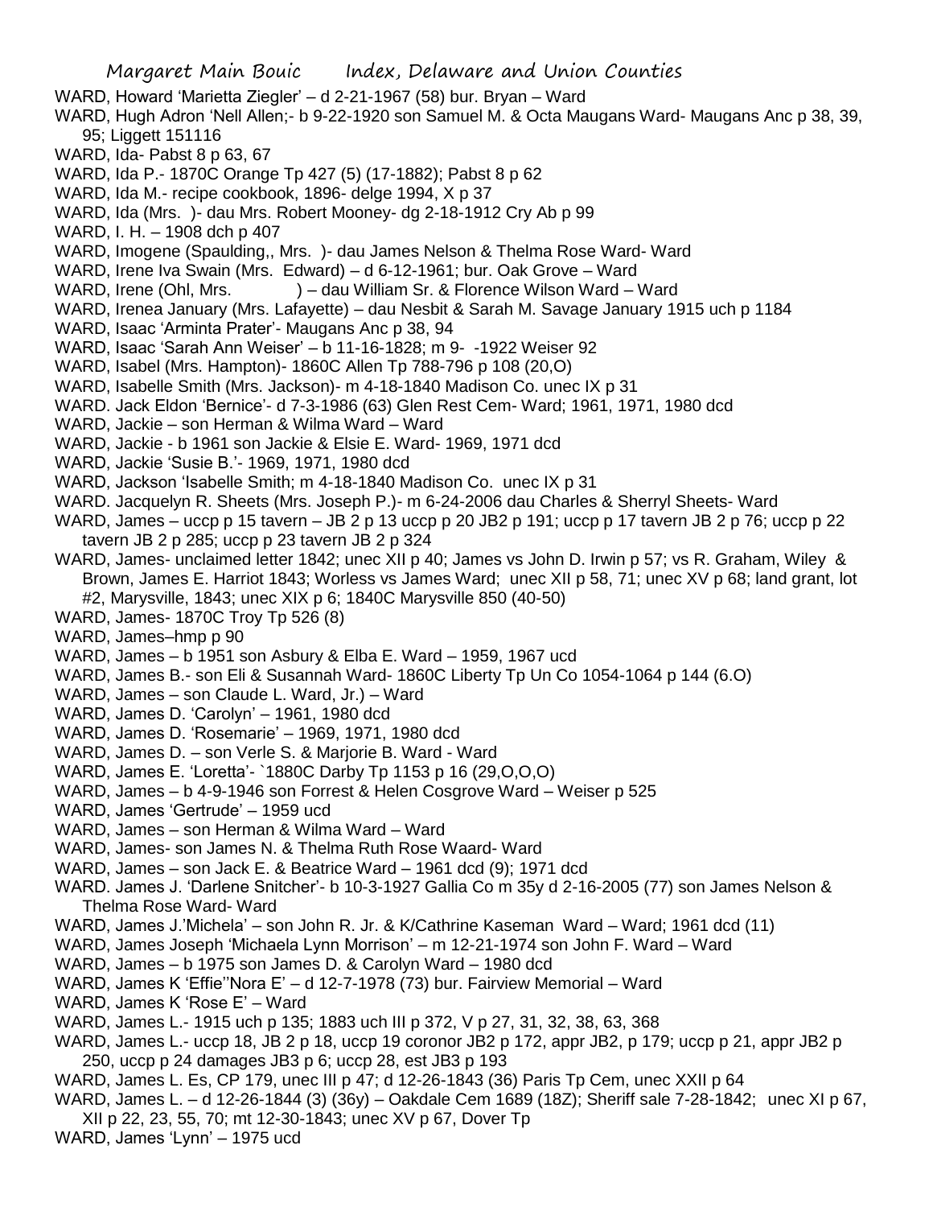WARD, Howard 'Marietta Ziegler' – d 2-21-1967 (58) bur. Bryan – Ward

WARD, Hugh Adron 'Nell Allen;- b 9-22-1920 son Samuel M. & Octa Maugans Ward- Maugans Anc p 38, 39, 95; Liggett 151116

WARD, Ida- Pabst 8 p 63, 67

WARD, Ida P.- 1870C Orange Tp 427 (5) (17-1882); Pabst 8 p 62

WARD, Ida M.- recipe cookbook, 1896- delge 1994, X p 37

WARD, Ida (Mrs. )- dau Mrs. Robert Mooney- dg 2-18-1912 Cry Ab p 99

WARD, I. H. – 1908 dch p 407

WARD, Imogene (Spaulding,, Mrs. )- dau James Nelson & Thelma Rose Ward- Ward

WARD, Irene Iva Swain (Mrs. Edward) – d 6-12-1961; bur. Oak Grove – Ward

WARD, Irene (Ohl, Mrs. ) – dau William Sr. & Florence Wilson Ward – Ward

WARD, Irenea January (Mrs. Lafayette) – dau Nesbit & Sarah M. Savage January 1915 uch p 1184

WARD, Isaac 'Arminta Prater'- Maugans Anc p 38, 94

WARD, Isaac 'Sarah Ann Weiser' – b 11-16-1828; m 9- -1922 Weiser 92

WARD, Isabel (Mrs. Hampton)- 1860C Allen Tp 788-796 p 108 (20,O)

WARD, Isabelle Smith (Mrs. Jackson)- m 4-18-1840 Madison Co. unec IX p 31

WARD. Jack Eldon 'Bernice'- d 7-3-1986 (63) Glen Rest Cem- Ward; 1961, 1971, 1980 dcd

WARD, Jackie – son Herman & Wilma Ward – Ward

WARD, Jackie - b 1961 son Jackie & Elsie E. Ward- 1969, 1971 dcd

WARD, Jackie 'Susie B.'- 1969, 1971, 1980 dcd

WARD, Jackson 'Isabelle Smith; m 4-18-1840 Madison Co. unec IX p 31

WARD. Jacquelyn R. Sheets (Mrs. Joseph P.)- m 6-24-2006 dau Charles & Sherryl Sheets- Ward

WARD, James – uccp p 15 tavern – JB 2 p 13 uccp p 20 JB2 p 191; uccp p 17 tavern JB 2 p 76; uccp p 22 tavern JB 2 p 285; uccp p 23 tavern JB 2 p 324

WARD, James- unclaimed letter 1842; unec XII p 40; James vs John D. Irwin p 57; vs R. Graham, Wiley & Brown, James E. Harriot 1843; Worless vs James Ward; unec XII p 58, 71; unec XV p 68; land grant, lot #2, Marysville, 1843; unec XIX p 6; 1840C Marysville 850 (40-50)

WARD, James- 1870C Troy Tp 526 (8)

WARD, James–hmp p 90

WARD, James – b 1951 son Asbury & Elba E. Ward – 1959, 1967 ucd

WARD, James B.- son Eli & Susannah Ward- 1860C Liberty Tp Un Co 1054-1064 p 144 (6.O)

WARD, James – son Claude L. Ward, Jr.) – Ward

WARD, James D. 'Carolyn' – 1961, 1980 dcd

WARD, James D. 'Rosemarie' – 1969, 1971, 1980 dcd

WARD, James D. – son Verle S. & Marjorie B. Ward - Ward

WARD, James E. 'Loretta'- `1880C Darby Tp 1153 p 16 (29,O,O,O)

WARD, James – b 4-9-1946 son Forrest & Helen Cosgrove Ward – Weiser p 525

WARD, James 'Gertrude' – 1959 ucd

WARD, James – son Herman & Wilma Ward – Ward

WARD, James- son James N. & Thelma Ruth Rose Waard- Ward

WARD, James – son Jack E. & Beatrice Ward – 1961 dcd (9); 1971 dcd

WARD. James J. 'Darlene Snitcher'- b 10-3-1927 Gallia Co m 35y d 2-16-2005 (77) son James Nelson & Thelma Rose Ward- Ward

WARD, James J.'Michela' – son John R. Jr. & K/Cathrine Kaseman Ward – Ward; 1961 dcd (11)

WARD, James Joseph 'Michaela Lynn Morrison' – m 12-21-1974 son John F. Ward – Ward

WARD, James – b 1975 son James D. & Carolyn Ward – 1980 dcd

WARD, James K 'Effie''Nora E' – d 12-7-1978 (73) bur. Fairview Memorial – Ward

WARD, James K 'Rose E' – Ward

WARD, James L.- 1915 uch p 135; 1883 uch III p 372, V p 27, 31, 32, 38, 63, 368

WARD, James L.- uccp 18, JB 2 p 18, uccp 19 coronor JB2 p 172, appr JB2, p 179; uccp p 21, appr JB2 p 250, uccp p 24 damages JB3 p 6; uccp 28, est JB3 p 193

WARD, James L. Es, CP 179, unec III p 47; d 12-26-1843 (36) Paris Tp Cem, unec XXII p 64

WARD, James L. – d 12-26-1844 (3) (36y) – Oakdale Cem 1689 (18Z); Sheriff sale 7-28-1842; unec XI p 67, XII p 22, 23, 55, 70; mt 12-30-1843; unec XV p 67, Dover Tp

WARD, James 'Lynn' – 1975 ucd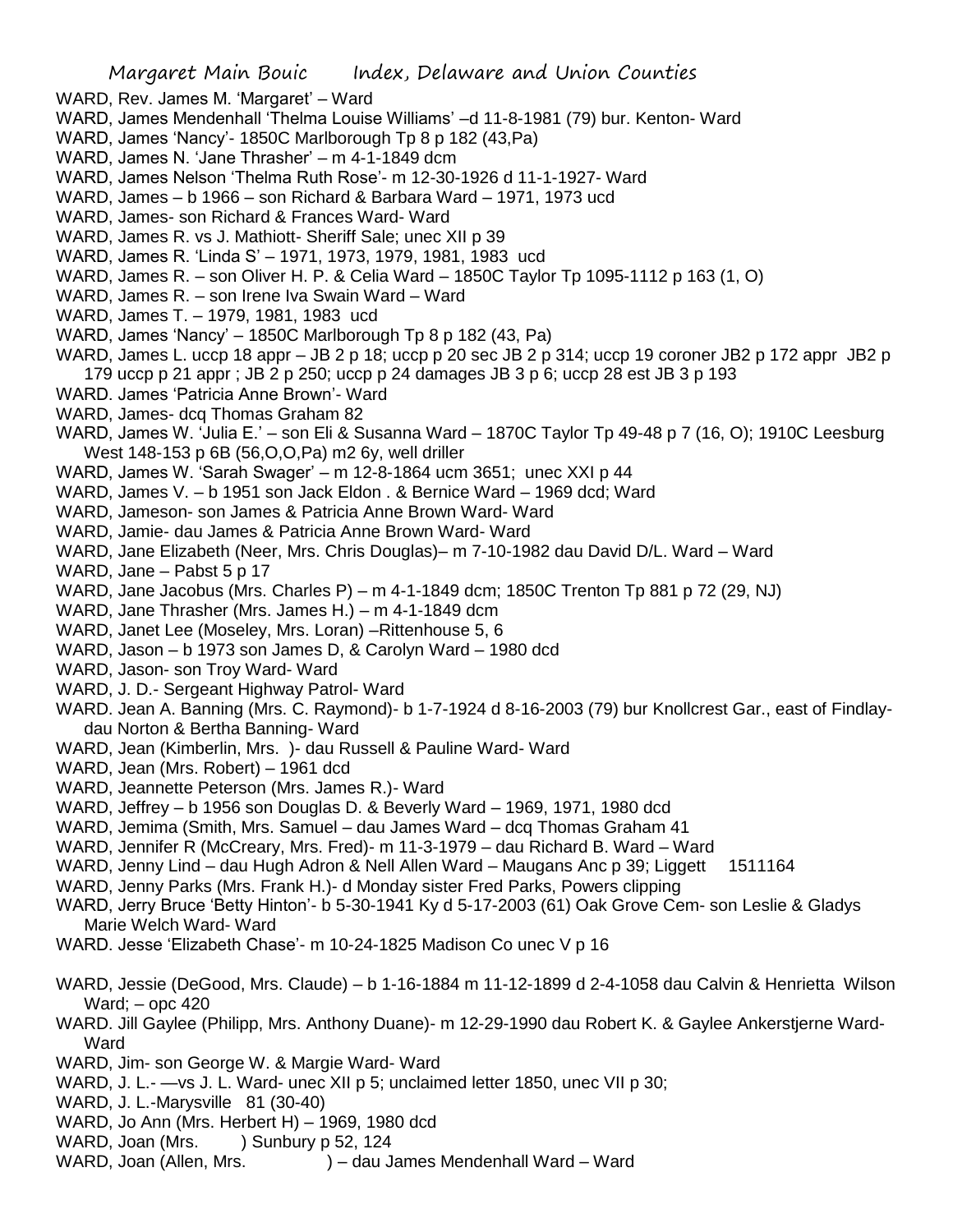WARD, Rev. James M. 'Margaret' – Ward

WARD, James Mendenhall 'Thelma Louise Williams' –d 11-8-1981 (79) bur. Kenton- Ward

WARD, James 'Nancy'- 1850C Marlborough Tp 8 p 182 (43,Pa)

WARD, James N. 'Jane Thrasher' – m 4-1-1849 dcm

WARD, James Nelson 'Thelma Ruth Rose'- m 12-30-1926 d 11-1-1927- Ward

WARD, James – b 1966 – son Richard & Barbara Ward – 1971, 1973 ucd

WARD, James- son Richard & Frances Ward- Ward

WARD, James R. vs J. Mathiott- Sheriff Sale; unec XII p 39

WARD, James R. 'Linda S' – 1971, 1973, 1979, 1981, 1983 ucd

WARD, James R. – son Oliver H. P. & Celia Ward – 1850C Taylor Tp 1095-1112 p 163 (1, O)

WARD, James R. – son Irene Iva Swain Ward – Ward

WARD, James T. – 1979, 1981, 1983 ucd

WARD, James 'Nancy' – 1850C Marlborough Tp 8 p 182 (43, Pa)

WARD, James L. uccp 18 appr – JB 2 p 18; uccp p 20 sec JB 2 p 314; uccp 19 coroner JB2 p 172 appr JB2 p 179 uccp p 21 appr ; JB 2 p 250; uccp p 24 damages JB 3 p 6; uccp 28 est JB 3 p 193

WARD. James 'Patricia Anne Brown'- Ward

WARD, James- dcq Thomas Graham 82

WARD, James W. 'Julia E.' – son Eli & Susanna Ward – 1870C Taylor Tp 49-48 p 7 (16, O); 1910C Leesburg West 148-153 p 6B (56,O,O,Pa) m2 6y, well driller

WARD, James W. 'Sarah Swager' – m 12-8-1864 ucm 3651; unec XXI p 44

WARD, James V. – b 1951 son Jack Eldon . & Bernice Ward – 1969 dcd; Ward

WARD, Jameson- son James & Patricia Anne Brown Ward- Ward

WARD, Jamie- dau James & Patricia Anne Brown Ward- Ward

WARD, Jane Elizabeth (Neer, Mrs. Chris Douglas)– m 7-10-1982 dau David D/L. Ward – Ward

WARD, Jane – Pabst 5 p 17

WARD, Jane Jacobus (Mrs. Charles P) – m 4-1-1849 dcm; 1850C Trenton Tp 881 p 72 (29, NJ)

WARD, Jane Thrasher (Mrs. James H.) – m 4-1-1849 dcm

WARD, Janet Lee (Moseley, Mrs. Loran) –Rittenhouse 5, 6

WARD, Jason – b 1973 son James D, & Carolyn Ward – 1980 dcd

WARD, Jason- son Troy Ward- Ward

WARD, J. D.- Sergeant Highway Patrol- Ward

WARD. Jean A. Banning (Mrs. C. Raymond)- b 1-7-1924 d 8-16-2003 (79) bur Knollcrest Gar., east of Findlay- dau Norton & Bertha Banning- Ward

WARD, Jean (Kimberlin, Mrs. )- dau Russell & Pauline Ward- Ward

WARD, Jean (Mrs. Robert) – 1961 dcd

WARD, Jeannette Peterson (Mrs. James R.)- Ward

WARD, Jeffrey – b 1956 son Douglas D. & Beverly Ward – 1969, 1971, 1980 dcd

WARD, Jemima (Smith, Mrs. Samuel – dau James Ward – dcq Thomas Graham 41

WARD, Jennifer R (McCreary, Mrs. Fred)- m 11-3-1979 – dau Richard B. Ward – Ward

WARD, Jenny Lind – dau Hugh Adron & Nell Allen Ward – Maugans Anc p 39; Liggett 1511164

WARD, Jenny Parks (Mrs. Frank H.)- d Monday sister Fred Parks, Powers clipping

WARD, Jerry Bruce 'Betty Hinton'- b 5-30-1941 Ky d 5-17-2003 (61) Oak Grove Cem- son Leslie & Gladys Marie Welch Ward- Ward

WARD. Jesse 'Elizabeth Chase'- m 10-24-1825 Madison Co unec V p 16

WARD, Jessie (DeGood, Mrs. Claude) – b 1-16-1884 m 11-12-1899 d 2-4-1058 dau Calvin & Henrietta Wilson Ward; – opc 420

WARD. Jill Gaylee (Philipp, Mrs. Anthony Duane)- m 12-29-1990 dau Robert K. & Gaylee Ankerstjerne Ward- Ward

WARD, Jim- son George W. & Margie Ward- Ward

WARD, J. L.- —vs J. L. Ward- unec XII p 5; unclaimed letter 1850, unec VII p 30;

WARD, J. L.-Marysville 81 (30-40)

WARD, Jo Ann (Mrs. Herbert H) – 1969, 1980 dcd

WARD, Joan (Mrs. ) Sunbury p 52, 124

WARD, Joan (Allen, Mrs. ) – dau James Mendenhall Ward – Ward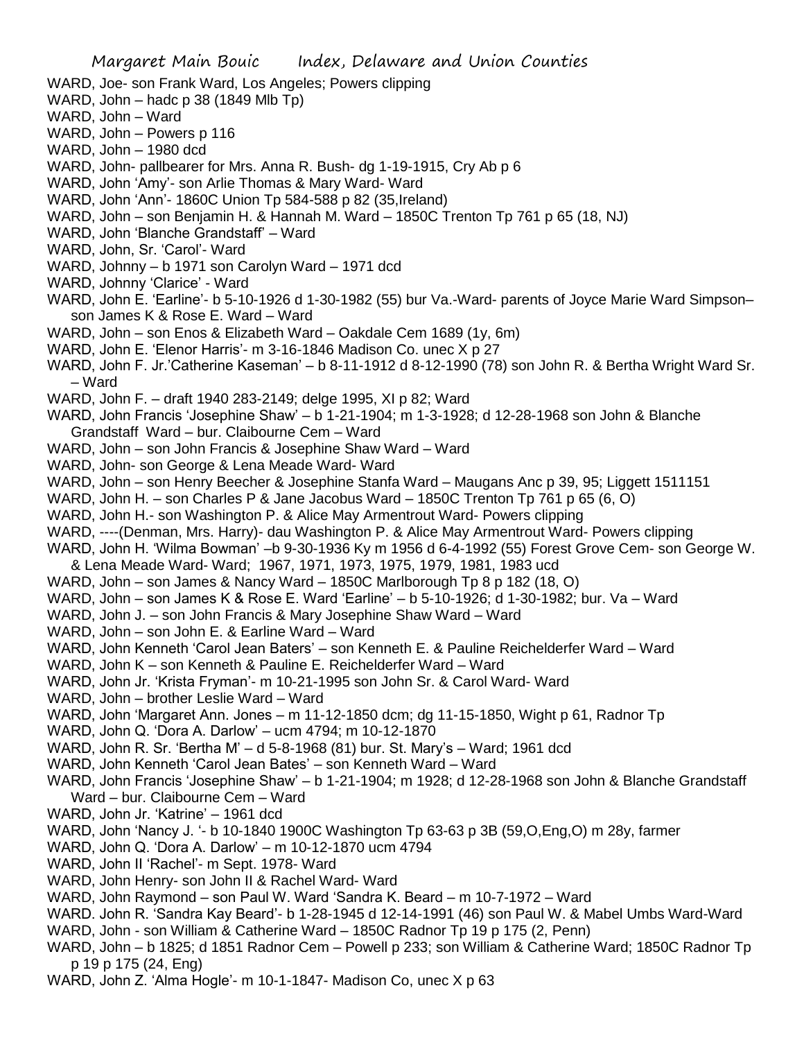WARD, Joe- son Frank Ward, Los Angeles; Powers clipping

WARD, John – hadc p 38 (1849 Mlb Tp)

WARD, John – Ward

WARD, John – Powers p 116

WARD, John – 1980 dcd

WARD, John- pallbearer for Mrs. Anna R. Bush- dg 1-19-1915, Cry Ab p 6

WARD, John 'Amy'- son Arlie Thomas & Mary Ward- Ward

WARD, John 'Ann'- 1860C Union Tp 584-588 p 82 (35,Ireland)

WARD, John – son Benjamin H. & Hannah M. Ward – 1850C Trenton Tp 761 p 65 (18, NJ)

WARD, John 'Blanche Grandstaff' – Ward

WARD, John, Sr. 'Carol'- Ward

WARD, Johnny – b 1971 son Carolyn Ward – 1971 dcd

WARD, Johnny 'Clarice' - Ward

WARD, John E. 'Earline'- b 5-10-1926 d 1-30-1982 (55) bur Va.-Ward- parents of Joyce Marie Ward Simpson– son James K & Rose E. Ward – Ward

WARD, John – son Enos & Elizabeth Ward – Oakdale Cem 1689 (1y, 6m)

WARD, John E. 'Elenor Harris'- m 3-16-1846 Madison Co. unec X p 27

WARD, John F. Jr.'Catherine Kaseman' – b 8-11-1912 d 8-12-1990 (78) son John R. & Bertha Wright Ward Sr. – Ward

WARD, John F. – draft 1940 283-2149; delge 1995, XI p 82; Ward

WARD, John Francis 'Josephine Shaw' – b 1-21-1904; m 1-3-1928; d 12-28-1968 son John & Blanche Grandstaff Ward – bur. Claibourne Cem – Ward

WARD, John – son John Francis & Josephine Shaw Ward – Ward

WARD, John- son George & Lena Meade Ward- Ward

WARD, John – son Henry Beecher & Josephine Stanfa Ward – Maugans Anc p 39, 95; Liggett 1511151

WARD, John H. – son Charles P & Jane Jacobus Ward – 1850C Trenton Tp 761 p 65 (6, O)

WARD, John H.- son Washington P. & Alice May Armentrout Ward- Powers clipping

WARD, ----(Denman, Mrs. Harry)- dau Washington P. & Alice May Armentrout Ward- Powers clipping

WARD, John H. 'Wilma Bowman' –b 9-30-1936 Ky m 1956 d 6-4-1992 (55) Forest Grove Cem- son George W. & Lena Meade Ward- Ward; 1967, 1971, 1973, 1975, 1979, 1981, 1983 ucd

WARD, John – son James & Nancy Ward – 1850C Marlborough Tp 8 p 182 (18, O)

WARD, John – son James K & Rose E. Ward 'Earline' – b 5-10-1926; d 1-30-1982; bur. Va – Ward

WARD, John J. – son John Francis & Mary Josephine Shaw Ward – Ward

WARD, John – son John E. & Earline Ward – Ward

WARD, John Kenneth 'Carol Jean Baters' – son Kenneth E. & Pauline Reichelderfer Ward – Ward

WARD, John K – son Kenneth & Pauline E. Reichelderfer Ward – Ward

WARD, John Jr. 'Krista Fryman'- m 10-21-1995 son John Sr. & Carol Ward- Ward

WARD, John – brother Leslie Ward – Ward

WARD, John 'Margaret Ann. Jones – m 11-12-1850 dcm; dg 11-15-1850, Wight p 61, Radnor Tp

WARD, John Q. 'Dora A. Darlow' – ucm 4794; m 10-12-1870

WARD, John R. Sr. 'Bertha M' – d 5-8-1968 (81) bur. St. Mary's – Ward; 1961 dcd

WARD, John Kenneth 'Carol Jean Bates' – son Kenneth Ward – Ward

WARD, John Francis 'Josephine Shaw' – b 1-21-1904; m 1928; d 12-28-1968 son John & Blanche Grandstaff Ward – bur. Claibourne Cem – Ward

WARD, John Jr. 'Katrine' – 1961 dcd

WARD, John 'Nancy J. '- b 10-1840 1900C Washington Tp 63-63 p 3B (59,O,Eng,O) m 28y, farmer

WARD, John Q. 'Dora A. Darlow' – m 10-12-1870 ucm 4794

WARD, John II 'Rachel'- m Sept. 1978- Ward

WARD, John Henry- son John II & Rachel Ward- Ward

WARD, John Raymond – son Paul W. Ward 'Sandra K. Beard – m 10-7-1972 – Ward

WARD. John R. 'Sandra Kay Beard'- b 1-28-1945 d 12-14-1991 (46) son Paul W. & Mabel Umbs Ward-Ward

WARD, John - son William & Catherine Ward – 1850C Radnor Tp 19 p 175 (2, Penn)

WARD, John – b 1825; d 1851 Radnor Cem – Powell p 233; son William & Catherine Ward; 1850C Radnor Tp p 19 p 175 (24, Eng)

WARD, John Z. 'Alma Hogle'- m 10-1-1847- Madison Co, unec X p 63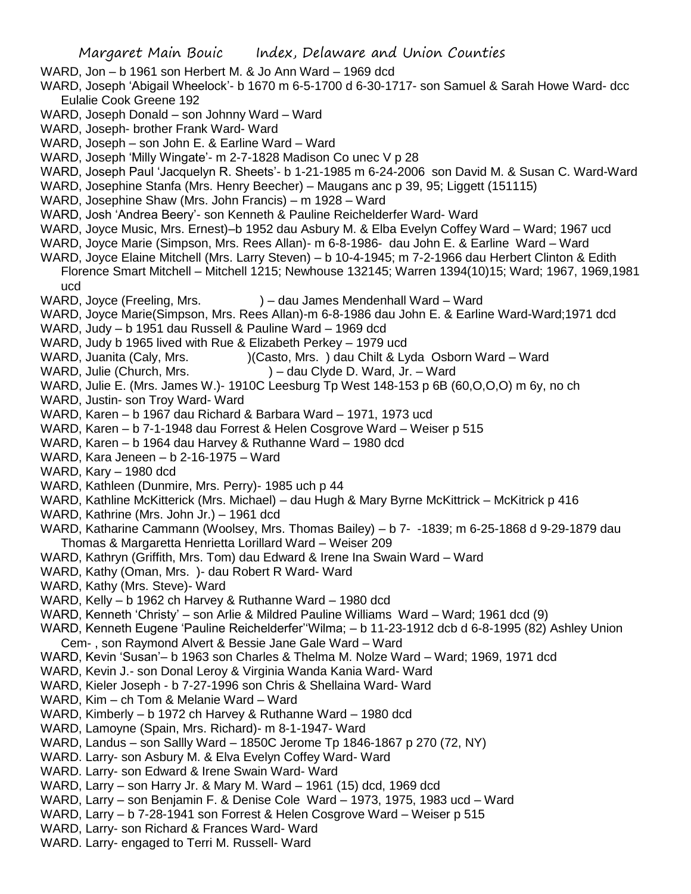WARD, Jon – b 1961 son Herbert M. & Jo Ann Ward – 1969 dcd

WARD, Joseph 'Abigail Wheelock'- b 1670 m 6-5-1700 d 6-30-1717- son Samuel & Sarah Howe Ward- dcc Eulalie Cook Greene 192

WARD, Joseph Donald – son Johnny Ward – Ward

WARD, Joseph- brother Frank Ward- Ward

WARD, Joseph – son John E. & Earline Ward – Ward

WARD, Joseph 'Milly Wingate'- m 2-7-1828 Madison Co unec V p 28

WARD, Joseph Paul 'Jacquelyn R. Sheets'- b 1-21-1985 m 6-24-2006 son David M. & Susan C. Ward-Ward

WARD, Josephine Stanfa (Mrs. Henry Beecher) – Maugans anc p 39, 95; Liggett (151115)

WARD, Josephine Shaw (Mrs. John Francis) – m 1928 – Ward

WARD, Josh 'Andrea Beery'- son Kenneth & Pauline Reichelderfer Ward- Ward

WARD, Joyce Music, Mrs. Ernest)–b 1952 dau Asbury M. & Elba Evelyn Coffey Ward – Ward; 1967 ucd

WARD, Joyce Marie (Simpson, Mrs. Rees Allan)- m 6-8-1986- dau John E. & Earline Ward – Ward

WARD, Joyce Elaine Mitchell (Mrs. Larry Steven) – b 10-4-1945; m 7-2-1966 dau Herbert Clinton & Edith Florence Smart Mitchell – Mitchell 1215; Newhouse 132145; Warren 1394(10)15; Ward; 1967, 1969,1981 ucd

WARD, Joyce (Freeling, Mrs. ) – dau James Mendenhall Ward – Ward

WARD, Joyce Marie(Simpson, Mrs. Rees Allan)-m 6-8-1986 dau John E. & Earline Ward-Ward;1971 dcd

WARD, Judy – b 1951 dau Russell & Pauline Ward – 1969 dcd

WARD, Judy b 1965 lived with Rue & Elizabeth Perkey – 1979 ucd

WARD, Juanita (Caly, Mrs. )(Casto, Mrs. ) dau Chilt & Lyda Osborn Ward – Ward

WARD, Julie (Church, Mrs. ) – dau Clyde D. Ward, Jr. – Ward

WARD, Julie E. (Mrs. James W.)- 1910C Leesburg Tp West 148-153 p 6B (60,O,O,O) m 6y, no ch

WARD, Justin- son Troy Ward- Ward

WARD, Karen – b 1967 dau Richard & Barbara Ward – 1971, 1973 ucd

WARD, Karen – b 7-1-1948 dau Forrest & Helen Cosgrove Ward – Weiser p 515

WARD, Karen – b 1964 dau Harvey & Ruthanne Ward – 1980 dcd

WARD, Kara Jeneen – b 2-16-1975 – Ward

WARD, Kary – 1980 dcd

WARD, Kathleen (Dunmire, Mrs. Perry)- 1985 uch p 44

WARD, Kathline McKitterick (Mrs. Michael) – dau Hugh & Mary Byrne McKittrick – McKitrick p 416

WARD, Kathrine (Mrs. John Jr.) – 1961 dcd

WARD, Katharine Cammann (Woolsey, Mrs. Thomas Bailey) – b 7- -1839; m 6-25-1868 d 9-29-1879 dau Thomas & Margaretta Henrietta Lorillard Ward – Weiser 209

WARD, Kathryn (Griffith, Mrs. Tom) dau Edward & Irene Ina Swain Ward – Ward

WARD, Kathy (Oman, Mrs. )- dau Robert R Ward- Ward

WARD, Kathy (Mrs. Steve)- Ward

WARD, Kelly – b 1962 ch Harvey & Ruthanne Ward – 1980 dcd

WARD, Kenneth 'Christy' – son Arlie & Mildred Pauline Williams Ward – Ward; 1961 dcd (9)

WARD, Kenneth Eugene 'Pauline Reichelderfer''Wilma; – b 11-23-1912 dcb d 6-8-1995 (82) Ashley Union Cem- , son Raymond Alvert & Bessie Jane Gale Ward – Ward

WARD, Kevin 'Susan'– b 1963 son Charles & Thelma M. Nolze Ward – Ward; 1969, 1971 dcd

WARD, Kevin J.- son Donal Leroy & Virginia Wanda Kania Ward- Ward

WARD, Kieler Joseph - b 7-27-1996 son Chris & Shellaina Ward- Ward

WARD, Kim – ch Tom & Melanie Ward – Ward

WARD, Kimberly – b 1972 ch Harvey & Ruthanne Ward – 1980 dcd

WARD, Lamoyne (Spain, Mrs. Richard)- m 8-1-1947- Ward

WARD, Landus – son Sallly Ward – 1850C Jerome Tp 1846-1867 p 270 (72, NY)

WARD. Larry- son Asbury M. & Elva Evelyn Coffey Ward- Ward

WARD. Larry- son Edward & Irene Swain Ward- Ward

WARD, Larry – son Harry Jr. & Mary M. Ward – 1961 (15) dcd, 1969 dcd

WARD, Larry – son Benjamin F. & Denise Cole Ward – 1973, 1975, 1983 ucd – Ward

WARD, Larry – b 7-28-1941 son Forrest & Helen Cosgrove Ward – Weiser p 515

WARD, Larry- son Richard & Frances Ward- Ward

WARD. Larry- engaged to Terri M. Russell- Ward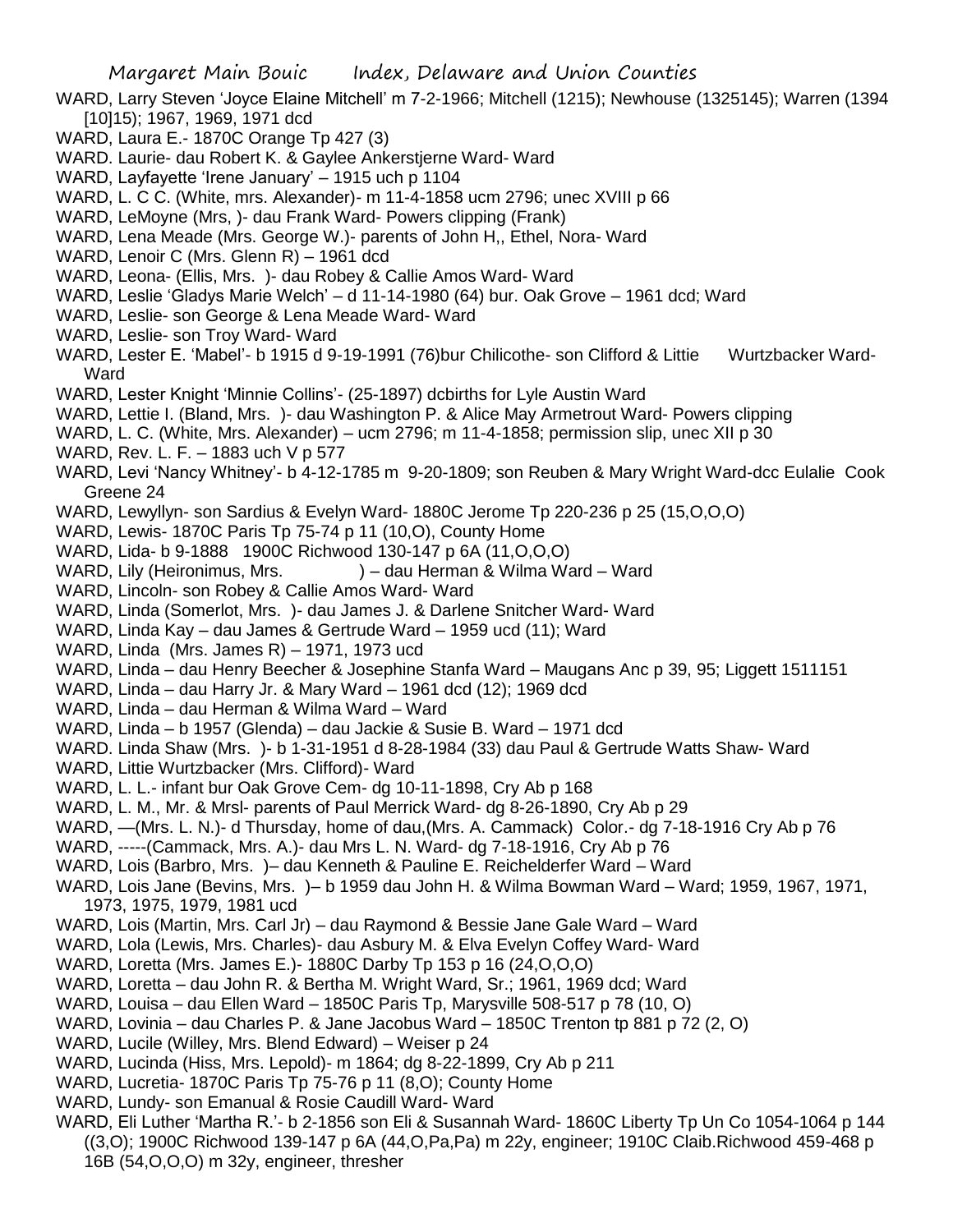WARD, Larry Steven 'Joyce Elaine Mitchell' m 7-2-1966; Mitchell (1215); Newhouse (1325145); Warren (1394 [10]15); 1967, 1969, 1971 dcd

WARD, Laura E.- 1870C Orange Tp 427 (3)

WARD. Laurie- dau Robert K. & Gaylee Ankerstjerne Ward- Ward

WARD, Layfayette 'Irene January' – 1915 uch p 1104

WARD, L. C C. (White, mrs. Alexander)- m 11-4-1858 ucm 2796; unec XVIII p 66

WARD, LeMoyne (Mrs, )- dau Frank Ward- Powers clipping (Frank)

WARD, Lena Meade (Mrs. George W.)- parents of John H,, Ethel, Nora- Ward

WARD, Lenoir C (Mrs. Glenn R) – 1961 dcd

WARD, Leona- (Ellis, Mrs. )- dau Robey & Callie Amos Ward- Ward

WARD, Leslie 'Gladys Marie Welch' – d 11-14-1980 (64) bur. Oak Grove – 1961 dcd; Ward

WARD, Leslie- son George & Lena Meade Ward- Ward

WARD, Leslie- son Troy Ward- Ward

WARD, Lester E. 'Mabel'- b 1915 d 9-19-1991 (76)bur Chilicothe- son Clifford & Littie Wurtzbacker Ward- Ward

WARD, Lester Knight 'Minnie Collins'- (25-1897) dcbirths for Lyle Austin Ward

WARD, Lettie I. (Bland, Mrs. )- dau Washington P. & Alice May Armetrout Ward- Powers clipping

WARD, L. C. (White, Mrs. Alexander) – ucm 2796; m 11-4-1858; permission slip, unec XII p 30

WARD, Rev. L. F. – 1883 uch V p 577

WARD, Levi 'Nancy Whitney'- b 4-12-1785 m 9-20-1809; son Reuben & Mary Wright Ward-dcc Eulalie Cook Greene 24

WARD, Lewyllyn- son Sardius & Evelyn Ward- 1880C Jerome Tp 220-236 p 25 (15,O,O,O)

WARD, Lewis- 1870C Paris Tp 75-74 p 11 (10,O), County Home

WARD, Lida- b 9-1888 1900C Richwood 130-147 p 6A (11,O,O,O)

WARD, Lily (Heironimus, Mrs. ) – dau Herman & Wilma Ward – Ward

WARD, Lincoln- son Robey & Callie Amos Ward- Ward

WARD, Linda (Somerlot, Mrs. )- dau James J. & Darlene Snitcher Ward- Ward

WARD, Linda Kay – dau James & Gertrude Ward – 1959 ucd (11); Ward

WARD, Linda (Mrs. James R) – 1971, 1973 ucd

WARD, Linda – dau Henry Beecher & Josephine Stanfa Ward – Maugans Anc p 39, 95; Liggett 1511151

WARD, Linda – dau Harry Jr. & Mary Ward – 1961 dcd (12); 1969 dcd

WARD, Linda – dau Herman & Wilma Ward – Ward

WARD, Linda – b 1957 (Glenda) – dau Jackie & Susie B. Ward – 1971 dcd

WARD. Linda Shaw (Mrs. )- b 1-31-1951 d 8-28-1984 (33) dau Paul & Gertrude Watts Shaw- Ward

WARD, Littie Wurtzbacker (Mrs. Clifford)- Ward

WARD, L. L.- infant bur Oak Grove Cem- dg 10-11-1898, Cry Ab p 168

WARD, L. M., Mr. & Mrsl- parents of Paul Merrick Ward- dg 8-26-1890, Cry Ab p 29

WARD, —(Mrs. L. N.)- d Thursday, home of dau,(Mrs. A. Cammack) Color.- dg 7-18-1916 Cry Ab p 76

WARD, -----(Cammack, Mrs. A.)- dau Mrs L. N. Ward- dg 7-18-1916, Cry Ab p 76

WARD, Lois (Barbro, Mrs. )– dau Kenneth & Pauline E. Reichelderfer Ward – Ward

WARD, Lois Jane (Bevins, Mrs. )– b 1959 dau John H. & Wilma Bowman Ward – Ward; 1959, 1967, 1971, 1973, 1975, 1979, 1981 ucd

WARD, Lois (Martin, Mrs. Carl Jr) – dau Raymond & Bessie Jane Gale Ward – Ward

WARD, Lola (Lewis, Mrs. Charles)- dau Asbury M. & Elva Evelyn Coffey Ward- Ward

WARD, Loretta (Mrs. James E.)- 1880C Darby Tp 153 p 16 (24,O,O,O)

WARD, Loretta – dau John R. & Bertha M. Wright Ward, Sr.; 1961, 1969 dcd; Ward

WARD, Louisa – dau Ellen Ward – 1850C Paris Tp, Marysville 508-517 p 78 (10, O)

WARD, Lovinia – dau Charles P. & Jane Jacobus Ward – 1850C Trenton tp 881 p 72 (2, O)

WARD, Lucile (Willey, Mrs. Blend Edward) – Weiser p 24

WARD, Lucinda (Hiss, Mrs. Lepold)- m 1864; dg 8-22-1899, Cry Ab p 211

WARD, Lucretia- 1870C Paris Tp 75-76 p 11 (8,O); County Home

WARD, Lundy- son Emanual & Rosie Caudill Ward- Ward

WARD, Eli Luther 'Martha R.'- b 2-1856 son Eli & Susannah Ward- 1860C Liberty Tp Un Co 1054-1064 p 144 ((3,O); 1900C Richwood 139-147 p 6A (44,O,Pa,Pa) m 22y, engineer; 1910C Claib.Richwood 459-468 p 16B (54,O,O,O) m 32y, engineer, thresher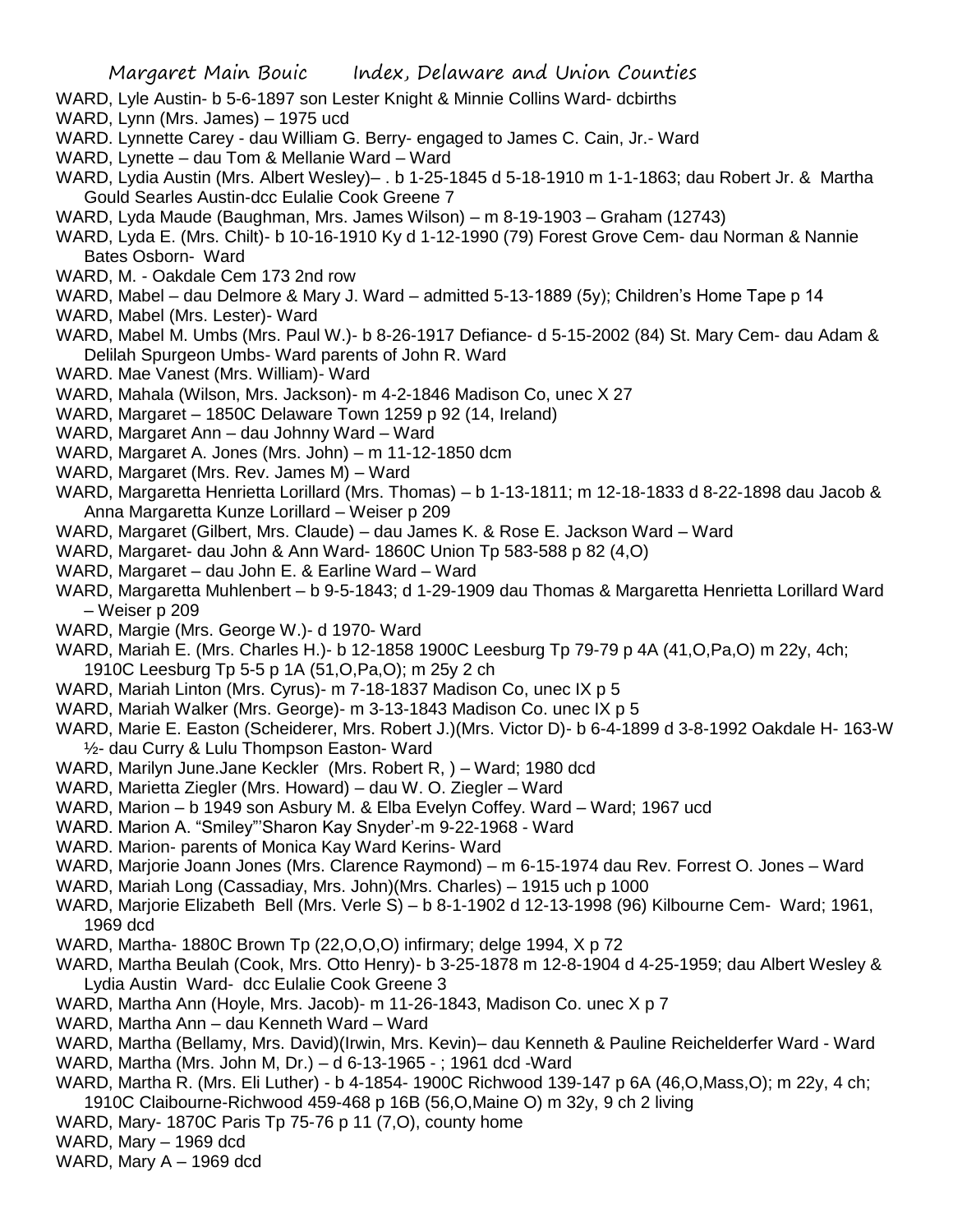WARD, Lyle Austin- b 5-6-1897 son Lester Knight & Minnie Collins Ward- dcbirths

WARD, Lynn (Mrs. James) – 1975 ucd

WARD. Lynnette Carey - dau William G. Berry- engaged to James C. Cain, Jr.- Ward

WARD, Lynette – dau Tom & Mellanie Ward – Ward

WARD, Lydia Austin (Mrs. Albert Wesley)– . b 1-25-1845 d 5-18-1910 m 1-1-1863; dau Robert Jr. & Martha Gould Searles Austin-dcc Eulalie Cook Greene 7

WARD, Lyda Maude (Baughman, Mrs. James Wilson) – m 8-19-1903 – Graham (12743)

WARD, Lyda E. (Mrs. Chilt)- b 10-16-1910 Ky d 1-12-1990 (79) Forest Grove Cem- dau Norman & Nannie Bates Osborn- Ward

WARD, M. - Oakdale Cem 173 2nd row

WARD, Mabel – dau Delmore & Mary J. Ward – admitted 5-13-1889 (5y); Children's Home Tape p 14

WARD, Mabel (Mrs. Lester)- Ward

WARD, Mabel M. Umbs (Mrs. Paul W.)- b 8-26-1917 Defiance- d 5-15-2002 (84) St. Mary Cem- dau Adam & Delilah Spurgeon Umbs- Ward parents of John R. Ward

WARD. Mae Vanest (Mrs. William)- Ward

WARD, Mahala (Wilson, Mrs. Jackson)- m 4-2-1846 Madison Co, unec X 27

WARD, Margaret – 1850C Delaware Town 1259 p 92 (14, Ireland)

WARD, Margaret Ann – dau Johnny Ward – Ward

WARD, Margaret A. Jones (Mrs. John) – m 11-12-1850 dcm

WARD, Margaret (Mrs. Rev. James M) – Ward

WARD, Margaretta Henrietta Lorillard (Mrs. Thomas) – b 1-13-1811; m 12-18-1833 d 8-22-1898 dau Jacob & Anna Margaretta Kunze Lorillard – Weiser p 209

WARD, Margaret (Gilbert, Mrs. Claude) – dau James K. & Rose E. Jackson Ward – Ward

WARD, Margaret- dau John & Ann Ward- 1860C Union Tp 583-588 p 82 (4,O)

WARD, Margaret – dau John E. & Earline Ward – Ward

WARD, Margaretta Muhlenbert – b 9-5-1843; d 1-29-1909 dau Thomas & Margaretta Henrietta Lorillard Ward – Weiser p 209

WARD, Margie (Mrs. George W.)- d 1970- Ward

WARD, Mariah E. (Mrs. Charles H.)- b 12-1858 1900C Leesburg Tp 79-79 p 4A (41,O,Pa,O) m 22y, 4ch; 1910C Leesburg Tp 5-5 p 1A (51,O,Pa,O); m 25y 2 ch

WARD, Mariah Linton (Mrs. Cyrus)- m 7-18-1837 Madison Co, unec IX p 5

WARD, Mariah Walker (Mrs. George)- m 3-13-1843 Madison Co. unec IX p 5

WARD, Marie E. Easton (Scheiderer, Mrs. Robert J.)(Mrs. Victor D)- b 6-4-1899 d 3-8-1992 Oakdale H- 163-W ½- dau Curry & Lulu Thompson Easton- Ward

WARD, Marilyn June.Jane Keckler (Mrs. Robert R, ) – Ward; 1980 dcd

WARD, Marietta Ziegler (Mrs. Howard) – dau W. O. Ziegler – Ward

WARD, Marion – b 1949 son Asbury M. & Elba Evelyn Coffey. Ward – Ward; 1967 ucd

WARD. Marion A. "Smiley"'Sharon Kay Snyder'-m 9-22-1968 - Ward

WARD. Marion- parents of Monica Kay Ward Kerins- Ward

WARD, Marjorie Joann Jones (Mrs. Clarence Raymond) – m 6-15-1974 dau Rev. Forrest O. Jones – Ward

WARD, Mariah Long (Cassadiay, Mrs. John)(Mrs. Charles) – 1915 uch p 1000

WARD, Marjorie Elizabeth Bell (Mrs. Verle S) – b 8-1-1902 d 12-13-1998 (96) Kilbourne Cem- Ward; 1961, 1969 dcd

WARD, Martha- 1880C Brown Tp (22,O,O,O) infirmary; delge 1994, X p 72

WARD, Martha Beulah (Cook, Mrs. Otto Henry)- b 3-25-1878 m 12-8-1904 d 4-25-1959; dau Albert Wesley & Lydia Austin Ward- dcc Eulalie Cook Greene 3

WARD, Martha Ann (Hoyle, Mrs. Jacob)- m 11-26-1843, Madison Co. unec X p 7

WARD, Martha Ann – dau Kenneth Ward – Ward

WARD, Martha (Bellamy, Mrs. David)(Irwin, Mrs. Kevin)– dau Kenneth & Pauline Reichelderfer Ward - Ward

WARD, Martha (Mrs. John M, Dr.) – d 6-13-1965 - ; 1961 dcd -Ward

WARD, Martha R. (Mrs. Eli Luther) - b 4-1854- 1900C Richwood 139-147 p 6A (46,O,Mass,O); m 22y, 4 ch; 1910C Claibourne-Richwood 459-468 p 16B (56,O,Maine O) m 32y, 9 ch 2 living

WARD, Mary- 1870C Paris Tp 75-76 p 11 (7,O), county home

WARD, Mary – 1969 dcd

WARD, Mary A – 1969 dcd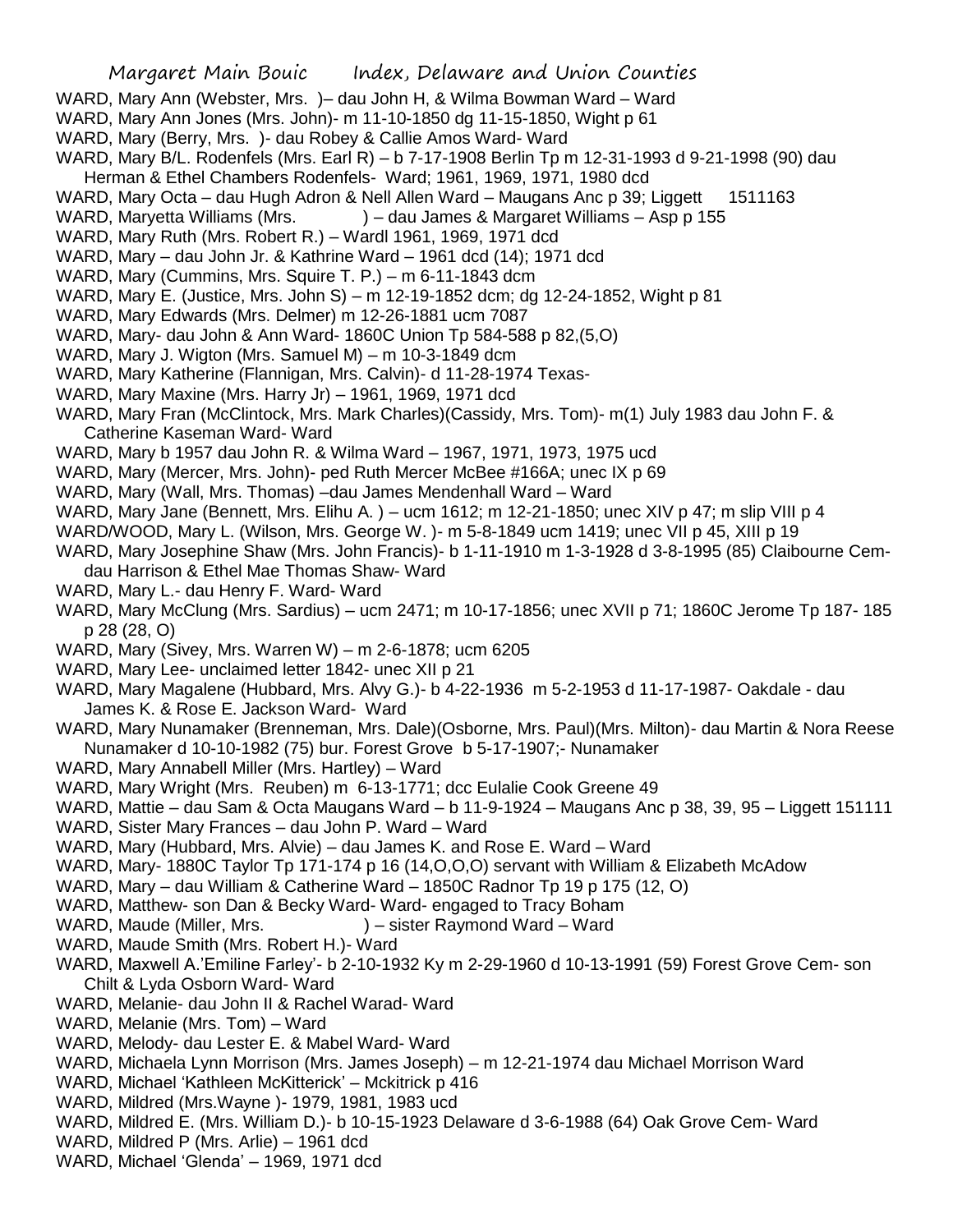WARD, Mary Ann (Webster, Mrs. )– dau John H, & Wilma Bowman Ward – Ward

WARD, Mary Ann Jones (Mrs. John)- m 11-10-1850 dg 11-15-1850, Wight p 61

WARD, Mary (Berry, Mrs. )- dau Robey & Callie Amos Ward- Ward

WARD, Mary B/L. Rodenfels (Mrs. Earl R) – b 7-17-1908 Berlin Tp m 12-31-1993 d 9-21-1998 (90) dau Herman & Ethel Chambers Rodenfels- Ward; 1961, 1969, 1971, 1980 dcd

WARD, Mary Octa – dau Hugh Adron & Nell Allen Ward – Maugans Anc p 39; Liggett 1511163

WARD, Maryetta Williams (Mrs. ) – dau James & Margaret Williams – Asp p 155

WARD, Mary Ruth (Mrs. Robert R.) – Wardl 1961, 1969, 1971 dcd

WARD, Mary – dau John Jr. & Kathrine Ward – 1961 dcd (14); 1971 dcd

WARD, Mary (Cummins, Mrs. Squire T. P.) – m 6-11-1843 dcm

WARD, Mary E. (Justice, Mrs. John S) – m 12-19-1852 dcm; dg 12-24-1852, Wight p 81

WARD, Mary Edwards (Mrs. Delmer) m 12-26-1881 ucm 7087

WARD, Mary- dau John & Ann Ward- 1860C Union Tp 584-588 p 82,(5,O)

WARD, Mary J. Wigton (Mrs. Samuel M) – m 10-3-1849 dcm

WARD, Mary Katherine (Flannigan, Mrs. Calvin)- d 11-28-1974 Texas-

WARD, Mary Maxine (Mrs. Harry Jr) – 1961, 1969, 1971 dcd

WARD, Mary Fran (McClintock, Mrs. Mark Charles)(Cassidy, Mrs. Tom)- m(1) July 1983 dau John F. & Catherine Kaseman Ward- Ward

WARD, Mary b 1957 dau John R. & Wilma Ward – 1967, 1971, 1973, 1975 ucd

WARD, Mary (Mercer, Mrs. John)- ped Ruth Mercer McBee #166A; unec IX p 69

WARD, Mary (Wall, Mrs. Thomas) –dau James Mendenhall Ward – Ward

WARD, Mary Jane (Bennett, Mrs. Elihu A. ) – ucm 1612; m 12-21-1850; unec XIV p 47; m slip VIII p 4

WARD/WOOD, Mary L. (Wilson, Mrs. George W. )- m 5-8-1849 ucm 1419; unec VII p 45, XIII p 19

WARD, Mary Josephine Shaw (Mrs. John Francis)- b 1-11-1910 m 1-3-1928 d 3-8-1995 (85) Claibourne Cem- dau Harrison & Ethel Mae Thomas Shaw- Ward

WARD, Mary L.- dau Henry F. Ward- Ward

WARD, Mary McClung (Mrs. Sardius) – ucm 2471; m 10-17-1856; unec XVII p 71; 1860C Jerome Tp 187- 185 p 28 (28, O)

WARD, Mary (Sivey, Mrs. Warren W) – m 2-6-1878; ucm 6205

WARD, Mary Lee- unclaimed letter 1842- unec XII p 21

WARD, Mary Magalene (Hubbard, Mrs. Alvy G.)- b 4-22-1936 m 5-2-1953 d 11-17-1987- Oakdale - dau James K. & Rose E. Jackson Ward- Ward

WARD, Mary Nunamaker (Brenneman, Mrs. Dale)(Osborne, Mrs. Paul)(Mrs. Milton)- dau Martin & Nora Reese Nunamaker d 10-10-1982 (75) bur. Forest Grove b 5-17-1907;- Nunamaker

WARD, Mary Annabell Miller (Mrs. Hartley) – Ward

WARD, Mary Wright (Mrs. Reuben) m 6-13-1771; dcc Eulalie Cook Greene 49

WARD, Mattie – dau Sam & Octa Maugans Ward – b 11-9-1924 – Maugans Anc p 38, 39, 95 – Liggett 151111

WARD, Sister Mary Frances – dau John P. Ward – Ward

WARD, Mary (Hubbard, Mrs. Alvie) – dau James K. and Rose E. Ward – Ward

WARD, Mary- 1880C Taylor Tp 171-174 p 16 (14,O,O,O) servant with William & Elizabeth McAdow

WARD, Mary – dau William & Catherine Ward – 1850C Radnor Tp 19 p 175 (12, O)

WARD, Matthew- son Dan & Becky Ward- Ward- engaged to Tracy Boham

WARD, Maude (Miller, Mrs. ) – sister Raymond Ward – Ward

WARD, Maude Smith (Mrs. Robert H.)- Ward

WARD, Maxwell A.'Emiline Farley'- b 2-10-1932 Ky m 2-29-1960 d 10-13-1991 (59) Forest Grove Cem- son Chilt & Lyda Osborn Ward- Ward

WARD, Melanie- dau John II & Rachel Warad- Ward

WARD, Melanie (Mrs. Tom) – Ward

WARD, Melody- dau Lester E. & Mabel Ward- Ward

WARD, Michaela Lynn Morrison (Mrs. James Joseph) – m 12-21-1974 dau Michael Morrison Ward

WARD, Michael 'Kathleen McKitterick' – Mckitrick p 416

WARD, Mildred (Mrs.Wayne )- 1979, 1981, 1983 ucd

WARD, Mildred E. (Mrs. William D.)- b 10-15-1923 Delaware d 3-6-1988 (64) Oak Grove Cem- Ward

WARD, Mildred P (Mrs. Arlie) – 1961 dcd

WARD, Michael 'Glenda' – 1969, 1971 dcd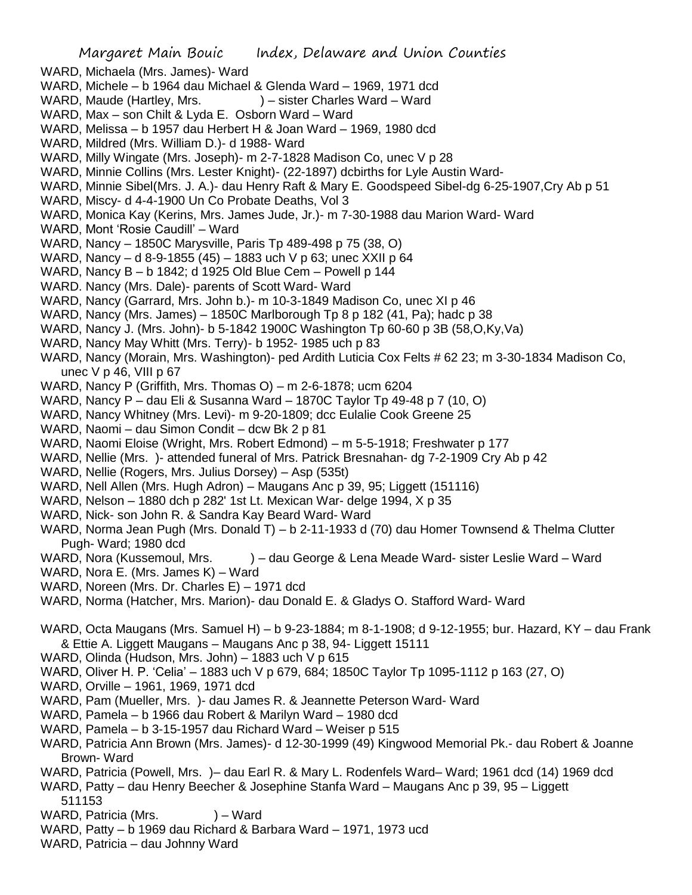WARD, Michaela (Mrs. James)- Ward

WARD, Michele – b 1964 dau Michael & Glenda Ward – 1969, 1971 dcd

WARD, Maude (Hartley, Mrs. ) – sister Charles Ward – Ward

WARD, Max – son Chilt & Lyda E. Osborn Ward – Ward

WARD, Melissa – b 1957 dau Herbert H & Joan Ward – 1969, 1980 dcd

WARD, Mildred (Mrs. William D.)- d 1988- Ward

WARD, Milly Wingate (Mrs. Joseph)- m 2-7-1828 Madison Co, unec V p 28

WARD, Minnie Collins (Mrs. Lester Knight)- (22-1897) dcbirths for Lyle Austin Ward-

WARD, Minnie Sibel(Mrs. J. A.)- dau Henry Raft & Mary E. Goodspeed Sibel-dg 6-25-1907,Cry Ab p 51

WARD, Miscy- d 4-4-1900 Un Co Probate Deaths, Vol 3

WARD, Monica Kay (Kerins, Mrs. James Jude, Jr.)- m 7-30-1988 dau Marion Ward- Ward

WARD, Mont 'Rosie Caudill' – Ward

WARD, Nancy – 1850C Marysville, Paris Tp 489-498 p 75 (38, O)

WARD, Nancy – d 8-9-1855 (45) – 1883 uch V p 63; unec XXII p 64

WARD, Nancy B – b 1842; d 1925 Old Blue Cem – Powell p 144

WARD. Nancy (Mrs. Dale)- parents of Scott Ward- Ward

WARD, Nancy (Garrard, Mrs. John b.)- m 10-3-1849 Madison Co, unec XI p 46

WARD, Nancy (Mrs. James) – 1850C Marlborough Tp 8 p 182 (41, Pa); hadc p 38

WARD, Nancy J. (Mrs. John)- b 5-1842 1900C Washington Tp 60-60 p 3B (58,O,Ky,Va)

WARD, Nancy May Whitt (Mrs. Terry)- b 1952- 1985 uch p 83

WARD, Nancy (Morain, Mrs. Washington)- ped Ardith Luticia Cox Felts # 62 23; m 3-30-1834 Madison Co, unec V p 46, VIII p 67

WARD, Nancy P (Griffith, Mrs. Thomas O) – m 2-6-1878; ucm 6204

WARD, Nancy P – dau Eli & Susanna Ward – 1870C Taylor Tp 49-48 p 7 (10, O)

WARD, Nancy Whitney (Mrs. Levi)- m 9-20-1809; dcc Eulalie Cook Greene 25

WARD, Naomi – dau Simon Condit – dcw Bk 2 p 81

WARD, Naomi Eloise (Wright, Mrs. Robert Edmond) – m 5-5-1918; Freshwater p 177

WARD, Nellie (Mrs. )- attended funeral of Mrs. Patrick Bresnahan- dg 7-2-1909 Cry Ab p 42

WARD, Nellie (Rogers, Mrs. Julius Dorsey) – Asp (535t)

WARD, Nell Allen (Mrs. Hugh Adron) – Maugans Anc p 39, 95; Liggett (151116)

WARD, Nelson – 1880 dch p 282' 1st Lt. Mexican War- delge 1994, X p 35

WARD, Nick- son John R. & Sandra Kay Beard Ward- Ward

WARD, Norma Jean Pugh (Mrs. Donald T) – b 2-11-1933 d (70) dau Homer Townsend & Thelma Clutter Pugh- Ward; 1980 dcd

WARD, Nora (Kussemoul, Mrs. ) – dau George & Lena Meade Ward- sister Leslie Ward – Ward

WARD, Nora E. (Mrs. James K) – Ward

WARD, Noreen (Mrs. Dr. Charles E) – 1971 dcd

WARD, Norma (Hatcher, Mrs. Marion)- dau Donald E. & Gladys O. Stafford Ward- Ward

WARD, Octa Maugans (Mrs. Samuel H) – b 9-23-1884; m 8-1-1908; d 9-12-1955; bur. Hazard, KY – dau Frank & Ettie A. Liggett Maugans – Maugans Anc p 38, 94- Liggett 15111

WARD, Olinda (Hudson, Mrs. John) – 1883 uch V p 615

WARD, Oliver H. P. 'Celia' – 1883 uch V p 679, 684; 1850C Taylor Tp 1095-1112 p 163 (27, O)

WARD, Orville – 1961, 1969, 1971 dcd

WARD, Pam (Mueller, Mrs. )- dau James R. & Jeannette Peterson Ward- Ward

WARD, Pamela – b 1966 dau Robert & Marilyn Ward – 1980 dcd

WARD, Pamela – b 3-15-1957 dau Richard Ward – Weiser p 515

WARD, Patricia Ann Brown (Mrs. James)- d 12-30-1999 (49) Kingwood Memorial Pk.- dau Robert & Joanne Brown- Ward

WARD, Patricia (Powell, Mrs. )– dau Earl R. & Mary L. Rodenfels Ward– Ward; 1961 dcd (14) 1969 dcd

WARD, Patty – dau Henry Beecher & Josephine Stanfa Ward – Maugans Anc p 39, 95 – Liggett 511153

WARD, Patricia (Mrs. ) – Ward

WARD, Patty – b 1969 dau Richard & Barbara Ward – 1971, 1973 ucd

WARD, Patricia – dau Johnny Ward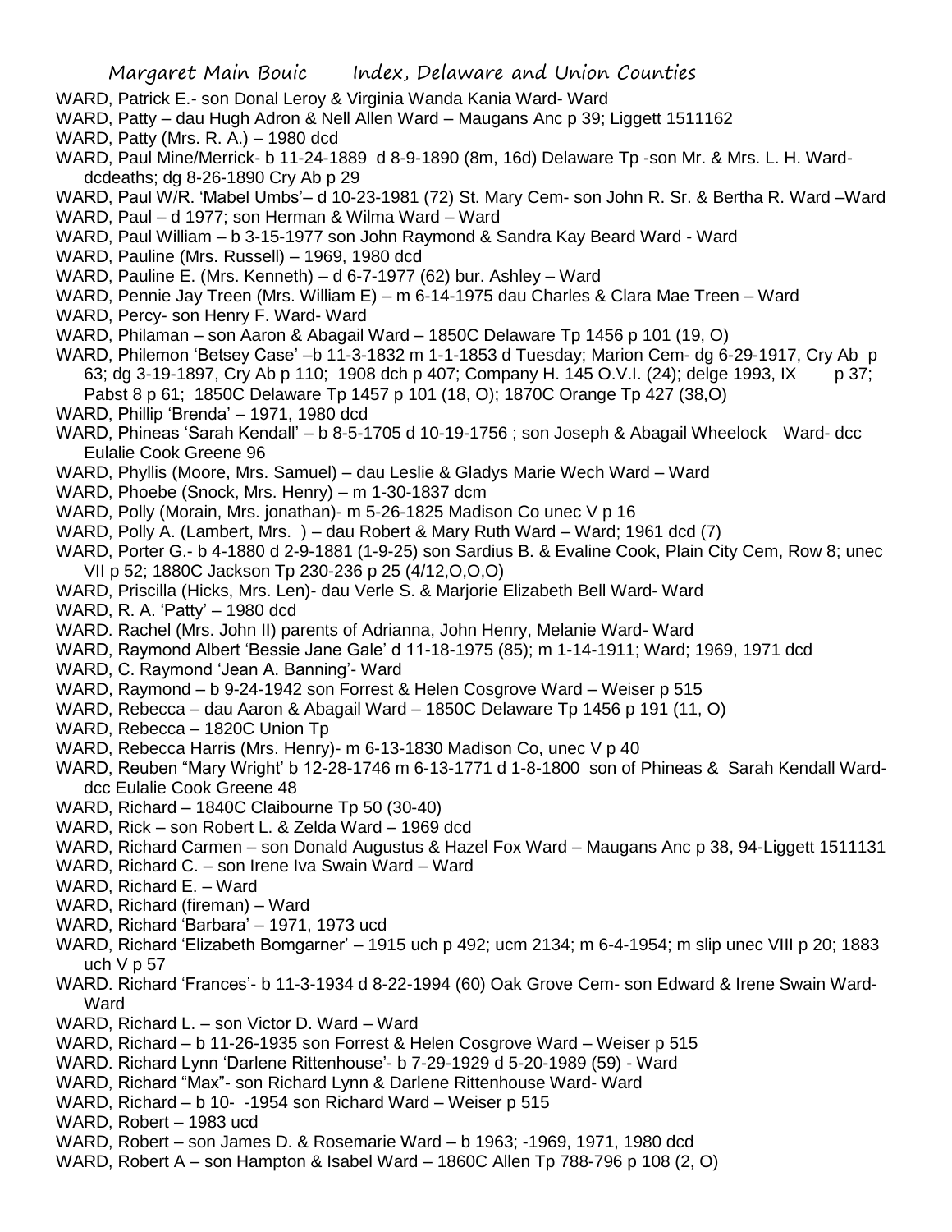WARD, Patrick E.- son Donal Leroy & Virginia Wanda Kania Ward- Ward

WARD, Patty – dau Hugh Adron & Nell Allen Ward – Maugans Anc p 39; Liggett 1511162

WARD, Patty (Mrs. R. A.) – 1980 dcd

WARD, Paul Mine/Merrick- b 11-24-1889 d 8-9-1890 (8m, 16d) Delaware Tp -son Mr. & Mrs. L. H. Ward- dcdeaths; dg 8-26-1890 Cry Ab p 29

WARD, Paul W/R. 'Mabel Umbs'– d 10-23-1981 (72) St. Mary Cem- son John R. Sr. & Bertha R. Ward –Ward

WARD, Paul – d 1977; son Herman & Wilma Ward – Ward

WARD, Paul William – b 3-15-1977 son John Raymond & Sandra Kay Beard Ward - Ward

WARD, Pauline (Mrs. Russell) – 1969, 1980 dcd

WARD, Pauline E. (Mrs. Kenneth) – d 6-7-1977 (62) bur. Ashley – Ward

WARD, Pennie Jay Treen (Mrs. William E) – m 6-14-1975 dau Charles & Clara Mae Treen – Ward

WARD, Percy- son Henry F. Ward- Ward

WARD, Philaman – son Aaron & Abagail Ward – 1850C Delaware Tp 1456 p 101 (19, O)

WARD, Philemon 'Betsey Case' –b 11-3-1832 m 1-1-1853 d Tuesday; Marion Cem- dg 6-29-1917, Cry Ab p 63; dg 3-19-1897, Cry Ab p 110; 1908 dch p 407; Company H. 145 O.V.I. (24); delge 1993, IX p 37; Pabst 8 p 61; 1850C Delaware Tp 1457 p 101 (18, O); 1870C Orange Tp 427 (38,O)

WARD, Phillip 'Brenda' – 1971, 1980 dcd

WARD, Phineas 'Sarah Kendall' – b 8-5-1705 d 10-19-1756 ; son Joseph & Abagail Wheelock Ward- dcc Eulalie Cook Greene 96

WARD, Phyllis (Moore, Mrs. Samuel) – dau Leslie & Gladys Marie Wech Ward – Ward

WARD, Phoebe (Snock, Mrs. Henry) – m 1-30-1837 dcm

WARD, Polly (Morain, Mrs. jonathan)- m 5-26-1825 Madison Co unec V p 16

WARD, Polly A. (Lambert, Mrs. ) – dau Robert & Mary Ruth Ward – Ward; 1961 dcd (7)

WARD, Porter G.- b 4-1880 d 2-9-1881 (1-9-25) son Sardius B. & Evaline Cook, Plain City Cem, Row 8; unec VII p 52; 1880C Jackson Tp 230-236 p 25 (4/12,O,O,O)

WARD, Priscilla (Hicks, Mrs. Len)- dau Verle S. & Marjorie Elizabeth Bell Ward- Ward

WARD, R. A. 'Patty' – 1980 dcd

WARD. Rachel (Mrs. John II) parents of Adrianna, John Henry, Melanie Ward- Ward

WARD, Raymond Albert 'Bessie Jane Gale' d 11-18-1975 (85); m 1-14-1911; Ward; 1969, 1971 dcd

WARD, C. Raymond 'Jean A. Banning'- Ward

WARD, Raymond – b 9-24-1942 son Forrest & Helen Cosgrove Ward – Weiser p 515

WARD, Rebecca – dau Aaron & Abagail Ward – 1850C Delaware Tp 1456 p 191 (11, O)

WARD, Rebecca – 1820C Union Tp

WARD, Rebecca Harris (Mrs. Henry)- m 6-13-1830 Madison Co, unec V p 40

WARD, Reuben "Mary Wright' b 12-28-1746 m 6-13-1771 d 1-8-1800 son of Phineas & Sarah Kendall Ward- dcc Eulalie Cook Greene 48

WARD, Richard – 1840C Claibourne Tp 50 (30-40)

WARD, Rick – son Robert L. & Zelda Ward – 1969 dcd

WARD, Richard Carmen – son Donald Augustus & Hazel Fox Ward – Maugans Anc p 38, 94-Liggett 1511131

WARD, Richard C. – son Irene Iva Swain Ward – Ward

WARD, Richard E. – Ward

WARD, Richard (fireman) – Ward

WARD, Richard 'Barbara' – 1971, 1973 ucd

WARD, Richard 'Elizabeth Bomgarner' – 1915 uch p 492; ucm 2134; m 6-4-1954; m slip unec VIII p 20; 1883 uch V p 57

WARD. Richard 'Frances'- b 11-3-1934 d 8-22-1994 (60) Oak Grove Cem- son Edward & Irene Swain Ward- Ward

WARD, Richard L. – son Victor D. Ward – Ward

WARD, Richard – b 11-26-1935 son Forrest & Helen Cosgrove Ward – Weiser p 515

WARD. Richard Lynn 'Darlene Rittenhouse'- b 7-29-1929 d 5-20-1989 (59) - Ward

WARD, Richard "Max"- son Richard Lynn & Darlene Rittenhouse Ward- Ward

WARD, Richard – b 10- -1954 son Richard Ward – Weiser p 515

WARD, Robert – 1983 ucd

WARD, Robert – son James D. & Rosemarie Ward – b 1963; -1969, 1971, 1980 dcd

WARD, Robert A – son Hampton & Isabel Ward – 1860C Allen Tp 788-796 p 108 (2, O)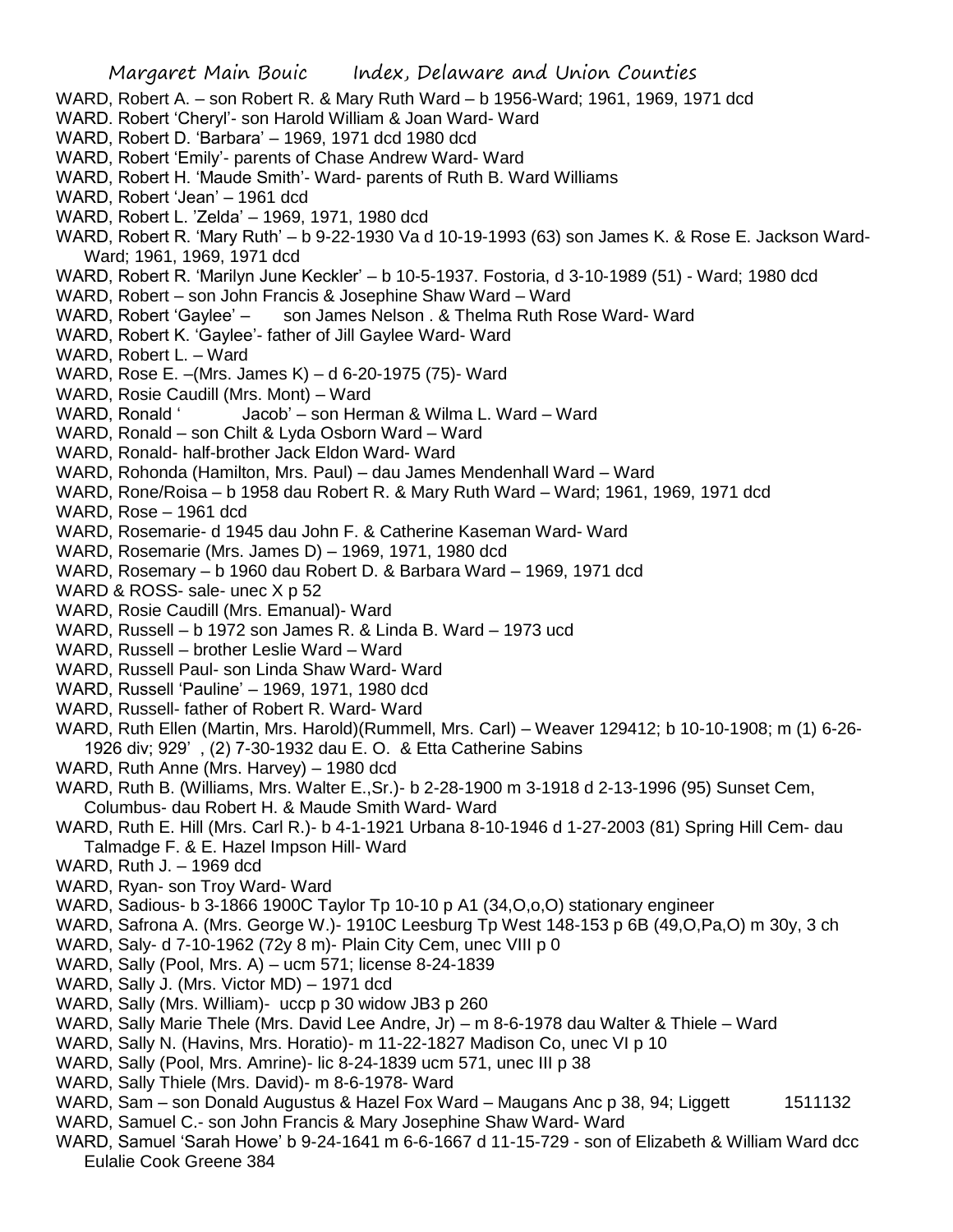WARD, Robert A. – son Robert R. & Mary Ruth Ward – b 1956-Ward; 1961, 1969, 1971 dcd

WARD. Robert 'Cheryl'- son Harold William & Joan Ward- Ward

WARD, Robert D. 'Barbara' – 1969, 1971 dcd 1980 dcd

WARD, Robert 'Emily'- parents of Chase Andrew Ward- Ward

WARD, Robert H. 'Maude Smith'- Ward- parents of Ruth B. Ward Williams

WARD, Robert 'Jean' – 1961 dcd

WARD, Robert L. 'Zelda' – 1969, 1971, 1980 dcd

WARD, Robert R. 'Mary Ruth' – b 9-22-1930 Va d 10-19-1993 (63) son James K. & Rose E. Jackson Ward-Ward; 1961, 1969, 1971 dcd

WARD, Robert R. 'Marilyn June Keckler' – b 10-5-1937. Fostoria, d 3-10-1989 (51) - Ward; 1980 dcd

WARD, Robert – son John Francis & Josephine Shaw Ward – Ward

WARD, Robert 'Gaylee' – son James Nelson . & Thelma Ruth Rose Ward- Ward

WARD, Robert K. 'Gaylee'- father of Jill Gaylee Ward- Ward

WARD, Robert L. – Ward

WARD, Rose E. –(Mrs. James K) – d 6-20-1975 (75)- Ward

WARD, Rosie Caudill (Mrs. Mont) – Ward

WARD, Ronald ' Jacob' – son Herman & Wilma L. Ward – Ward

WARD, Ronald – son Chilt & Lyda Osborn Ward – Ward

WARD, Ronald- half-brother Jack Eldon Ward- Ward

WARD, Rohonda (Hamilton, Mrs. Paul) – dau James Mendenhall Ward – Ward

WARD, Rone/Roisa – b 1958 dau Robert R. & Mary Ruth Ward – Ward; 1961, 1969, 1971 dcd

WARD, Rose – 1961 dcd

WARD, Rosemarie- d 1945 dau John F. & Catherine Kaseman Ward- Ward

WARD, Rosemarie (Mrs. James D) – 1969, 1971, 1980 dcd

WARD, Rosemary – b 1960 dau Robert D. & Barbara Ward – 1969, 1971 dcd

WARD & ROSS- sale- unec X p 52

WARD, Rosie Caudill (Mrs. Emanual)- Ward

WARD, Russell – b 1972 son James R. & Linda B. Ward – 1973 ucd

WARD, Russell – brother Leslie Ward – Ward

WARD, Russell Paul- son Linda Shaw Ward- Ward

WARD, Russell 'Pauline' – 1969, 1971, 1980 dcd

WARD, Russell- father of Robert R. Ward- Ward

WARD, Ruth Ellen (Martin, Mrs. Harold)(Rummell, Mrs. Carl) – Weaver 129412; b 10-10-1908; m (1) 6-26-1926 div; 929' , (2) 7-30-1932 dau E. O. & Etta Catherine Sabins

WARD, Ruth Anne (Mrs. Harvey) – 1980 dcd

WARD, Ruth B. (Williams, Mrs. Walter E.,Sr.)- b 2-28-1900 m 3-1918 d 2-13-1996 (95) Sunset Cem, Columbus- dau Robert H. & Maude Smith Ward- Ward

WARD, Ruth E. Hill (Mrs. Carl R.)- b 4-1-1921 Urbana 8-10-1946 d 1-27-2003 (81) Spring Hill Cem- dau Talmadge F. & E. Hazel Impson Hill- Ward

WARD, Ruth J. – 1969 dcd

WARD, Ryan- son Troy Ward- Ward

WARD, Sadious- b 3-1866 1900C Taylor Tp 10-10 p A1 (34,O,o,O) stationary engineer

WARD, Safrona A. (Mrs. George W.)- 1910C Leesburg Tp West 148-153 p 6B (49,O,Pa,O) m 30y, 3 ch

WARD, Saly- d 7-10-1962 (72y 8 m)- Plain City Cem, unec VIII p 0

WARD, Sally (Pool, Mrs. A) – ucm 571; license 8-24-1839

WARD, Sally J. (Mrs. Victor MD) – 1971 dcd

WARD, Sally (Mrs. William)- uccp p 30 widow JB3 p 260

WARD, Sally Marie Thele (Mrs. David Lee Andre, Jr) – m 8-6-1978 dau Walter & Thiele – Ward

WARD, Sally N. (Havins, Mrs. Horatio)- m 11-22-1827 Madison Co, unec VI p 10

WARD, Sally (Pool, Mrs. Amrine)- lic 8-24-1839 ucm 571, unec III p 38

WARD, Sally Thiele (Mrs. David)- m 8-6-1978- Ward

WARD, Sam – son Donald Augustus & Hazel Fox Ward – Maugans Anc p 38, 94; Liggett 1511132

WARD, Samuel C.- son John Francis & Mary Josephine Shaw Ward- Ward

WARD, Samuel 'Sarah Howe' b 9-24-1641 m 6-6-1667 d 11-15-729 - son of Elizabeth & William Ward dcc Eulalie Cook Greene 384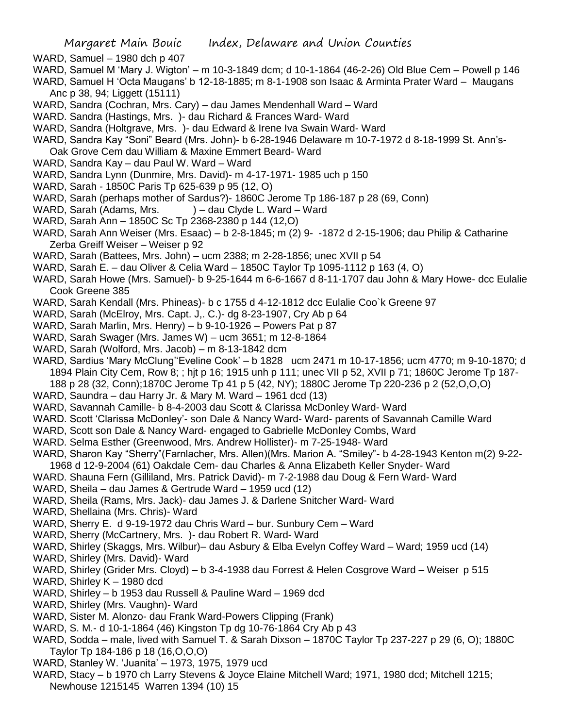WARD, Samuel – 1980 dch p 407

WARD, Samuel M 'Mary J. Wigton' – m 10-3-1849 dcm; d 10-1-1864 (46-2-26) Old Blue Cem – Powell p 146

WARD, Samuel H 'Octa Maugans' b 12-18-1885; m 8-1-1908 son Isaac & Arminta Prater Ward – Maugans Anc p 38, 94; Liggett (15111)

WARD, Sandra (Cochran, Mrs. Cary) – dau James Mendenhall Ward – Ward

WARD. Sandra (Hastings, Mrs. )- dau Richard & Frances Ward- Ward

WARD, Sandra (Holtgrave, Mrs. )- dau Edward & Irene Iva Swain Ward- Ward

WARD, Sandra Kay "Soni" Beard (Mrs. John)- b 6-28-1946 Delaware m 10-7-1972 d 8-18-1999 St. Ann's-Oak Grove Cem dau William & Maxine Emmert Beard- Ward

WARD, Sandra Kay – dau Paul W. Ward – Ward

WARD, Sandra Lynn (Dunmire, Mrs. David)- m 4-17-1971- 1985 uch p 150

WARD, Sarah - 1850C Paris Tp 625-639 p 95 (12, O)

WARD, Sarah (perhaps mother of Sardus?)- 1860C Jerome Tp 186-187 p 28 (69, Conn)

WARD, Sarah (Adams, Mrs. ) – dau Clyde L. Ward – Ward

WARD, Sarah Ann – 1850C Sc Tp 2368-2380 p 144 (12,O)

WARD, Sarah Ann Weiser (Mrs. Esaac) – b 2-8-1845; m (2) 9- -1872 d 2-15-1906; dau Philip & Catharine Zerba Greiff Weiser – Weiser p 92

WARD, Sarah (Battees, Mrs. John) – ucm 2388; m 2-28-1856; unec XVII p 54

WARD, Sarah E. – dau Oliver & Celia Ward – 1850C Taylor Tp 1095-1112 p 163 (4, O)

WARD, Sarah Howe (Mrs. Samuel)- b 9-25-1644 m 6-6-1667 d 8-11-1707 dau John & Mary Howe- dcc Eulalie Cook Greene 385

WARD, Sarah Kendall (Mrs. Phineas)- b c 1755 d 4-12-1812 dcc Eulalie Coo`k Greene 97

WARD, Sarah (McElroy, Mrs. Capt. J,. C.)- dg 8-23-1907, Cry Ab p 64

WARD, Sarah Marlin, Mrs. Henry) – b 9-10-1926 – Powers Pat p 87

WARD, Sarah Swager (Mrs. James W) – ucm 3651; m 12-8-1864

WARD, Sarah (Wolford, Mrs. Jacob) – m 8-13-1842 dcm

WARD, Sardius 'Mary McClung''Eveline Cook' – b 1828 ucm 2471 m 10-17-1856; ucm 4770; m 9-10-1870; d 1894 Plain City Cem, Row 8; ; hjt p 16; 1915 unh p 111; unec VII p 52, XVII p 71; 1860C Jerome Tp 187-188 p 28 (32, Conn);1870C Jerome Tp 41 p 5 (42, NY); 1880C Jerome Tp 220-236 p 2 (52,O,O,O)

WARD, Saundra – dau Harry Jr. & Mary M. Ward – 1961 dcd (13)

WARD, Savannah Camille- b 8-4-2003 dau Scott & Clarissa McDonley Ward- Ward

WARD. Scott 'Clarissa McDonley'- son Dale & Nancy Ward- Ward- parents of Savannah Camille Ward

WARD, Scott son Dale & Nancy Ward- engaged to Gabrielle McDonley Combs, Ward

WARD. Selma Esther (Greenwood, Mrs. Andrew Hollister)- m 7-25-1948- Ward

WARD, Sharon Kay "Sherry"(Farnlacher, Mrs. Allen)(Mrs. Marion A. "Smiley"- b 4-28-1943 Kenton m(2) 9-22-1968 d 12-9-2004 (61) Oakdale Cem- dau Charles & Anna Elizabeth Keller Snyder- Ward

WARD. Shauna Fern (Gilliland, Mrs. Patrick David)- m 7-2-1988 dau Doug & Fern Ward- Ward

WARD, Sheila – dau James & Gertrude Ward – 1959 ucd (12)

WARD, Sheila (Rams, Mrs. Jack)- dau James J. & Darlene Snitcher Ward- Ward

WARD, Shellaina (Mrs. Chris)- Ward

WARD, Sherry E. d 9-19-1972 dau Chris Ward – bur. Sunbury Cem – Ward

WARD, Sherry (McCartney, Mrs. )- dau Robert R. Ward- Ward

WARD, Shirley (Skaggs, Mrs. Wilbur)– dau Asbury & Elba Evelyn Coffey Ward – Ward; 1959 ucd (14)

WARD, Shirley (Mrs. David)- Ward

WARD, Shirley (Grider Mrs. Cloyd) – b 3-4-1938 dau Forrest & Helen Cosgrove Ward – Weiser p 515

WARD, Shirley K – 1980 dcd

WARD, Shirley – b 1953 dau Russell & Pauline Ward – 1969 dcd

WARD, Shirley (Mrs. Vaughn)- Ward

WARD, Sister M. Alonzo- dau Frank Ward-Powers Clipping (Frank)

WARD, S. M.- d 10-1-1864 (46) Kingston Tp dg 10-76-1864 Cry Ab p 43

WARD, Sodda – male, lived with Samuel T. & Sarah Dixson – 1870C Taylor Tp 237-227 p 29 (6, O); 1880C Taylor Tp 184-186 p 18 (16,O,O,O)

WARD, Stanley W. 'Juanita' – 1973, 1975, 1979 ucd

WARD, Stacy – b 1970 ch Larry Stevens & Joyce Elaine Mitchell Ward; 1971, 1980 dcd; Mitchell 1215; Newhouse 1215145 Warren 1394 (10) 15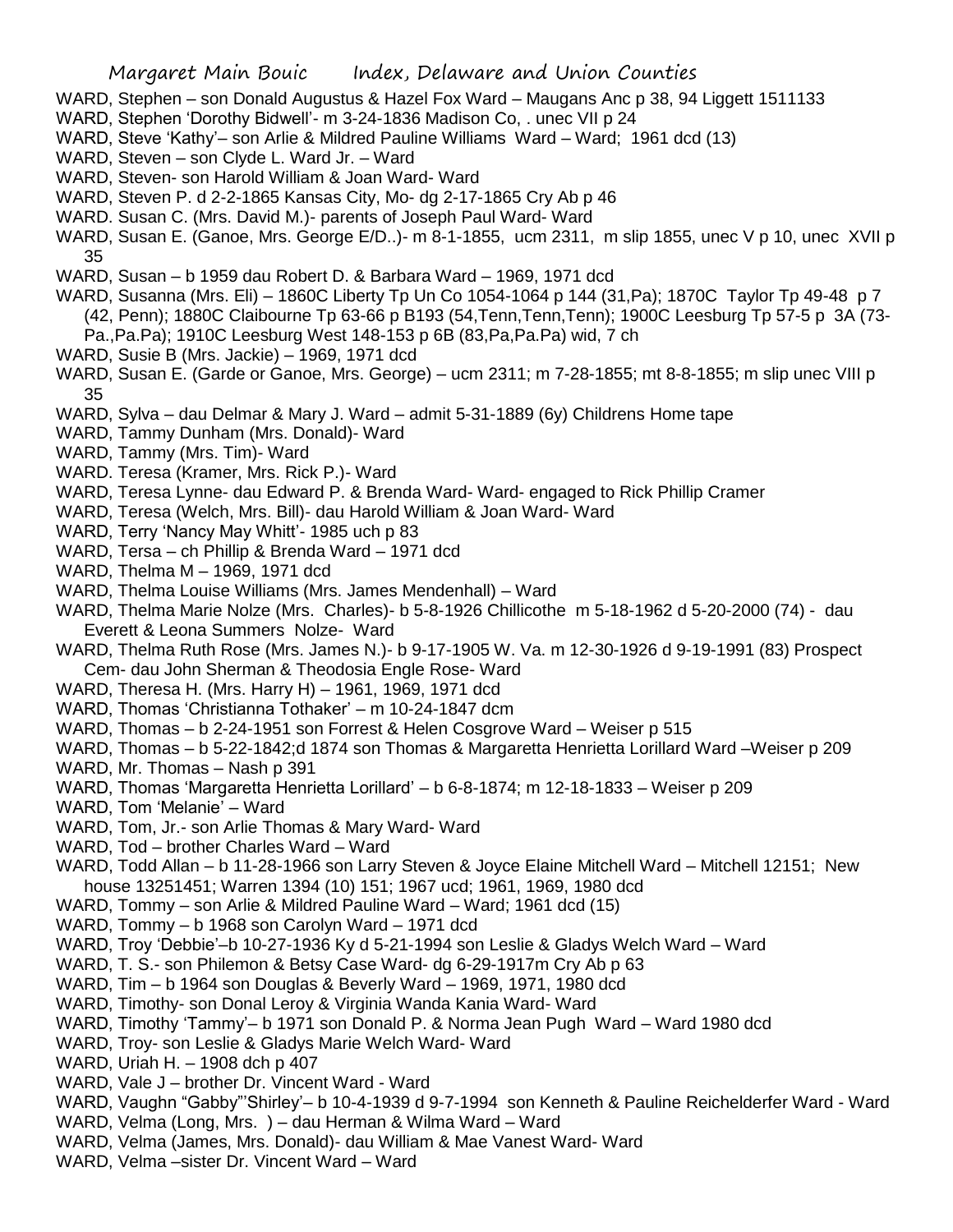WARD, Stephen – son Donald Augustus & Hazel Fox Ward – Maugans Anc p 38, 94 Liggett 1511133

WARD, Stephen 'Dorothy Bidwell'- m 3-24-1836 Madison Co, . unec VII p 24

WARD, Steve 'Kathy'– son Arlie & Mildred Pauline Williams Ward – Ward; 1961 dcd (13)

WARD, Steven – son Clyde L. Ward Jr. – Ward

WARD, Steven- son Harold William & Joan Ward- Ward

WARD, Steven P. d 2-2-1865 Kansas City, Mo- dg 2-17-1865 Cry Ab p 46

WARD. Susan C. (Mrs. David M.)- parents of Joseph Paul Ward- Ward

WARD, Susan E. (Ganoe, Mrs. George E/D..)- m 8-1-1855, ucm 2311, m slip 1855, unec V p 10, unec XVII p 35

WARD, Susan – b 1959 dau Robert D. & Barbara Ward – 1969, 1971 dcd

WARD, Susanna (Mrs. Eli) – 1860C Liberty Tp Un Co 1054-1064 p 144 (31,Pa); 1870C Taylor Tp 49-48 p 7 (42, Penn); 1880C Claibourne Tp 63-66 p B193 (54,Tenn,Tenn,Tenn); 1900C Leesburg Tp 57-5 p 3A (73-Pa.,Pa.Pa); 1910C Leesburg West 148-153 p 6B (83,Pa,Pa.Pa) wid, 7 ch

WARD, Susie B (Mrs. Jackie) – 1969, 1971 dcd

WARD, Susan E. (Garde or Ganoe, Mrs. George) – ucm 2311; m 7-28-1855; mt 8-8-1855; m slip unec VIII p 35

WARD, Sylva – dau Delmar & Mary J. Ward – admit 5-31-1889 (6y) Childrens Home tape

WARD, Tammy Dunham (Mrs. Donald)- Ward

WARD, Tammy (Mrs. Tim)- Ward

WARD. Teresa (Kramer, Mrs. Rick P.)- Ward

WARD, Teresa Lynne- dau Edward P. & Brenda Ward- Ward- engaged to Rick Phillip Cramer

WARD, Teresa (Welch, Mrs. Bill)- dau Harold William & Joan Ward- Ward

WARD, Terry 'Nancy May Whitt'- 1985 uch p 83

WARD, Tersa – ch Phillip & Brenda Ward – 1971 dcd

WARD, Thelma M – 1969, 1971 dcd

WARD, Thelma Louise Williams (Mrs. James Mendenhall) – Ward

WARD, Thelma Marie Nolze (Mrs. Charles)- b 5-8-1926 Chillicothe m 5-18-1962 d 5-20-2000 (74) - dau Everett & Leona Summers Nolze- Ward

WARD, Thelma Ruth Rose (Mrs. James N.)- b 9-17-1905 W. Va. m 12-30-1926 d 9-19-1991 (83) Prospect Cem- dau John Sherman & Theodosia Engle Rose- Ward

WARD, Theresa H. (Mrs. Harry H) – 1961, 1969, 1971 dcd

WARD, Thomas 'Christianna Tothaker' – m 10-24-1847 dcm

WARD, Thomas – b 2-24-1951 son Forrest & Helen Cosgrove Ward – Weiser p 515

WARD, Thomas – b 5-22-1842;d 1874 son Thomas & Margaretta Henrietta Lorillard Ward –Weiser p 209

WARD, Mr. Thomas – Nash p 391

WARD, Thomas 'Margaretta Henrietta Lorillard' – b 6-8-1874; m 12-18-1833 – Weiser p 209

WARD, Tom 'Melanie' – Ward

WARD, Tom, Jr.- son Arlie Thomas & Mary Ward- Ward

WARD, Tod – brother Charles Ward – Ward

WARD, Todd Allan – b 11-28-1966 son Larry Steven & Joyce Elaine Mitchell Ward – Mitchell 12151; New house 13251451; Warren 1394 (10) 151; 1967 ucd; 1961, 1969, 1980 dcd

WARD, Tommy – son Arlie & Mildred Pauline Ward – Ward; 1961 dcd (15)

WARD, Tommy – b 1968 son Carolyn Ward – 1971 dcd

WARD, Troy 'Debbie'–b 10-27-1936 Ky d 5-21-1994 son Leslie & Gladys Welch Ward – Ward

WARD, T. S.- son Philemon & Betsy Case Ward- dg 6-29-1917m Cry Ab p 63

WARD, Tim – b 1964 son Douglas & Beverly Ward – 1969, 1971, 1980 dcd

WARD, Timothy- son Donal Leroy & Virginia Wanda Kania Ward- Ward

WARD, Timothy 'Tammy'– b 1971 son Donald P. & Norma Jean Pugh Ward – Ward 1980 dcd

WARD, Troy- son Leslie & Gladys Marie Welch Ward- Ward

WARD, Uriah H. – 1908 dch p 407

WARD, Vale J – brother Dr. Vincent Ward - Ward

WARD, Vaughn "Gabby"'Shirley'– b 10-4-1939 d 9-7-1994 son Kenneth & Pauline Reichelderfer Ward - Ward

WARD, Velma (Long, Mrs. ) – dau Herman & Wilma Ward – Ward

WARD, Velma (James, Mrs. Donald)- dau William & Mae Vanest Ward- Ward

WARD, Velma –sister Dr. Vincent Ward – Ward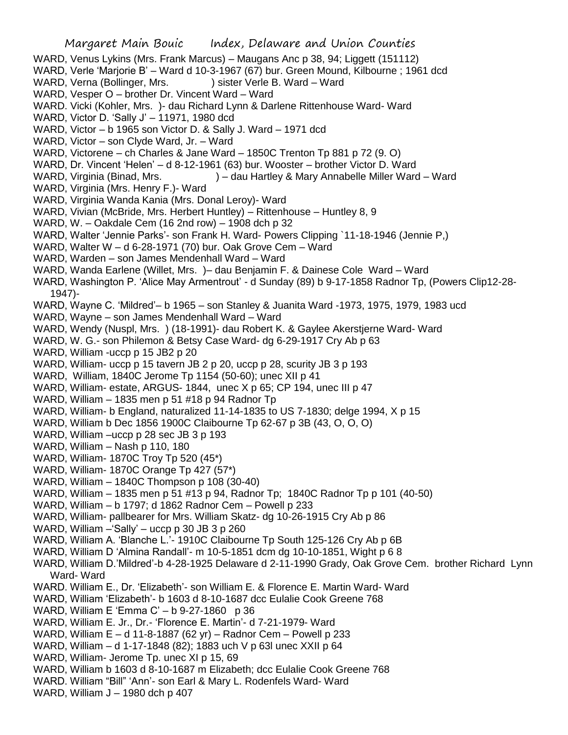WARD, Venus Lykins (Mrs. Frank Marcus) – Maugans Anc p 38, 94; Liggett (151112)
WARD, Verle 'Marjorie B' – Ward d 10-3-1967 (67) bur. Green Mound, Kilbourne ; 1961 dcd
WARD, Verna (Bollinger, Mrs. ) sister Verle B. Ward – Ward
WARD, Vesper O – brother Dr. Vincent Ward – Ward
WARD. Vicki (Kohler, Mrs. )- dau Richard Lynn & Darlene Rittenhouse Ward- Ward
WARD, Victor D. 'Sally J' – 11971, 1980 dcd
WARD, Victor – b 1965 son Victor D. & Sally J. Ward – 1971 dcd
WARD, Victor – son Clyde Ward, Jr. – Ward
WARD, Victorene – ch Charles & Jane Ward – 1850C Trenton Tp 881 p 72 (9. O)
WARD, Dr. Vincent 'Helen' – d 8-12-1961 (63) bur. Wooster – brother Victor D. Ward
WARD, Virginia (Binad, Mrs. ) – dau Hartley & Mary Annabelle Miller Ward – Ward
WARD, Virginia (Mrs. Henry F.)- Ward
WARD, Virginia Wanda Kania (Mrs. Donal Leroy)- Ward
WARD, Vivian (McBride, Mrs. Herbert Huntley) – Rittenhouse – Huntley 8, 9
WARD, W. – Oakdale Cem (16 2nd row) – 1908 dch p 32
WARD, Walter 'Jennie Parks'- son Frank H. Ward- Powers Clipping `11-18-1946 (Jennie P,)
WARD, Walter W – d 6-28-1971 (70) bur. Oak Grove Cem – Ward
WARD, Warden – son James Mendenhall Ward – Ward
WARD, Wanda Earlene (Willet, Mrs. )– dau Benjamin F. & Dainese Cole Ward – Ward
WARD, Washington P. 'Alice May Armentrout' - d Sunday (89) b 9-17-1858 Radnor Tp, (Powers Clip12-28-1947)-
WARD, Wayne C. 'Mildred'– b 1965 – son Stanley & Juanita Ward -1973, 1975, 1979, 1983 ucd
WARD, Wayne – son James Mendenhall Ward – Ward
WARD, Wendy (Nuspl, Mrs. ) (18-1991)- dau Robert K. & Gaylee Akerstjerne Ward- Ward
WARD, W. G.- son Philemon & Betsy Case Ward- dg 6-29-1917 Cry Ab p 63
WARD, William -uccp p 15 JB2 p 20
WARD, William- uccp p 15 tavern JB 2 p 20, uccp p 28, scurity JB 3 p 193
WARD, William, 1840C Jerome Tp 1154 (50-60); unec XII p 41
WARD, William- estate, ARGUS- 1844, unec X p 65; CP 194, unec III p 47
WARD, William – 1835 men p 51 #18 p 94 Radnor Tp
WARD, William- b England, naturalized 11-14-1835 to US 7-1830; delge 1994, X p 15
WARD, William b Dec 1856 1900C Claibourne Tp 62-67 p 3B (43, O, O, O)
WARD, William –uccp p 28 sec JB 3 p 193
WARD, William – Nash p 110, 180
WARD, William- 1870C Troy Tp 520 (45*)
WARD, William- 1870C Orange Tp 427 (57*)
WARD, William – 1840C Thompson p 108 (30-40)
WARD, William – 1835 men p 51 #13 p 94, Radnor Tp; 1840C Radnor Tp p 101 (40-50)
WARD, William – b 1797; d 1862 Radnor Cem – Powell p 233
WARD, William- pallbearer for Mrs. William Skatz- dg 10-26-1915 Cry Ab p 86
WARD, William –'Sally' – uccp p 30 JB 3 p 260
WARD, William A. 'Blanche L.'- 1910C Claibourne Tp South 125-126 Cry Ab p 6B
WARD, William D 'Almina Randall'- m 10-5-1851 dcm dg 10-10-1851, Wight p 6 8
WARD, William D.'Mildred'-b 4-28-1925 Delaware d 2-11-1990 Grady, Oak Grove Cem. brother Richard Lynn Ward- Ward
WARD. William E., Dr. 'Elizabeth'- son William E. & Florence E. Martin Ward- Ward
WARD, William 'Elizabeth'- b 1603 d 8-10-1687 dcc Eulalie Cook Greene 768
WARD, William E 'Emma C' – b 9-27-1860 p 36
WARD, William E. Jr., Dr.- 'Florence E. Martin'- d 7-21-1979- Ward
WARD, William E – d 11-8-1887 (62 yr) – Radnor Cem – Powell p 233
WARD, William – d 1-17-1848 (82); 1883 uch V p 63l unec XXII p 64
WARD, William- Jerome Tp. unec XI p 15, 69
WARD, William b 1603 d 8-10-1687 m Elizabeth; dcc Eulalie Cook Greene 768
WARD. William "Bill" 'Ann'- son Earl & Mary L. Rodenfels Ward- Ward
WARD, William J – 1980 dch p 407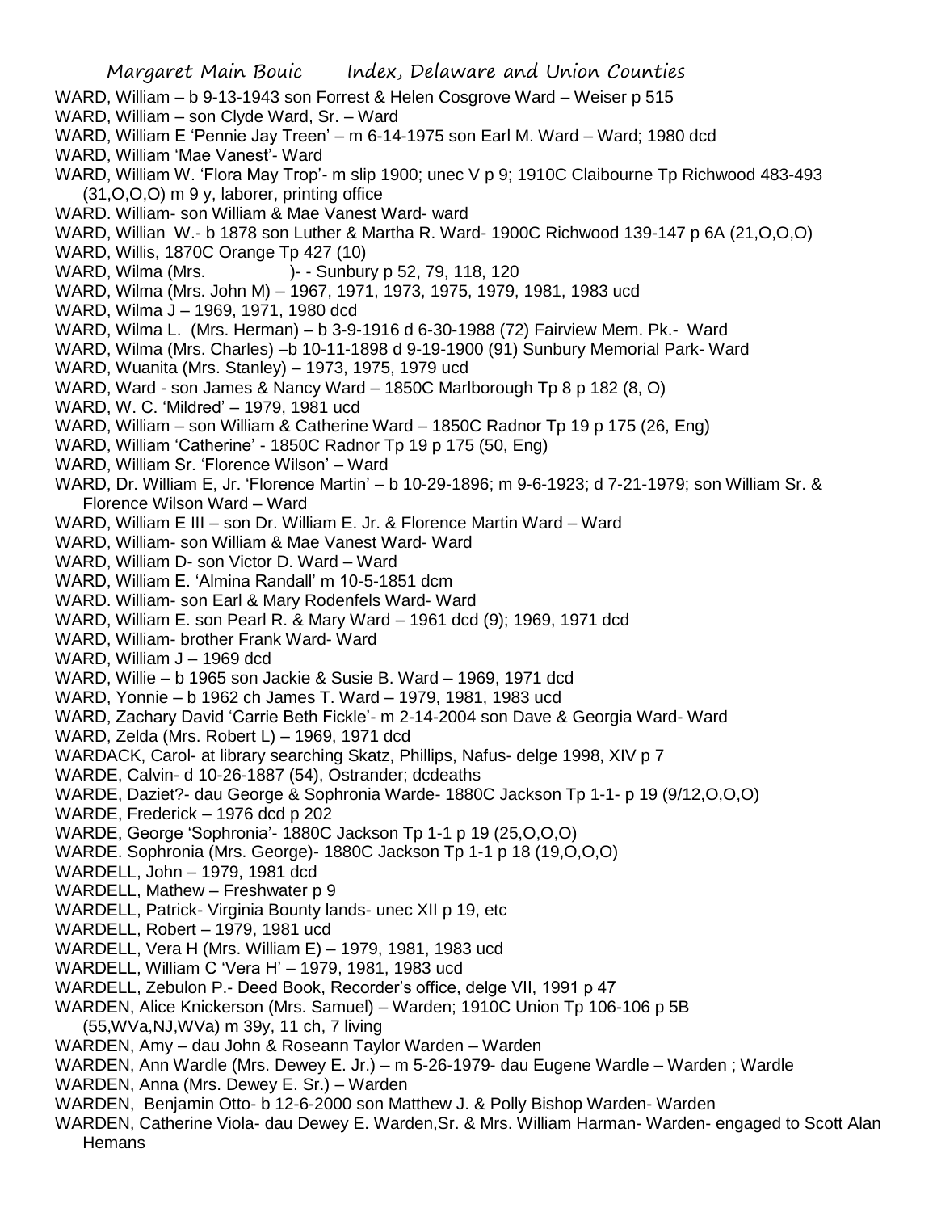WARD, William – b 9-13-1943 son Forrest & Helen Cosgrove Ward – Weiser p 515

WARD, William – son Clyde Ward, Sr. – Ward

WARD, William E 'Pennie Jay Treen' – m 6-14-1975 son Earl M. Ward – Ward; 1980 dcd

WARD, William 'Mae Vanest'- Ward

WARD, William W. 'Flora May Trop'- m slip 1900; unec V p 9; 1910C Claibourne Tp Richwood 483-493 (31,O,O,O) m 9 y, laborer, printing office

WARD. William- son William & Mae Vanest Ward- ward

WARD, Willian W.- b 1878 son Luther & Martha R. Ward- 1900C Richwood 139-147 p 6A (21,O,O,O)

WARD, Willis, 1870C Orange Tp 427 (10)

WARD, Wilma (Mrs. )- - Sunbury p 52, 79, 118, 120

WARD, Wilma (Mrs. John M) – 1967, 1971, 1973, 1975, 1979, 1981, 1983 ucd

WARD, Wilma J – 1969, 1971, 1980 dcd

WARD, Wilma L. (Mrs. Herman) – b 3-9-1916 d 6-30-1988 (72) Fairview Mem. Pk.- Ward

WARD, Wilma (Mrs. Charles) –b 10-11-1898 d 9-19-1900 (91) Sunbury Memorial Park- Ward

WARD, Wuanita (Mrs. Stanley) – 1973, 1975, 1979 ucd

WARD, Ward - son James & Nancy Ward – 1850C Marlborough Tp 8 p 182 (8, O)

WARD, W. C. 'Mildred' – 1979, 1981 ucd

WARD, William – son William & Catherine Ward – 1850C Radnor Tp 19 p 175 (26, Eng)

WARD, William 'Catherine' - 1850C Radnor Tp 19 p 175 (50, Eng)

WARD, William Sr. 'Florence Wilson' – Ward

WARD, Dr. William E, Jr. 'Florence Martin' – b 10-29-1896; m 9-6-1923; d 7-21-1979; son William Sr. & Florence Wilson Ward – Ward

WARD, William E III – son Dr. William E. Jr. & Florence Martin Ward – Ward

WARD, William- son William & Mae Vanest Ward- Ward

WARD, William D- son Victor D. Ward – Ward

WARD, William E. 'Almina Randall' m 10-5-1851 dcm

WARD. William- son Earl & Mary Rodenfels Ward- Ward

WARD, William E. son Pearl R. & Mary Ward – 1961 dcd (9); 1969, 1971 dcd

WARD, William- brother Frank Ward- Ward

WARD, William J – 1969 dcd

WARD, Willie – b 1965 son Jackie & Susie B. Ward – 1969, 1971 dcd

WARD, Yonnie – b 1962 ch James T. Ward – 1979, 1981, 1983 ucd

WARD, Zachary David 'Carrie Beth Fickle'- m 2-14-2004 son Dave & Georgia Ward- Ward

WARD, Zelda (Mrs. Robert L) – 1969, 1971 dcd

WARDACK, Carol- at library searching Skatz, Phillips, Nafus- delge 1998, XIV p 7

WARDE, Calvin- d 10-26-1887 (54), Ostrander; dcdeaths

WARDE, Daziet?- dau George & Sophronia Warde- 1880C Jackson Tp 1-1- p 19 (9/12,O,O,O)

WARDE, Frederick – 1976 dcd p 202

WARDE, George 'Sophronia'- 1880C Jackson Tp 1-1 p 19 (25,O,O,O)

WARDE. Sophronia (Mrs. George)- 1880C Jackson Tp 1-1 p 18 (19,O,O,O)

WARDELL, John – 1979, 1981 dcd

WARDELL, Mathew – Freshwater p 9

WARDELL, Patrick- Virginia Bounty lands- unec XII p 19, etc

WARDELL, Robert – 1979, 1981 ucd

WARDELL, Vera H (Mrs. William E) – 1979, 1981, 1983 ucd

WARDELL, William C 'Vera H' – 1979, 1981, 1983 ucd

WARDELL, Zebulon P.- Deed Book, Recorder's office, delge VII, 1991 p 47

WARDEN, Alice Knickerson (Mrs. Samuel) – Warden; 1910C Union Tp 106-106 p 5B (55,WVa,NJ,WVa) m 39y, 11 ch, 7 living

WARDEN, Amy – dau John & Roseann Taylor Warden – Warden

WARDEN, Ann Wardle (Mrs. Dewey E. Jr.) – m 5-26-1979- dau Eugene Wardle – Warden ; Wardle

WARDEN, Anna (Mrs. Dewey E. Sr.) – Warden

WARDEN, Benjamin Otto- b 12-6-2000 son Matthew J. & Polly Bishop Warden- Warden

WARDEN, Catherine Viola- dau Dewey E. Warden,Sr. & Mrs. William Harman- Warden- engaged to Scott Alan Hemans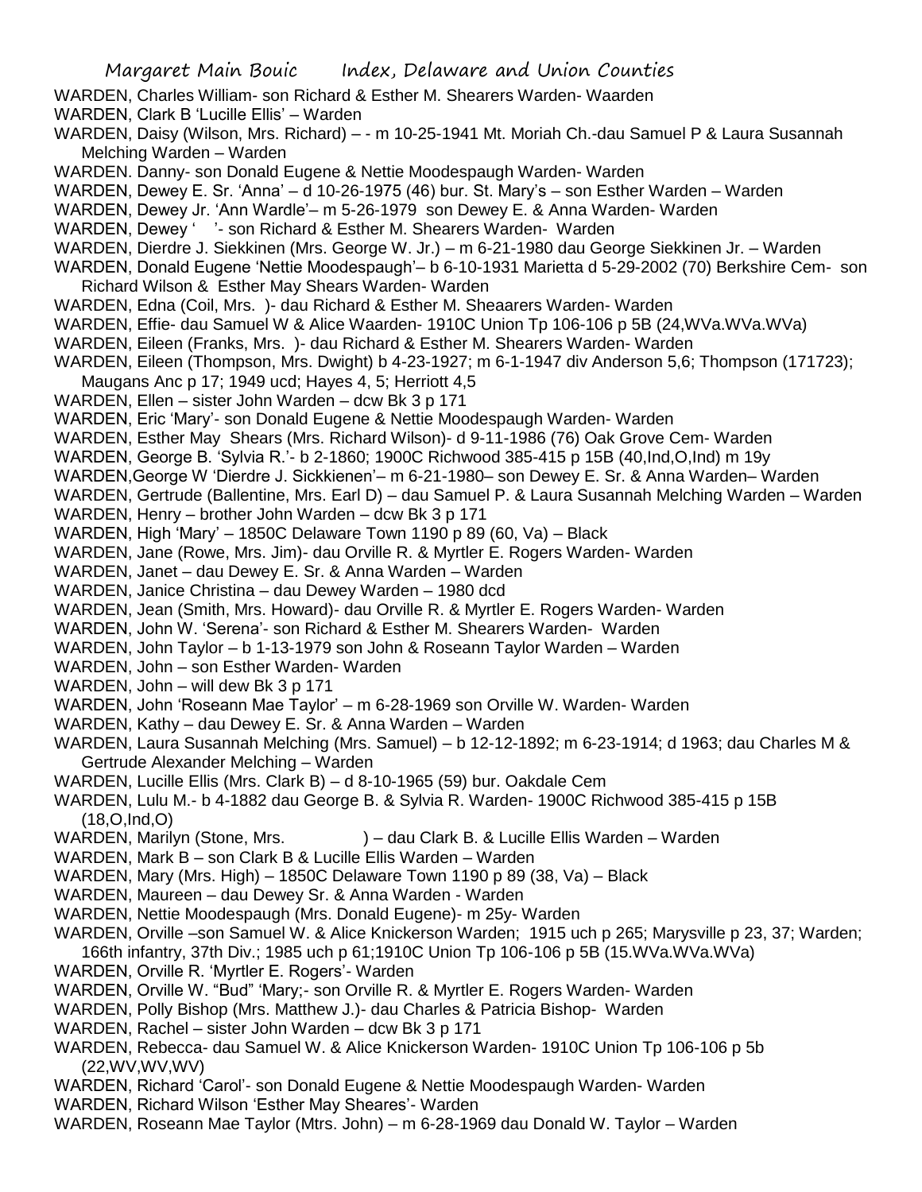WARDEN, Charles William- son Richard & Esther M. Shearers Warden- Waarden

WARDEN, Clark B 'Lucille Ellis' – Warden

WARDEN, Daisy (Wilson, Mrs. Richard) – - m 10-25-1941 Mt. Moriah Ch.-dau Samuel P & Laura Susannah Melching Warden – Warden

WARDEN. Danny- son Donald Eugene & Nettie Moodespaugh Warden- Warden

WARDEN, Dewey E. Sr. 'Anna' – d 10-26-1975 (46) bur. St. Mary's – son Esther Warden – Warden

WARDEN, Dewey Jr. 'Ann Wardle'– m 5-26-1979 son Dewey E. & Anna Warden- Warden

WARDEN, Dewey ' '- son Richard & Esther M. Shearers Warden- Warden

WARDEN, Dierdre J. Siekkinen (Mrs. George W. Jr.) – m 6-21-1980 dau George Siekkinen Jr. – Warden

WARDEN, Donald Eugene 'Nettie Moodespaugh'– b 6-10-1931 Marietta d 5-29-2002 (70) Berkshire Cem- son Richard Wilson & Esther May Shears Warden- Warden

WARDEN, Edna (Coil, Mrs. )- dau Richard & Esther M. Sheaarers Warden- Warden

WARDEN, Effie- dau Samuel W & Alice Waarden- 1910C Union Tp 106-106 p 5B (24,WVa.WVa.WVa)

WARDEN, Eileen (Franks, Mrs. )- dau Richard & Esther M. Shearers Warden- Warden

WARDEN, Eileen (Thompson, Mrs. Dwight) b 4-23-1927; m 6-1-1947 div Anderson 5,6; Thompson (171723); Maugans Anc p 17; 1949 ucd; Hayes 4, 5; Herriott 4,5

WARDEN, Ellen – sister John Warden – dcw Bk 3 p 171

WARDEN, Eric 'Mary'- son Donald Eugene & Nettie Moodespaugh Warden- Warden

WARDEN, Esther May Shears (Mrs. Richard Wilson)- d 9-11-1986 (76) Oak Grove Cem- Warden

WARDEN, George B. 'Sylvia R.'- b 2-1860; 1900C Richwood 385-415 p 15B (40,Ind,O,Ind) m 19y

WARDEN,George W 'Dierdre J. Sickkienen'– m 6-21-1980– son Dewey E. Sr. & Anna Warden– Warden

WARDEN, Gertrude (Ballentine, Mrs. Earl D) – dau Samuel P. & Laura Susannah Melching Warden – Warden

WARDEN, Henry – brother John Warden – dcw Bk 3 p 171

WARDEN, High 'Mary' – 1850C Delaware Town 1190 p 89 (60, Va) – Black

WARDEN, Jane (Rowe, Mrs. Jim)- dau Orville R. & Myrtler E. Rogers Warden- Warden

WARDEN, Janet – dau Dewey E. Sr. & Anna Warden – Warden

WARDEN, Janice Christina – dau Dewey Warden – 1980 dcd

WARDEN, Jean (Smith, Mrs. Howard)- dau Orville R. & Myrtler E. Rogers Warden- Warden

WARDEN, John W. 'Serena'- son Richard & Esther M. Shearers Warden- Warden

WARDEN, John Taylor – b 1-13-1979 son John & Roseann Taylor Warden – Warden

WARDEN, John – son Esther Warden- Warden

WARDEN, John – will dew Bk 3 p 171

WARDEN, John 'Roseann Mae Taylor' – m 6-28-1969 son Orville W. Warden- Warden

WARDEN, Kathy – dau Dewey E. Sr. & Anna Warden – Warden

WARDEN, Laura Susannah Melching (Mrs. Samuel) – b 12-12-1892; m 6-23-1914; d 1963; dau Charles M & Gertrude Alexander Melching – Warden

WARDEN, Lucille Ellis (Mrs. Clark B) – d 8-10-1965 (59) bur. Oakdale Cem

WARDEN, Lulu M.- b 4-1882 dau George B. & Sylvia R. Warden- 1900C Richwood 385-415 p 15B (18,O,Ind,O)

WARDEN, Marilyn (Stone, Mrs. ) – dau Clark B. & Lucille Ellis Warden – Warden

WARDEN, Mark B – son Clark B & Lucille Ellis Warden – Warden

WARDEN, Mary (Mrs. High) – 1850C Delaware Town 1190 p 89 (38, Va) – Black

WARDEN, Maureen – dau Dewey Sr. & Anna Warden - Warden

WARDEN, Nettie Moodespaugh (Mrs. Donald Eugene)- m 25y- Warden

WARDEN, Orville –son Samuel W. & Alice Knickerson Warden; 1915 uch p 265; Marysville p 23, 37; Warden; 166th infantry, 37th Div.; 1985 uch p 61;1910C Union Tp 106-106 p 5B (15.WVa.WVa.WVa)

WARDEN, Orville R. 'Myrtler E. Rogers'- Warden

WARDEN, Orville W. "Bud" 'Mary;- son Orville R. & Myrtler E. Rogers Warden- Warden

WARDEN, Polly Bishop (Mrs. Matthew J.)- dau Charles & Patricia Bishop- Warden

WARDEN, Rachel – sister John Warden – dcw Bk 3 p 171

WARDEN, Rebecca- dau Samuel W. & Alice Knickerson Warden- 1910C Union Tp 106-106 p 5b (22,WV,WV,WV)

WARDEN, Richard 'Carol'- son Donald Eugene & Nettie Moodespaugh Warden- Warden

WARDEN, Richard Wilson 'Esther May Sheares'- Warden

WARDEN, Roseann Mae Taylor (Mtrs. John) – m 6-28-1969 dau Donald W. Taylor – Warden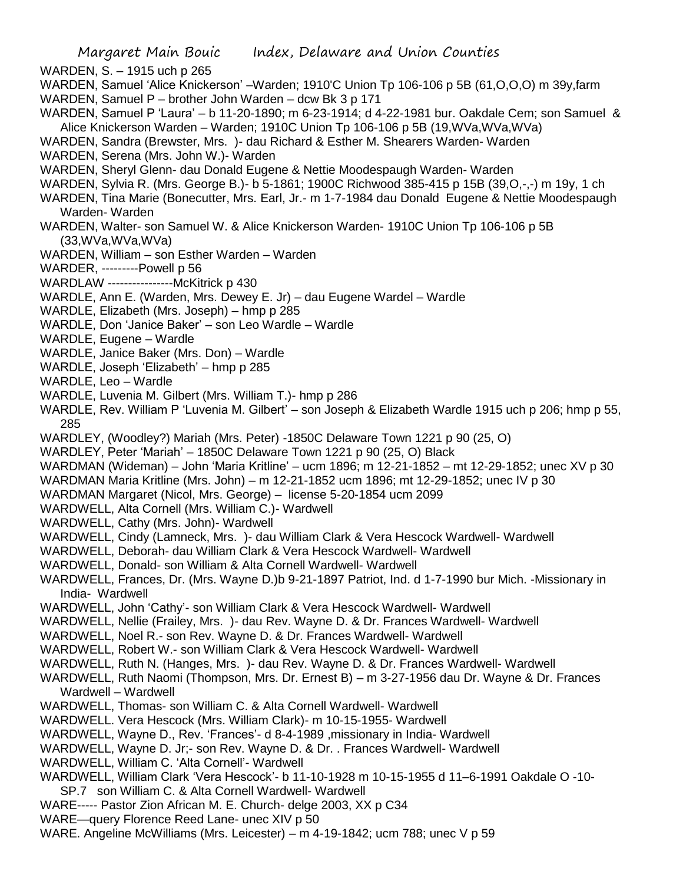WARDEN, S. – 1915 uch p 265

WARDEN, Samuel 'Alice Knickerson' –Warden; 1910'C Union Tp 106-106 p 5B (61,O,O,O) m 39y,farm

WARDEN, Samuel P – brother John Warden – dcw Bk 3 p 171

WARDEN, Samuel P 'Laura' – b 11-20-1890; m 6-23-1914; d 4-22-1981 bur. Oakdale Cem; son Samuel & Alice Knickerson Warden – Warden; 1910C Union Tp 106-106 p 5B (19,WVa,WVa,WVa)

WARDEN, Sandra (Brewster, Mrs. )- dau Richard & Esther M. Shearers Warden- Warden

WARDEN, Serena (Mrs. John W.)- Warden

WARDEN, Sheryl Glenn- dau Donald Eugene & Nettie Moodespaugh Warden- Warden

WARDEN, Sylvia R. (Mrs. George B.)- b 5-1861; 1900C Richwood 385-415 p 15B (39,O,-,-) m 19y, 1 ch

WARDEN, Tina Marie (Bonecutter, Mrs. Earl, Jr.- m 1-7-1984 dau Donald Eugene & Nettie Moodespaugh Warden- Warden

WARDEN, Walter- son Samuel W. & Alice Knickerson Warden- 1910C Union Tp 106-106 p 5B (33,WVa,WVa,WVa)

WARDEN, William – son Esther Warden – Warden

WARDER, ---------Powell p 56

WARDLAW ----------------McKitrick p 430

WARDLE, Ann E. (Warden, Mrs. Dewey E. Jr) – dau Eugene Wardel – Wardle

WARDLE, Elizabeth (Mrs. Joseph) – hmp p 285

WARDLE, Don 'Janice Baker' – son Leo Wardle – Wardle

WARDLE, Eugene – Wardle

WARDLE, Janice Baker (Mrs. Don) – Wardle

WARDLE, Joseph 'Elizabeth' – hmp p 285

WARDLE, Leo – Wardle

WARDLE, Luvenia M. Gilbert (Mrs. William T.)- hmp p 286

WARDLE, Rev. William P 'Luvenia M. Gilbert' – son Joseph & Elizabeth Wardle 1915 uch p 206; hmp p 55, 285

WARDLEY, (Woodley?) Mariah (Mrs. Peter) -1850C Delaware Town 1221 p 90 (25, O)

WARDLEY, Peter 'Mariah' – 1850C Delaware Town 1221 p 90 (25, O) Black

WARDMAN (Wideman) – John 'Maria Kritline' – ucm 1896; m 12-21-1852 – mt 12-29-1852; unec XV p 30

WARDMAN Maria Kritline (Mrs. John) – m 12-21-1852 ucm 1896; mt 12-29-1852; unec IV p 30

WARDMAN Margaret (Nicol, Mrs. George) – license 5-20-1854 ucm 2099

WARDWELL, Alta Cornell (Mrs. William C.)- Wardwell

WARDWELL, Cathy (Mrs. John)- Wardwell

WARDWELL, Cindy (Lamneck, Mrs. )- dau William Clark & Vera Hescock Wardwell- Wardwell

WARDWELL, Deborah- dau William Clark & Vera Hescock Wardwell- Wardwell

WARDWELL, Donald- son William & Alta Cornell Wardwell- Wardwell

WARDWELL, Frances, Dr. (Mrs. Wayne D.)b 9-21-1897 Patriot, Ind. d 1-7-1990 bur Mich. -Missionary in India- Wardwell

WARDWELL, John 'Cathy'- son William Clark & Vera Hescock Wardwell- Wardwell

WARDWELL, Nellie (Frailey, Mrs. )- dau Rev. Wayne D. & Dr. Frances Wardwell- Wardwell

WARDWELL, Noel R.- son Rev. Wayne D. & Dr. Frances Wardwell- Wardwell

WARDWELL, Robert W.- son William Clark & Vera Hescock Wardwell- Wardwell

WARDWELL, Ruth N. (Hanges, Mrs. )- dau Rev. Wayne D. & Dr. Frances Wardwell- Wardwell

WARDWELL, Ruth Naomi (Thompson, Mrs. Dr. Ernest B) – m 3-27-1956 dau Dr. Wayne & Dr. Frances Wardwell – Wardwell

WARDWELL, Thomas- son William C. & Alta Cornell Wardwell- Wardwell

WARDWELL. Vera Hescock (Mrs. William Clark)- m 10-15-1955- Wardwell

WARDWELL, Wayne D., Rev. 'Frances'- d 8-4-1989 ,missionary in India- Wardwell

WARDWELL, Wayne D. Jr;- son Rev. Wayne D. & Dr. . Frances Wardwell- Wardwell

WARDWELL, William C. 'Alta Cornell'- Wardwell

WARDWELL, William Clark 'Vera Hescock'- b 11-10-1928 m 10-15-1955 d 11–6-1991 Oakdale O -10-SP.7 son William C. & Alta Cornell Wardwell- Wardwell

WARE----- Pastor Zion African M. E. Church- delge 2003, XX p C34

WARE—query Florence Reed Lane- unec XIV p 50

WARE. Angeline McWilliams (Mrs. Leicester) – m 4-19-1842; ucm 788; unec V p 59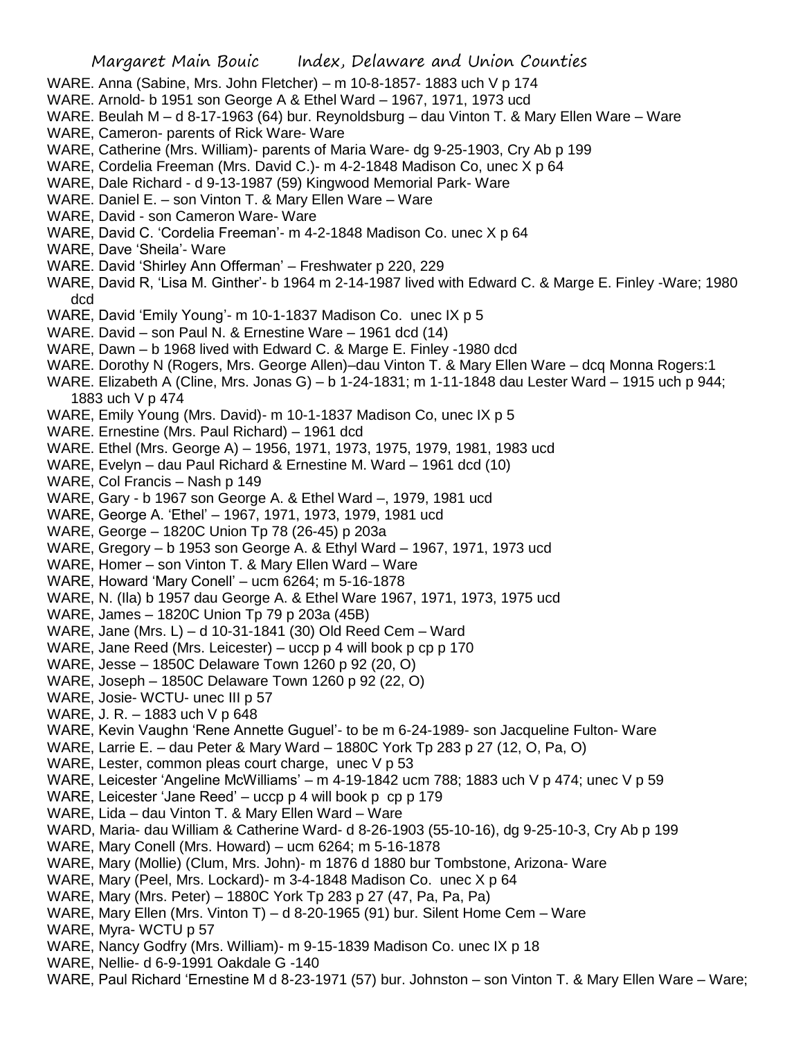WARE. Anna (Sabine, Mrs. John Fletcher) – m 10-8-1857- 1883 uch V p 174
WARE. Arnold- b 1951 son George A & Ethel Ward – 1967, 1971, 1973 ucd
WARE. Beulah M – d 8-17-1963 (64) bur. Reynoldsburg – dau Vinton T. & Mary Ellen Ware – Ware
WARE, Cameron- parents of Rick Ware- Ware
WARE, Catherine (Mrs. William)- parents of Maria Ware- dg 9-25-1903, Cry Ab p 199
WARE, Cordelia Freeman (Mrs. David C.)- m 4-2-1848 Madison Co, unec X p 64
WARE, Dale Richard - d 9-13-1987 (59) Kingwood Memorial Park- Ware
WARE. Daniel E. – son Vinton T. & Mary Ellen Ware – Ware
WARE, David - son Cameron Ware- Ware
WARE, David C. 'Cordelia Freeman'- m 4-2-1848 Madison Co. unec X p 64
WARE, Dave 'Sheila'- Ware
WARE. David 'Shirley Ann Offerman' – Freshwater p 220, 229
WARE, David R, 'Lisa M. Ginther'- b 1964 m 2-14-1987 lived with Edward C. & Marge E. Finley -Ware; 1980 dcd
WARE, David 'Emily Young'- m 10-1-1837 Madison Co. unec IX p 5
WARE. David – son Paul N. & Ernestine Ware – 1961 dcd (14)
WARE, Dawn – b 1968 lived with Edward C. & Marge E. Finley -1980 dcd
WARE. Dorothy N (Rogers, Mrs. George Allen)–dau Vinton T. & Mary Ellen Ware – dcq Monna Rogers:1
WARE. Elizabeth A (Cline, Mrs. Jonas G) – b 1-24-1831; m 1-11-1848 dau Lester Ward – 1915 uch p 944; 1883 uch V p 474
WARE, Emily Young (Mrs. David)- m 10-1-1837 Madison Co, unec IX p 5
WARE. Ernestine (Mrs. Paul Richard) – 1961 dcd
WARE. Ethel (Mrs. George A) – 1956, 1971, 1973, 1975, 1979, 1981, 1983 ucd
WARE, Evelyn – dau Paul Richard & Ernestine M. Ward – 1961 dcd (10)
WARE, Col Francis – Nash p 149
WARE, Gary - b 1967 son George A. & Ethel Ward –, 1979, 1981 ucd
WARE, George A. 'Ethel' – 1967, 1971, 1973, 1979, 1981 ucd
WARE, George – 1820C Union Tp 78 (26-45) p 203a
WARE, Gregory – b 1953 son George A. & Ethyl Ward – 1967, 1971, 1973 ucd
WARE, Homer – son Vinton T. & Mary Ellen Ward – Ware
WARE, Howard 'Mary Conell' – ucm 6264; m 5-16-1878
WARE, N. (Ila) b 1957 dau George A. & Ethel Ware 1967, 1971, 1973, 1975 ucd
WARE, James – 1820C Union Tp 79 p 203a (45B)
WARE, Jane (Mrs. L) – d 10-31-1841 (30) Old Reed Cem – Ward
WARE, Jane Reed (Mrs. Leicester) – uccp p 4 will book p cp p 170
WARE, Jesse – 1850C Delaware Town 1260 p 92 (20, O)
WARE, Joseph – 1850C Delaware Town 1260 p 92 (22, O)
WARE, Josie- WCTU- unec III p 57
WARE, J. R. – 1883 uch V p 648
WARE, Kevin Vaughn 'Rene Annette Guguel'- to be m 6-24-1989- son Jacqueline Fulton- Ware
WARE, Larrie E. – dau Peter & Mary Ward – 1880C York Tp 283 p 27 (12, O, Pa, O)
WARE, Lester, common pleas court charge, unec V p 53
WARE, Leicester 'Angeline McWilliams' – m 4-19-1842 ucm 788; 1883 uch V p 474; unec V p 59
WARE, Leicester 'Jane Reed' – uccp p 4 will book p cp p 179
WARE, Lida – dau Vinton T. & Mary Ellen Ward – Ware
WARD, Maria- dau William & Catherine Ward- d 8-26-1903 (55-10-16), dg 9-25-10-3, Cry Ab p 199
WARE, Mary Conell (Mrs. Howard) – ucm 6264; m 5-16-1878
WARE, Mary (Mollie) (Clum, Mrs. John)- m 1876 d 1880 bur Tombstone, Arizona- Ware
WARE, Mary (Peel, Mrs. Lockard)- m 3-4-1848 Madison Co. unec X p 64
WARE, Mary (Mrs. Peter) – 1880C York Tp 283 p 27 (47, Pa, Pa, Pa)
WARE, Mary Ellen (Mrs. Vinton T) – d 8-20-1965 (91) bur. Silent Home Cem – Ware
WARE, Myra- WCTU p 57
WARE, Nancy Godfry (Mrs. William)- m 9-15-1839 Madison Co. unec IX p 18
WARE, Nellie- d 6-9-1991 Oakdale G -140
WARE, Paul Richard 'Ernestine M d 8-23-1971 (57) bur. Johnston – son Vinton T. & Mary Ellen Ware – Ware;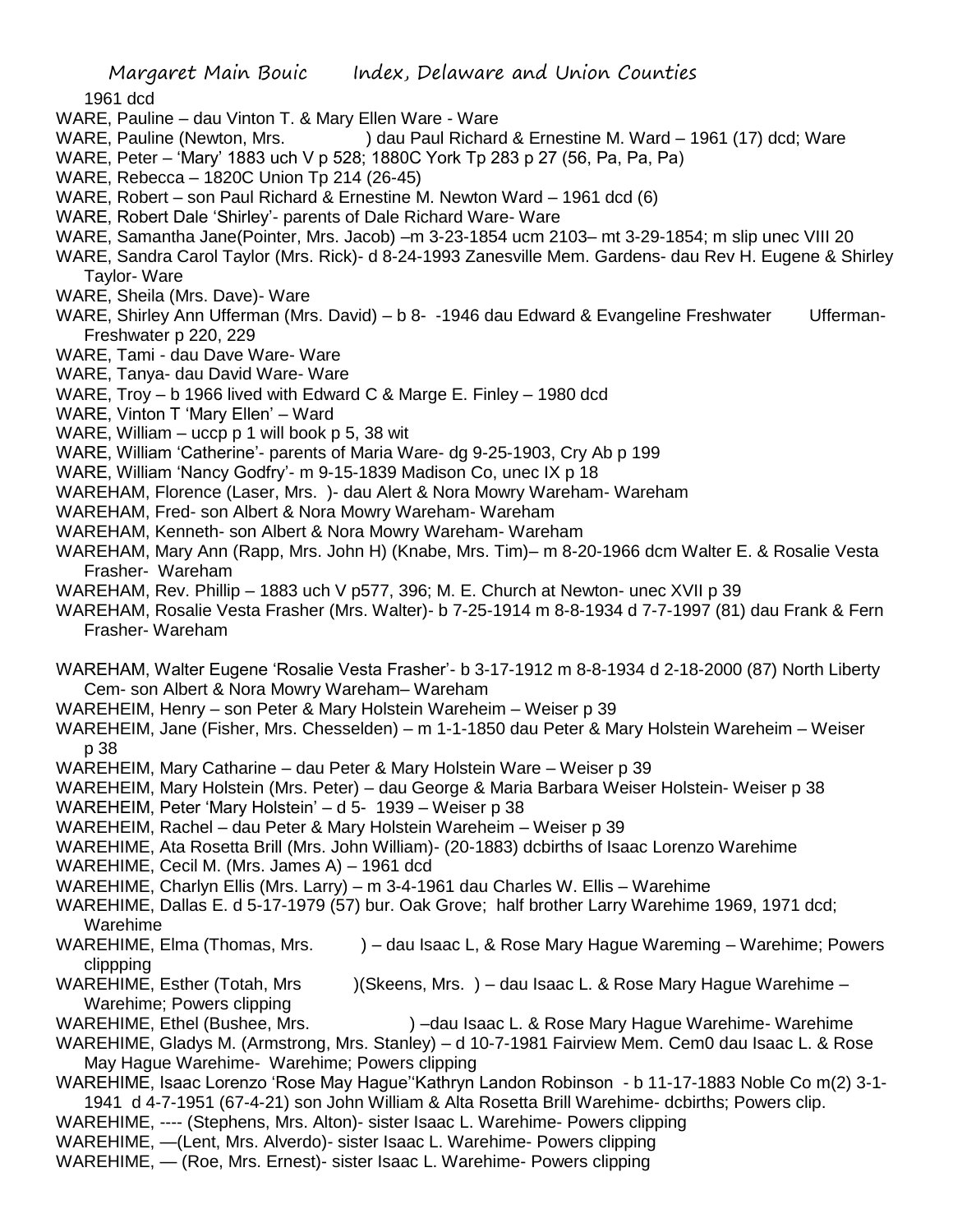1961 dcd

WARE, Pauline – dau Vinton T. & Mary Ellen Ware - Ware

WARE, Pauline (Newton, Mrs. ) dau Paul Richard & Ernestine M. Ward – 1961 (17) dcd; Ware

WARE, Peter – 'Mary' 1883 uch V p 528; 1880C York Tp 283 p 27 (56, Pa, Pa, Pa)

WARE, Rebecca – 1820C Union Tp 214 (26-45)

WARE, Robert – son Paul Richard & Ernestine M. Newton Ward – 1961 dcd (6)

WARE, Robert Dale 'Shirley'- parents of Dale Richard Ware- Ware

WARE, Samantha Jane(Pointer, Mrs. Jacob) –m 3-23-1854 ucm 2103– mt 3-29-1854; m slip unec VIII 20

WARE, Sandra Carol Taylor (Mrs. Rick)- d 8-24-1993 Zanesville Mem. Gardens- dau Rev H. Eugene & Shirley Taylor- Ware

WARE, Sheila (Mrs. Dave)- Ware

WARE, Shirley Ann Ufferman (Mrs. David) – b 8- -1946 dau Edward & Evangeline Freshwater Ufferman- Freshwater p 220, 229

WARE, Tami - dau Dave Ware- Ware

WARE, Tanya- dau David Ware- Ware

WARE, Troy – b 1966 lived with Edward C & Marge E. Finley – 1980 dcd

WARE, Vinton T 'Mary Ellen' – Ward

WARE, William – uccp p 1 will book p 5, 38 wit

WARE, William 'Catherine'- parents of Maria Ware- dg 9-25-1903, Cry Ab p 199

WARE, William 'Nancy Godfry'- m 9-15-1839 Madison Co, unec IX p 18

WAREHAM, Florence (Laser, Mrs. )- dau Alert & Nora Mowry Wareham- Wareham

WAREHAM, Fred- son Albert & Nora Mowry Wareham- Wareham

WAREHAM, Kenneth- son Albert & Nora Mowry Wareham- Wareham

WAREHAM, Mary Ann (Rapp, Mrs. John H) (Knabe, Mrs. Tim)– m 8-20-1966 dcm Walter E. & Rosalie Vesta Frasher- Wareham

WAREHAM, Rev. Phillip – 1883 uch V p577, 396; M. E. Church at Newton- unec XVII p 39

WAREHAM, Rosalie Vesta Frasher (Mrs. Walter)- b 7-25-1914 m 8-8-1934 d 7-7-1997 (81) dau Frank & Fern Frasher- Wareham

WAREHAM, Walter Eugene 'Rosalie Vesta Frasher'- b 3-17-1912 m 8-8-1934 d 2-18-2000 (87) North Liberty Cem- son Albert & Nora Mowry Wareham– Wareham

WAREHEIM, Henry – son Peter & Mary Holstein Wareheim – Weiser p 39

WAREHEIM, Jane (Fisher, Mrs. Chesselden) – m 1-1-1850 dau Peter & Mary Holstein Wareheim – Weiser p 38

WAREHEIM, Mary Catharine – dau Peter & Mary Holstein Ware – Weiser p 39

WAREHEIM, Mary Holstein (Mrs. Peter) – dau George & Maria Barbara Weiser Holstein- Weiser p 38

WAREHEIM, Peter 'Mary Holstein' – d 5- 1939 – Weiser p 38

WAREHEIM, Rachel – dau Peter & Mary Holstein Wareheim – Weiser p 39

WAREHIME, Ata Rosetta Brill (Mrs. John William)- (20-1883) dcbirths of Isaac Lorenzo Warehime

WAREHIME, Cecil M. (Mrs. James A) – 1961 dcd

WAREHIME, Charlyn Ellis (Mrs. Larry) – m 3-4-1961 dau Charles W. Ellis – Warehime

WAREHIME, Dallas E. d 5-17-1979 (57) bur. Oak Grove; half brother Larry Warehime 1969, 1971 dcd; Warehime

WAREHIME, Elma (Thomas, Mrs. ) – dau Isaac L, & Rose Mary Hague Wareming – Warehime; Powers clippping

WAREHIME, Esther (Totah, Mrs )(Skeens, Mrs. ) – dau Isaac L. & Rose Mary Hague Warehime – Warehime; Powers clipping

WAREHIME, Ethel (Bushee, Mrs. ) –dau Isaac L. & Rose Mary Hague Warehime- Warehime

WAREHIME, Gladys M. (Armstrong, Mrs. Stanley) – d 10-7-1981 Fairview Mem. Cem0 dau Isaac L. & Rose May Hague Warehime- Warehime; Powers clipping

WAREHIME, Isaac Lorenzo 'Rose May Hague''Kathryn Landon Robinson - b 11-17-1883 Noble Co m(2) 3-1-1941 d 4-7-1951 (67-4-21) son John William & Alta Rosetta Brill Warehime- dcbirths; Powers clip.

WAREHIME, ---- (Stephens, Mrs. Alton)- sister Isaac L. Warehime- Powers clipping

WAREHIME, —(Lent, Mrs. Alverdo)- sister Isaac L. Warehime- Powers clipping

WAREHIME, — (Roe, Mrs. Ernest)- sister Isaac L. Warehime- Powers clipping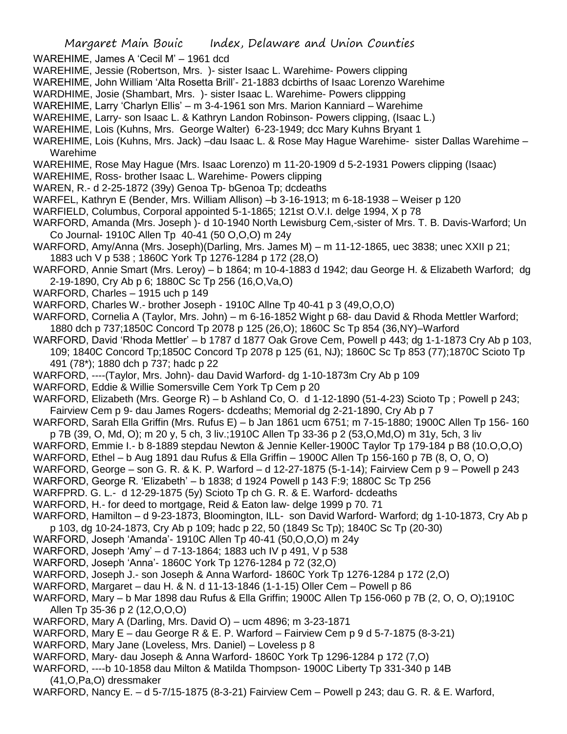WAREHIME, James A 'Cecil M' – 1961 dcd

WAREHIME, Jessie (Robertson, Mrs. )- sister Isaac L. Warehime- Powers clipping

WAREHIME, John William 'Alta Rosetta Brill'- 21-1883 dcbirths of Isaac Lorenzo Warehime

WARDHIME, Josie (Shambart, Mrs. )- sister Isaac L. Warehime- Powers clippping

WAREHIME, Larry 'Charlyn Ellis' – m 3-4-1961 son Mrs. Marion Kanniard – Warehime

WAREHIME, Larry- son Isaac L. & Kathryn Landon Robinson- Powers clipping, (Isaac L.)

WAREHIME, Lois (Kuhns, Mrs. George Walter) 6-23-1949; dcc Mary Kuhns Bryant 1

WAREHIME, Lois (Kuhns, Mrs. Jack) –dau Isaac L. & Rose May Hague Warehime- sister Dallas Warehime – Warehime

WAREHIME, Rose May Hague (Mrs. Isaac Lorenzo) m 11-20-1909 d 5-2-1931 Powers clipping (Isaac)

WAREHIME, Ross- brother Isaac L. Warehime- Powers clipping

WAREN, R.- d 2-25-1872 (39y) Genoa Tp- bGenoa Tp; dcdeaths

WARFEL, Kathryn E (Bender, Mrs. William Allison) –b 3-16-1913; m 6-18-1938 – Weiser p 120

WARFIELD, Columbus, Corporal appointed 5-1-1865; 121st O.V.I. delge 1994, X p 78

WARFORD, Amanda (Mrs. Joseph )- d 10-1940 North Lewisburg Cem,-sister of Mrs. T. B. Davis-Warford; Un Co Journal- 1910C Allen Tp 40-41 (50 O,O,O) m 24y

WARFORD, Amy/Anna (Mrs. Joseph)(Darling, Mrs. James M) – m 11-12-1865, uec 3838; unec XXII p 21; 1883 uch V p 538 ; 1860C York Tp 1276-1284 p 172 (28,O)

WARFORD, Annie Smart (Mrs. Leroy) – b 1864; m 10-4-1883 d 1942; dau George H. & Elizabeth Warford; dg 2-19-1890, Cry Ab p 6; 1880C Sc Tp 256 (16,O,Va,O)

WARFORD, Charles – 1915 uch p 149

WARFORD, Charles W.- brother Joseph - 1910C Allne Tp 40-41 p 3 (49,O,O,O)

WARFORD, Cornelia A (Taylor, Mrs. John) – m 6-16-1852 Wight p 68- dau David & Rhoda Mettler Warford; 1880 dch p 737;1850C Concord Tp 2078 p 125 (26,O); 1860C Sc Tp 854 (36,NY)–Warford

WARFORD, David 'Rhoda Mettler' – b 1787 d 1877 Oak Grove Cem, Powell p 443; dg 1-1-1873 Cry Ab p 103, 109; 1840C Concord Tp;1850C Concord Tp 2078 p 125 (61, NJ); 1860C Sc Tp 853 (77);1870C Scioto Tp 491 (78*); 1880 dch p 737; hadc p 22

WARFORD, ----(Taylor, Mrs. John)- dau David Warford- dg 1-10-1873m Cry Ab p 109

WARFORD, Eddie & Willie Somersville Cem York Tp Cem p 20

WARFORD, Elizabeth (Mrs. George R) – b Ashland Co, O. d 1-12-1890 (51-4-23) Scioto Tp ; Powell p 243; Fairview Cem p 9- dau James Rogers- dcdeaths; Memorial dg 2-21-1890, Cry Ab p 7

WARFORD, Sarah Ella Griffin (Mrs. Rufus E) – b Jan 1861 ucm 6751; m 7-15-1880; 1900C Allen Tp 156- 160 p 7B (39, O, Md, O); m 20 y, 5 ch, 3 liv.;1910C Allen Tp 33-36 p 2 (53,O,Md,O) m 31y, 5ch, 3 liv

WARFORD, Emmie I.- b 8-1889 stepdau Newton & Jennie Keller-1900C Taylor Tp 179-184 p B8 (10.O,O,O)

WARFORD, Ethel – b Aug 1891 dau Rufus & Ella Griffin – 1900C Allen Tp 156-160 p 7B (8, O, O, O)

WARFORD, George – son G. R. & K. P. Warford – d 12-27-1875 (5-1-14); Fairview Cem p 9 – Powell p 243

WARFORD, George R. 'Elizabeth' – b 1838; d 1924 Powell p 143 F:9; 1880C Sc Tp 256

WARFPRD. G. L.- d 12-29-1875 (5y) Scioto Tp ch G. R. & E. Warford- dcdeaths

WARFORD, H.- for deed to mortgage, Reid & Eaton law- delge 1999 p 70. 71

WARFORD, Hamilton – d 9-23-1873, Bloomington, ILL- son David Warford- Warford; dg 1-10-1873, Cry Ab p p 103, dg 10-24-1873, Cry Ab p 109; hadc p 22, 50 (1849 Sc Tp); 1840C Sc Tp (20-30)

WARFORD, Joseph 'Amanda'- 1910C Allen Tp 40-41 (50,O,O,O) m 24y

WARFORD, Joseph 'Amy' – d 7-13-1864; 1883 uch IV p 491, V p 538

WARFORD, Joseph 'Anna'- 1860C York Tp 1276-1284 p 72 (32,O)

WARFORD, Joseph J.- son Joseph & Anna Warford- 1860C York Tp 1276-1284 p 172 (2,O)

WARFORD, Margaret – dau H. & N. d 11-13-1846 (1-1-15) Oller Cem – Powell p 86

WARFORD, Mary – b Mar 1898 dau Rufus & Ella Griffin; 1900C Allen Tp 156-060 p 7B (2, O, O, O);1910C Allen Tp 35-36 p 2 (12,O,O,O)

WARFORD, Mary A (Darling, Mrs. David O) – ucm 4896; m 3-23-1871

WARFORD, Mary E – dau George R & E. P. Warford – Fairview Cem p 9 d 5-7-1875 (8-3-21)

WARFORD, Mary Jane (Loveless, Mrs. Daniel) – Loveless p 8

WARFORD, Mary- dau Joseph & Anna Warford- 1860C York Tp 1296-1284 p 172 (7,O)

WARFORD, ----b 10-1858 dau Milton & Matilda Thompson- 1900C Liberty Tp 331-340 p 14B (41,O,Pa,O) dressmaker

WARFORD, Nancy E. – d 5-7/15-1875 (8-3-21) Fairview Cem – Powell p 243; dau G. R. & E. Warford,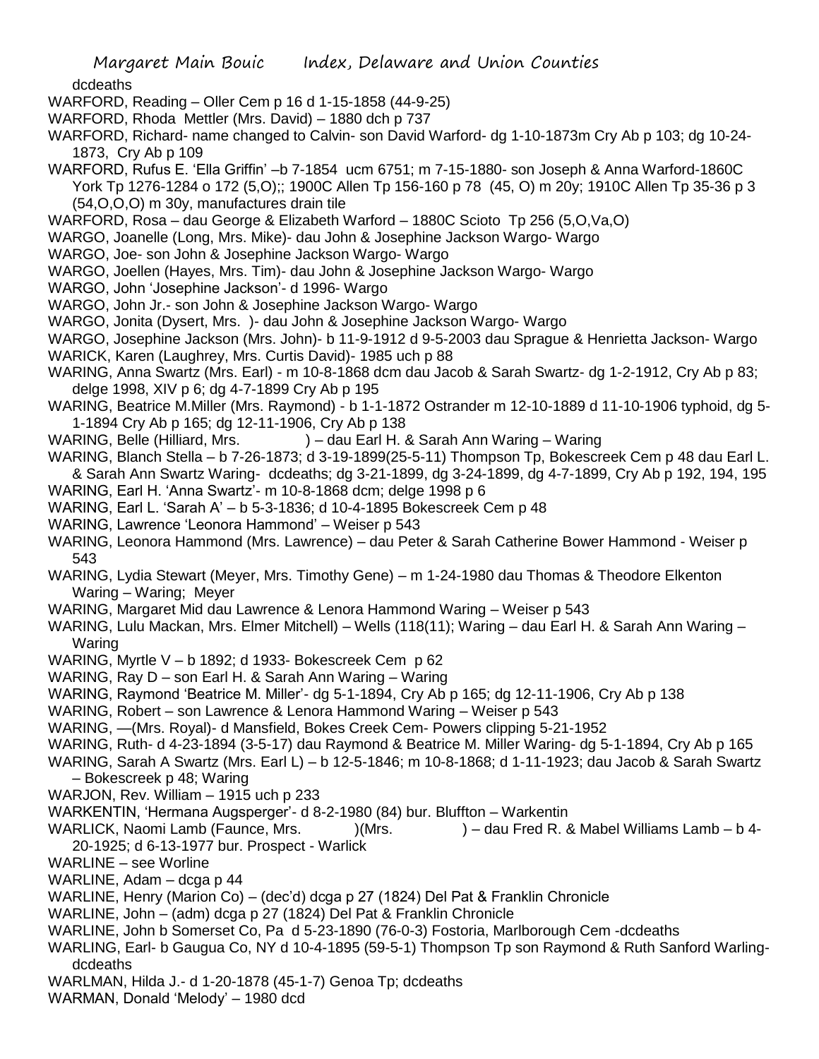dcdeaths

WARFORD, Reading – Oller Cem p 16 d 1-15-1858 (44-9-25)

WARFORD, Rhoda Mettler (Mrs. David) – 1880 dch p 737

WARFORD, Richard- name changed to Calvin- son David Warford- dg 1-10-1873m Cry Ab p 103; dg 10-24-1873, Cry Ab p 109

WARFORD, Rufus E. 'Ella Griffin' –b 7-1854 ucm 6751; m 7-15-1880- son Joseph & Anna Warford-1860C York Tp 1276-1284 o 172 (5,O);; 1900C Allen Tp 156-160 p 78 (45, O) m 20y; 1910C Allen Tp 35-36 p 3 (54,O,O,O) m 30y, manufactures drain tile

WARFORD, Rosa – dau George & Elizabeth Warford – 1880C Scioto Tp 256 (5,O,Va,O)

WARGO, Joanelle (Long, Mrs. Mike)- dau John & Josephine Jackson Wargo- Wargo

WARGO, Joe- son John & Josephine Jackson Wargo- Wargo

WARGO, Joellen (Hayes, Mrs. Tim)- dau John & Josephine Jackson Wargo- Wargo

WARGO, John 'Josephine Jackson'- d 1996- Wargo

WARGO, John Jr.- son John & Josephine Jackson Wargo- Wargo

WARGO, Jonita (Dysert, Mrs. )- dau John & Josephine Jackson Wargo- Wargo

WARGO, Josephine Jackson (Mrs. John)- b 11-9-1912 d 9-5-2003 dau Sprague & Henrietta Jackson- Wargo

WARICK, Karen (Laughrey, Mrs. Curtis David)- 1985 uch p 88

WARING, Anna Swartz (Mrs. Earl) - m 10-8-1868 dcm dau Jacob & Sarah Swartz- dg 1-2-1912, Cry Ab p 83; delge 1998, XIV p 6; dg 4-7-1899 Cry Ab p 195

WARING, Beatrice M.Miller (Mrs. Raymond) - b 1-1-1872 Ostrander m 12-10-1889 d 11-10-1906 typhoid, dg 5-1-1894 Cry Ab p 165; dg 12-11-1906, Cry Ab p 138

WARING, Belle (Hilliard, Mrs. ) – dau Earl H. & Sarah Ann Waring – Waring

WARING, Blanch Stella – b 7-26-1873; d 3-19-1899(25-5-11) Thompson Tp, Bokescreek Cem p 48 dau Earl L. & Sarah Ann Swartz Waring- dcdeaths; dg 3-21-1899, dg 3-24-1899, dg 4-7-1899, Cry Ab p 192, 194, 195

WARING, Earl H. 'Anna Swartz'- m 10-8-1868 dcm; delge 1998 p 6

WARING, Earl L. 'Sarah A' – b 5-3-1836; d 10-4-1895 Bokescreek Cem p 48

WARING, Lawrence 'Leonora Hammond' – Weiser p 543

WARING, Leonora Hammond (Mrs. Lawrence) – dau Peter & Sarah Catherine Bower Hammond - Weiser p 543

WARING, Lydia Stewart (Meyer, Mrs. Timothy Gene) – m 1-24-1980 dau Thomas & Theodore Elkenton Waring – Waring; Meyer

WARING, Margaret Mid dau Lawrence & Lenora Hammond Waring – Weiser p 543

WARING, Lulu Mackan, Mrs. Elmer Mitchell) – Wells (118(11); Waring – dau Earl H. & Sarah Ann Waring – Waring

WARING, Myrtle V – b 1892; d 1933- Bokescreek Cem p 62

WARING, Ray D – son Earl H. & Sarah Ann Waring – Waring

WARING, Raymond 'Beatrice M. Miller'- dg 5-1-1894, Cry Ab p 165; dg 12-11-1906, Cry Ab p 138

WARING, Robert – son Lawrence & Lenora Hammond Waring – Weiser p 543

WARING, —(Mrs. Royal)- d Mansfield, Bokes Creek Cem- Powers clipping 5-21-1952

WARING, Ruth- d 4-23-1894 (3-5-17) dau Raymond & Beatrice M. Miller Waring- dg 5-1-1894, Cry Ab p 165

WARING, Sarah A Swartz (Mrs. Earl L) – b 12-5-1846; m 10-8-1868; d 1-11-1923; dau Jacob & Sarah Swartz – Bokescreek p 48; Waring

WARJON, Rev. William – 1915 uch p 233

WARKENTIN, 'Hermana Augsperger'- d 8-2-1980 (84) bur. Bluffton – Warkentin

WARLICK, Naomi Lamb (Faunce, Mrs. )(Mrs. ) – dau Fred R. & Mabel Williams Lamb – b 4-20-1925; d 6-13-1977 bur. Prospect - Warlick

WARLINE – see Worline

WARLINE, Adam – dcga p 44

WARLINE, Henry (Marion Co) – (dec'd) dcga p 27 (1824) Del Pat & Franklin Chronicle

WARLINE, John – (adm) dcga p 27 (1824) Del Pat & Franklin Chronicle

WARLINE, John b Somerset Co, Pa d 5-23-1890 (76-0-3) Fostoria, Marlborough Cem -dcdeaths

WARLING, Earl- b Gaugua Co, NY d 10-4-1895 (59-5-1) Thompson Tp son Raymond & Ruth Sanford Warling-dcdeaths

WARLMAN, Hilda J.- d 1-20-1878 (45-1-7) Genoa Tp; dcdeaths

WARMAN, Donald 'Melody' – 1980 dcd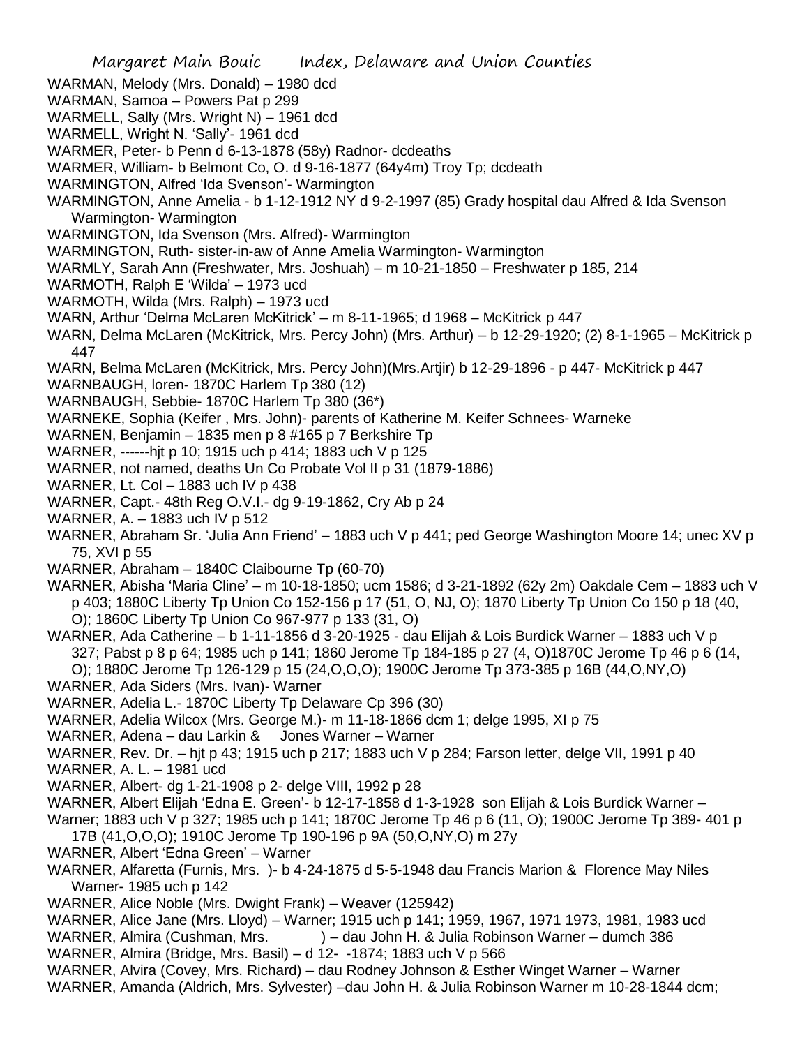WARMAN, Melody (Mrs. Donald) – 1980 dcd

WARMAN, Samoa – Powers Pat p 299

WARMELL, Sally (Mrs. Wright N) – 1961 dcd

WARMELL, Wright N. 'Sally'- 1961 dcd

WARMER, Peter- b Penn d 6-13-1878 (58y) Radnor- dcdeaths

WARMER, William- b Belmont Co, O. d 9-16-1877 (64y4m) Troy Tp; dcdeath

WARMINGTON, Alfred 'Ida Svenson'- Warmington

WARMINGTON, Anne Amelia - b 1-12-1912 NY d 9-2-1997 (85) Grady hospital dau Alfred & Ida Svenson Warmington- Warmington

WARMINGTON, Ida Svenson (Mrs. Alfred)- Warmington

WARMINGTON, Ruth- sister-in-aw of Anne Amelia Warmington- Warmington

WARMLY, Sarah Ann (Freshwater, Mrs. Joshuah) – m 10-21-1850 – Freshwater p 185, 214

WARMOTH, Ralph E 'Wilda' – 1973 ucd

WARMOTH, Wilda (Mrs. Ralph) – 1973 ucd

WARN, Arthur 'Delma McLaren McKitrick' – m 8-11-1965; d 1968 – McKitrick p 447

WARN, Delma McLaren (McKitrick, Mrs. Percy John) (Mrs. Arthur) – b 12-29-1920; (2) 8-1-1965 – McKitrick p 447

WARN, Belma McLaren (McKitrick, Mrs. Percy John)(Mrs.Artjir) b 12-29-1896 - p 447- McKitrick p 447

WARNBAUGH, loren- 1870C Harlem Tp 380 (12)

WARNBAUGH, Sebbie- 1870C Harlem Tp 380 (36*)

WARNEKE, Sophia (Keifer , Mrs. John)- parents of Katherine M. Keifer Schnees- Warneke

WARNEN, Benjamin – 1835 men p 8 #165 p 7 Berkshire Tp

WARNER, ------hjt p 10; 1915 uch p 414; 1883 uch V p 125

WARNER, not named, deaths Un Co Probate Vol II p 31 (1879-1886)

WARNER, Lt. Col – 1883 uch IV p 438

WARNER, Capt.- 48th Reg O.V.I.- dg 9-19-1862, Cry Ab p 24

WARNER, A. – 1883 uch IV p 512

WARNER, Abraham Sr. 'Julia Ann Friend' – 1883 uch V p 441; ped George Washington Moore 14; unec XV p 75, XVI p 55

WARNER, Abraham – 1840C Claibourne Tp (60-70)

WARNER, Abisha 'Maria Cline' – m 10-18-1850; ucm 1586; d 3-21-1892 (62y 2m) Oakdale Cem – 1883 uch V p 403; 1880C Liberty Tp Union Co 152-156 p 17 (51, O, NJ, O); 1870 Liberty Tp Union Co 150 p 18 (40, O); 1860C Liberty Tp Union Co 967-977 p 133 (31, O)

WARNER, Ada Catherine – b 1-11-1856 d 3-20-1925 - dau Elijah & Lois Burdick Warner – 1883 uch V p 327; Pabst p 8 p 64; 1985 uch p 141; 1860 Jerome Tp 184-185 p 27 (4, O)1870C Jerome Tp 46 p 6 (14, O); 1880C Jerome Tp 126-129 p 15 (24,O,O,O); 1900C Jerome Tp 373-385 p 16B (44,O,NY,O)

WARNER, Ada Siders (Mrs. Ivan)- Warner

WARNER, Adelia L.- 1870C Liberty Tp Delaware Cp 396 (30)

WARNER, Adelia Wilcox (Mrs. George M.)- m 11-18-1866 dcm 1; delge 1995, XI p 75

WARNER, Adena – dau Larkin & Jones Warner – Warner

WARNER, Rev. Dr. – hjt p 43; 1915 uch p 217; 1883 uch V p 284; Farson letter, delge VII, 1991 p 40

WARNER, A. L. – 1981 ucd

WARNER, Albert- dg 1-21-1908 p 2- delge VIII, 1992 p 28

WARNER, Albert Elijah 'Edna E. Green'- b 12-17-1858 d 1-3-1928 son Elijah & Lois Burdick Warner – Warner; 1883 uch V p 327; 1985 uch p 141; 1870C Jerome Tp 46 p 6 (11, O); 1900C Jerome Tp 389- 401 p 17B (41,O,O,O); 1910C Jerome Tp 190-196 p 9A (50,O,NY,O) m 27y

WARNER, Albert 'Edna Green' – Warner

WARNER, Alfaretta (Furnis, Mrs. )- b 4-24-1875 d 5-5-1948 dau Francis Marion & Florence May Niles Warner- 1985 uch p 142

WARNER, Alice Noble (Mrs. Dwight Frank) – Weaver (125942)

WARNER, Alice Jane (Mrs. Lloyd) – Warner; 1915 uch p 141; 1959, 1967, 1971 1973, 1981, 1983 ucd

WARNER, Almira (Cushman, Mrs. ) – dau John H. & Julia Robinson Warner – dumch 386

WARNER, Almira (Bridge, Mrs. Basil) – d 12- -1874; 1883 uch V p 566

WARNER, Alvira (Covey, Mrs. Richard) – dau Rodney Johnson & Esther Winget Warner – Warner

WARNER, Amanda (Aldrich, Mrs. Sylvester) –dau John H. & Julia Robinson Warner m 10-28-1844 dcm;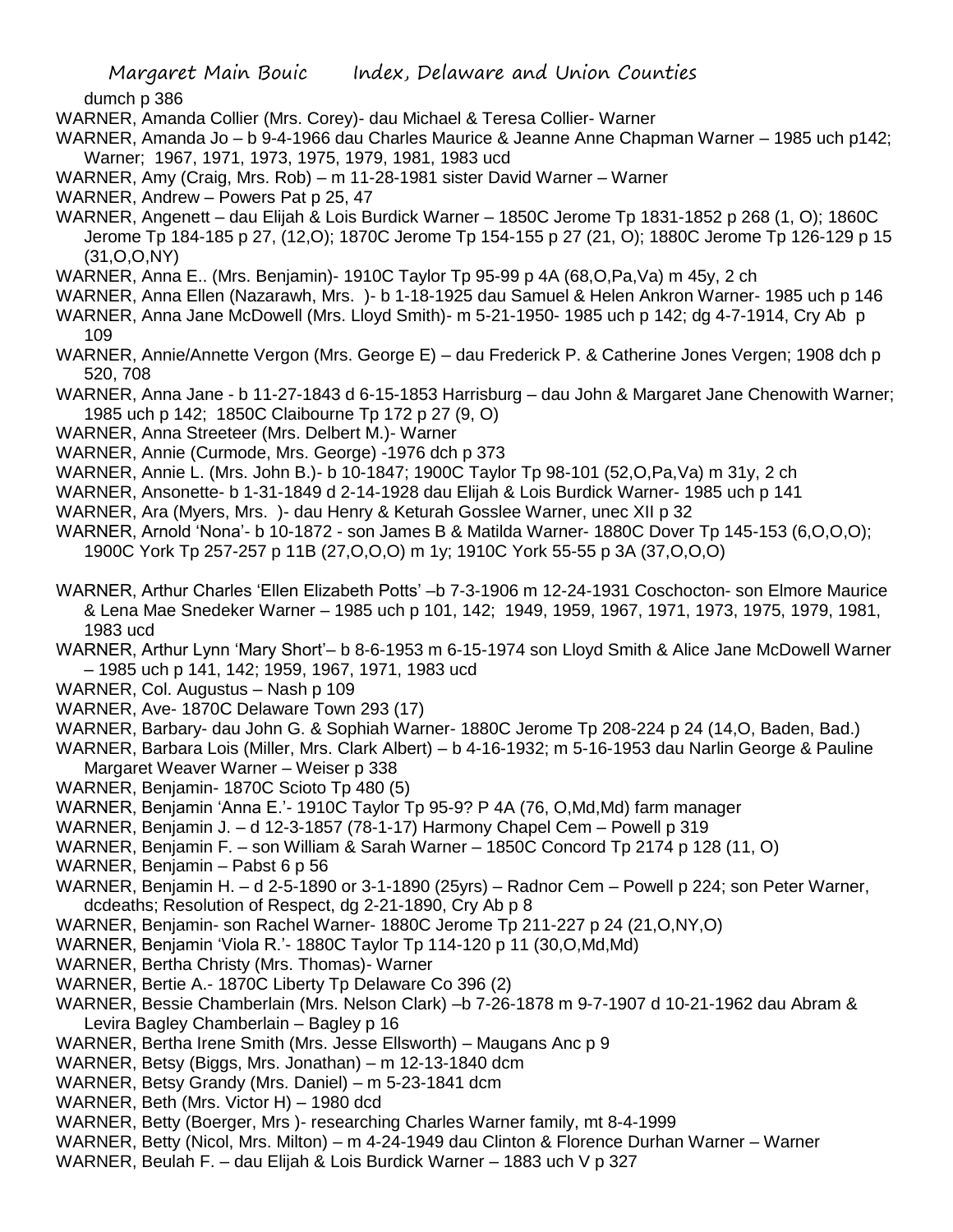dumch p 386

WARNER, Amanda Collier (Mrs. Corey)- dau Michael & Teresa Collier- Warner

WARNER, Amanda Jo – b 9-4-1966 dau Charles Maurice & Jeanne Anne Chapman Warner – 1985 uch p142; Warner; 1967, 1971, 1973, 1975, 1979, 1981, 1983 ucd

WARNER, Amy (Craig, Mrs. Rob) – m 11-28-1981 sister David Warner – Warner

WARNER, Andrew – Powers Pat p 25, 47

WARNER, Angenett – dau Elijah & Lois Burdick Warner – 1850C Jerome Tp 1831-1852 p 268 (1, O); 1860C Jerome Tp 184-185 p 27, (12,O); 1870C Jerome Tp 154-155 p 27 (21, O); 1880C Jerome Tp 126-129 p 15 (31,O,O,NY)

WARNER, Anna E.. (Mrs. Benjamin)- 1910C Taylor Tp 95-99 p 4A (68,O,Pa,Va) m 45y, 2 ch

WARNER, Anna Ellen (Nazarawh, Mrs. )- b 1-18-1925 dau Samuel & Helen Ankron Warner- 1985 uch p 146

WARNER, Anna Jane McDowell (Mrs. Lloyd Smith)- m 5-21-1950- 1985 uch p 142; dg 4-7-1914, Cry Ab p 109

WARNER, Annie/Annette Vergon (Mrs. George E) – dau Frederick P. & Catherine Jones Vergen; 1908 dch p 520, 708

WARNER, Anna Jane - b 11-27-1843 d 6-15-1853 Harrisburg – dau John & Margaret Jane Chenowith Warner; 1985 uch p 142; 1850C Claibourne Tp 172 p 27 (9, O)

WARNER, Anna Streeteer (Mrs. Delbert M.)- Warner

WARNER, Annie (Curmode, Mrs. George) -1976 dch p 373

WARNER, Annie L. (Mrs. John B.)- b 10-1847; 1900C Taylor Tp 98-101 (52,O,Pa,Va) m 31y, 2 ch

WARNER, Ansonette- b 1-31-1849 d 2-14-1928 dau Elijah & Lois Burdick Warner- 1985 uch p 141

WARNER, Ara (Myers, Mrs. )- dau Henry & Keturah Gosslee Warner, unec XII p 32

WARNER, Arnold 'Nona'- b 10-1872 - son James B & Matilda Warner- 1880C Dover Tp 145-153 (6,O,O,O); 1900C York Tp 257-257 p 11B (27,O,O,O) m 1y; 1910C York 55-55 p 3A (37,O,O,O)

WARNER, Arthur Charles 'Ellen Elizabeth Potts' –b 7-3-1906 m 12-24-1931 Coschocton- son Elmore Maurice & Lena Mae Snedeker Warner – 1985 uch p 101, 142; 1949, 1959, 1967, 1971, 1973, 1975, 1979, 1981, 1983 ucd

WARNER, Arthur Lynn 'Mary Short'– b 8-6-1953 m 6-15-1974 son Lloyd Smith & Alice Jane McDowell Warner – 1985 uch p 141, 142; 1959, 1967, 1971, 1983 ucd

WARNER, Col. Augustus – Nash p 109

WARNER, Ave- 1870C Delaware Town 293 (17)

WARNER, Barbary- dau John G. & Sophiah Warner- 1880C Jerome Tp 208-224 p 24 (14,O, Baden, Bad.)

WARNER, Barbara Lois (Miller, Mrs. Clark Albert) – b 4-16-1932; m 5-16-1953 dau Narlin George & Pauline Margaret Weaver Warner – Weiser p 338

WARNER, Benjamin- 1870C Scioto Tp 480 (5)

WARNER, Benjamin 'Anna E.'- 1910C Taylor Tp 95-9? P 4A (76, O,Md,Md) farm manager

WARNER, Benjamin J. – d 12-3-1857 (78-1-17) Harmony Chapel Cem – Powell p 319

WARNER, Benjamin F. – son William & Sarah Warner – 1850C Concord Tp 2174 p 128 (11, O)

WARNER, Benjamin – Pabst 6 p 56

WARNER, Benjamin H. – d 2-5-1890 or 3-1-1890 (25yrs) – Radnor Cem – Powell p 224; son Peter Warner, dcdeaths; Resolution of Respect, dg 2-21-1890, Cry Ab p 8

WARNER, Benjamin- son Rachel Warner- 1880C Jerome Tp 211-227 p 24 (21,O,NY,O)

WARNER, Benjamin 'Viola R.'- 1880C Taylor Tp 114-120 p 11 (30,O,Md,Md)

WARNER, Bertha Christy (Mrs. Thomas)- Warner

WARNER, Bertie A.- 1870C Liberty Tp Delaware Co 396 (2)

WARNER, Bessie Chamberlain (Mrs. Nelson Clark) –b 7-26-1878 m 9-7-1907 d 10-21-1962 dau Abram & Levira Bagley Chamberlain – Bagley p 16

WARNER, Bertha Irene Smith (Mrs. Jesse Ellsworth) – Maugans Anc p 9

WARNER, Betsy (Biggs, Mrs. Jonathan) – m 12-13-1840 dcm

WARNER, Betsy Grandy (Mrs. Daniel) – m 5-23-1841 dcm

WARNER, Beth (Mrs. Victor H) – 1980 dcd

WARNER, Betty (Boerger, Mrs )- researching Charles Warner family, mt 8-4-1999

WARNER, Betty (Nicol, Mrs. Milton) – m 4-24-1949 dau Clinton & Florence Durhan Warner – Warner

WARNER, Beulah F. – dau Elijah & Lois Burdick Warner – 1883 uch V p 327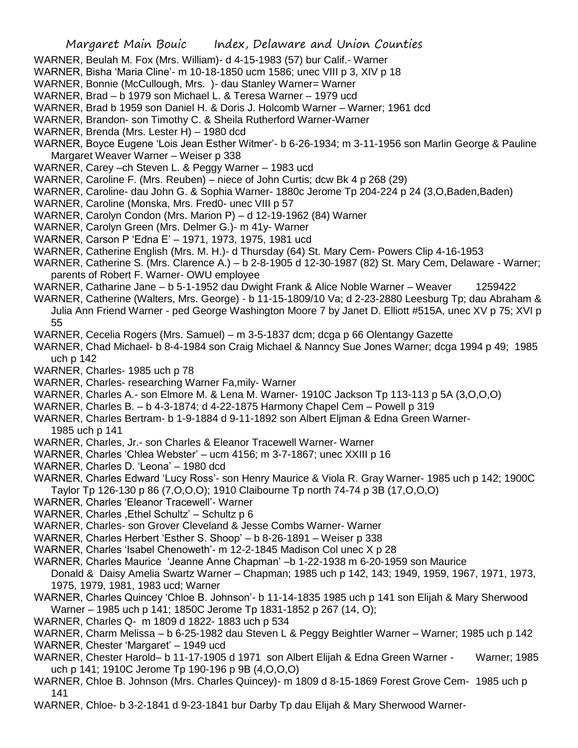WARNER, Beulah M. Fox (Mrs. William)- d 4-15-1983 (57) bur Calif.- Warner
WARNER, Bisha 'Maria Cline'- m 10-18-1850 ucm 1586; unec VIII p 3, XIV p 18
WARNER, Bonnie (McCullough, Mrs. )- dau Stanley Warner= Warner
WARNER, Brad – b 1979 son Michael L. & Teresa Warner – 1979 ucd
WARNER, Brad b 1959 son Daniel H. & Doris J. Holcomb Warner – Warner; 1961 dcd
WARNER, Brandon- son Timothy C. & Sheila Rutherford Warner-Warner
WARNER, Brenda (Mrs. Lester H) – 1980 dcd
WARNER, Boyce Eugene 'Lois Jean Esther Witmer'- b 6-26-1934; m 3-11-1956 son Marlin George & Pauline Margaret Weaver Warner – Weiser p 338
WARNER, Carey –ch Steven L. & Peggy Warner – 1983 ucd
WARNER, Caroline F. (Mrs. Reuben) – niece of John Curtis; dcw Bk 4 p 268 (29)
WARNER, Caroline- dau John G. & Sophia Warner- 1880c Jerome Tp 204-224 p 24 (3,O,Baden,Baden)
WARNER, Caroline (Monska, Mrs. Fred0- unec VIII p 57
WARNER, Carolyn Condon (Mrs. Marion P) – d 12-19-1962 (84) Warner
WARNER, Carolyn Green (Mrs. Delmer G.)- m 41y- Warner
WARNER, Carson P 'Edna E' – 1971, 1973, 1975, 1981 ucd
WARNER, Catherine English (Mrs. M. H.)- d Thursday (64) St. Mary Cem- Powers Clip 4-16-1953
WARNER, Catherine S. (Mrs. Clarence A.) – b 2-8-1905 d 12-30-1987 (82) St. Mary Cem, Delaware - Warner; parents of Robert F. Warner- OWU employee
WARNER, Catharine Jane – b 5-1-1952 dau Dwight Frank & Alice Noble Warner – Weaver 1259422
WARNER, Catherine (Walters, Mrs. George) - b 11-15-1809/10 Va; d 2-23-2880 Leesburg Tp; dau Abraham & Julia Ann Friend Warner - ped George Washington Moore 7 by Janet D. Elliott #515A, unec XV p 75; XVI p 55
WARNER, Cecelia Rogers (Mrs. Samuel) – m 3-5-1837 dcm; dcga p 66 Olentangy Gazette
WARNER, Chad Michael- b 8-4-1984 son Craig Michael & Nanncy Sue Jones Warner; dcga 1994 p 49; 1985 uch p 142
WARNER, Charles- 1985 uch p 78
WARNER, Charles- researching Warner Fa,mily- Warner
WARNER, Charles A.- son Elmore M. & Lena M. Warner- 1910C Jackson Tp 113-113 p 5A (3,O,O,O)
WARNER, Charles B. – b 4-3-1874; d 4-22-1875 Harmony Chapel Cem – Powell p 319
WARNER, Charles Bertram- b 1-9-1884 d 9-11-1892 son Albert Eljman & Edna Green Warner- 1985 uch p 141
WARNER, Charles, Jr.- son Charles & Eleanor Tracewell Warner- Warner
WARNER, Charles 'Chlea Webster' – ucm 4156; m 3-7-1867; unec XXIII p 16
WARNER, Charles D. 'Leona' – 1980 dcd
WARNER, Charles Edward 'Lucy Ross'- son Henry Maurice & Viola R. Gray Warner- 1985 uch p 142; 1900C Taylor Tp 126-130 p 86 (7,O,O,O); 1910 Claibourne Tp north 74-74 p 3B (17,O,O,O)
WARNER, Charles 'Eleanor Tracewell'- Warner
WARNER, Charles ,Ethel Schultz' – Schultz p 6
WARNER, Charles- son Grover Cleveland & Jesse Combs Warner- Warner
WARNER, Charles Herbert 'Esther S. Shoop' – b 8-26-1891 – Weiser p 338
WARNER, Charles 'Isabel Chenoweth'- m 12-2-1845 Madison Col unec X p 28
WARNER, Charles Maurice 'Jeanne Anne Chapman' –b 1-22-1938 m 6-20-1959 son Maurice Donald & Daisy Amelia Swartz Warner – Chapman; 1985 uch p 142, 143; 1949, 1959, 1967, 1971, 1973, 1975, 1979, 1981, 1983 ucd; Warner
WARNER, Charles Quincey 'Chloe B. Johnson'- b 11-14-1835 1985 uch p 141 son Elijah & Mary Sherwood Warner – 1985 uch p 141; 1850C Jerome Tp 1831-1852 p 267 (14, O);
WARNER, Charles Q- m 1809 d 1822- 1883 uch p 534
WARNER, Charm Melissa – b 6-25-1982 dau Steven L & Peggy Beightler Warner – Warner; 1985 uch p 142
WARNER, Chester 'Margaret' – 1949 ucd
WARNER, Chester Harold– b 11-17-1905 d 1971 son Albert Elijah & Edna Green Warner - Warner; 1985 uch p 141; 1910C Jerome Tp 190-196 p 9B (4,O,O,O)
WARNER, Chloe B. Johnson (Mrs. Charles Quincey)- m 1809 d 8-15-1869 Forest Grove Cem- 1985 uch p 141
WARNER, Chloe- b 3-2-1841 d 9-23-1841 bur Darby Tp dau Elijah & Mary Sherwood Warner-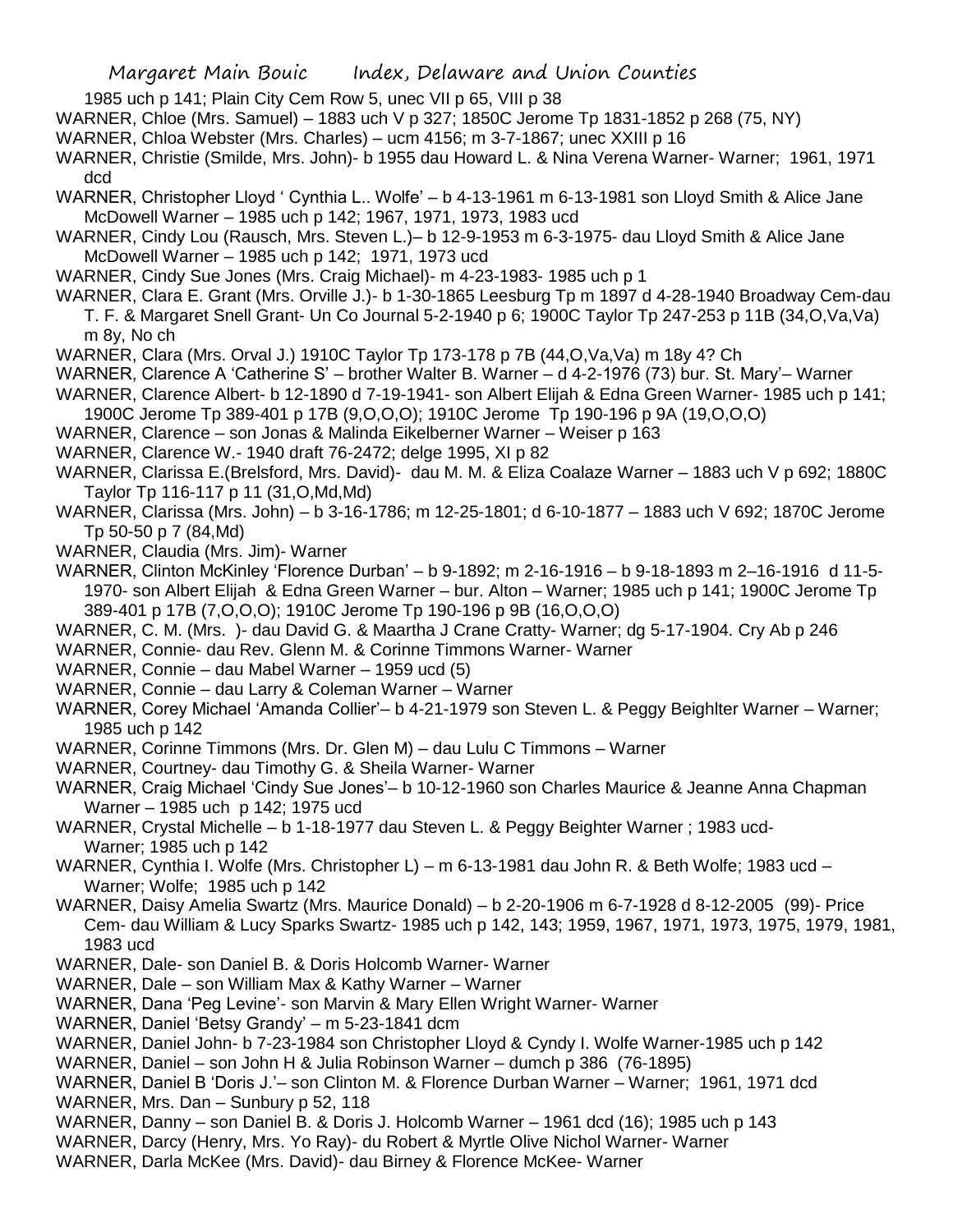1985 uch p 141; Plain City Cem Row 5, unec VII p 65, VIII p 38

WARNER, Chloe (Mrs. Samuel) – 1883 uch V p 327; 1850C Jerome Tp 1831-1852 p 268 (75, NY)

WARNER, Chloa Webster (Mrs. Charles) – ucm 4156; m 3-7-1867; unec XXIII p 16

WARNER, Christie (Smilde, Mrs. John)- b 1955 dau Howard L. & Nina Verena Warner- Warner; 1961, 1971 dcd

WARNER, Christopher Lloyd ' Cynthia L.. Wolfe' – b 4-13-1961 m 6-13-1981 son Lloyd Smith & Alice Jane McDowell Warner – 1985 uch p 142; 1967, 1971, 1973, 1983 ucd

WARNER, Cindy Lou (Rausch, Mrs. Steven L.)– b 12-9-1953 m 6-3-1975- dau Lloyd Smith & Alice Jane McDowell Warner – 1985 uch p 142; 1971, 1973 ucd

WARNER, Cindy Sue Jones (Mrs. Craig Michael)- m 4-23-1983- 1985 uch p 1

WARNER, Clara E. Grant (Mrs. Orville J.)- b 1-30-1865 Leesburg Tp m 1897 d 4-28-1940 Broadway Cem-dau T. F. & Margaret Snell Grant- Un Co Journal 5-2-1940 p 6; 1900C Taylor Tp 247-253 p 11B (34,O,Va,Va) m 8y, No ch

WARNER, Clara (Mrs. Orval J.) 1910C Taylor Tp 173-178 p 7B (44,O,Va,Va) m 18y 4? Ch

WARNER, Clarence A 'Catherine S' – brother Walter B. Warner – d 4-2-1976 (73) bur. St. Mary'– Warner

WARNER, Clarence Albert- b 12-1890 d 7-19-1941- son Albert Elijah & Edna Green Warner- 1985 uch p 141; 1900C Jerome Tp 389-401 p 17B (9,O,O,O); 1910C Jerome Tp 190-196 p 9A (19,O,O,O)

WARNER, Clarence – son Jonas & Malinda Eikelberner Warner – Weiser p 163

WARNER, Clarence W.- 1940 draft 76-2472; delge 1995, XI p 82

WARNER, Clarissa E.(Brelsford, Mrs. David)- dau M. M. & Eliza Coalaze Warner – 1883 uch V p 692; 1880C Taylor Tp 116-117 p 11 (31,O,Md,Md)

WARNER, Clarissa (Mrs. John) – b 3-16-1786; m 12-25-1801; d 6-10-1877 – 1883 uch V 692; 1870C Jerome Tp 50-50 p 7 (84,Md)

WARNER, Claudia (Mrs. Jim)- Warner

WARNER, Clinton McKinley 'Florence Durban' – b 9-1892; m 2-16-1916 – b 9-18-1893 m 2–16-1916 d 11-5-1970- son Albert Elijah & Edna Green Warner – bur. Alton – Warner; 1985 uch p 141; 1900C Jerome Tp 389-401 p 17B (7,O,O,O); 1910C Jerome Tp 190-196 p 9B (16,O,O,O)

WARNER, C. M. (Mrs. )- dau David G. & Maartha J Crane Cratty- Warner; dg 5-17-1904. Cry Ab p 246

WARNER, Connie- dau Rev. Glenn M. & Corinne Timmons Warner- Warner

WARNER, Connie – dau Mabel Warner – 1959 ucd (5)

WARNER, Connie – dau Larry & Coleman Warner – Warner

WARNER, Corey Michael 'Amanda Collier'– b 4-21-1979 son Steven L. & Peggy Beighlter Warner – Warner; 1985 uch p 142

WARNER, Corinne Timmons (Mrs. Dr. Glen M) – dau Lulu C Timmons – Warner

WARNER, Courtney- dau Timothy G. & Sheila Warner- Warner

WARNER, Craig Michael 'Cindy Sue Jones'– b 10-12-1960 son Charles Maurice & Jeanne Anna Chapman Warner – 1985 uch p 142; 1975 ucd

WARNER, Crystal Michelle – b 1-18-1977 dau Steven L. & Peggy Beighter Warner ; 1983 ucd- Warner; 1985 uch p 142

WARNER, Cynthia I. Wolfe (Mrs. Christopher L) – m 6-13-1981 dau John R. & Beth Wolfe; 1983 ucd – Warner; Wolfe; 1985 uch p 142

WARNER, Daisy Amelia Swartz (Mrs. Maurice Donald) – b 2-20-1906 m 6-7-1928 d 8-12-2005 (99)- Price Cem- dau William & Lucy Sparks Swartz- 1985 uch p 142, 143; 1959, 1967, 1971, 1973, 1975, 1979, 1981, 1983 ucd

WARNER, Dale- son Daniel B. & Doris Holcomb Warner- Warner

WARNER, Dale – son William Max & Kathy Warner – Warner

WARNER, Dana 'Peg Levine'- son Marvin & Mary Ellen Wright Warner- Warner

WARNER, Daniel 'Betsy Grandy' – m 5-23-1841 dcm

WARNER, Daniel John- b 7-23-1984 son Christopher Lloyd & Cyndy I. Wolfe Warner-1985 uch p 142

WARNER, Daniel – son John H & Julia Robinson Warner – dumch p 386 (76-1895)

WARNER, Daniel B 'Doris J.'– son Clinton M. & Florence Durban Warner – Warner; 1961, 1971 dcd

WARNER, Mrs. Dan – Sunbury p 52, 118

WARNER, Danny – son Daniel B. & Doris J. Holcomb Warner – 1961 dcd (16); 1985 uch p 143

WARNER, Darcy (Henry, Mrs. Yo Ray)- du Robert & Myrtle Olive Nichol Warner- Warner

WARNER, Darla McKee (Mrs. David)- dau Birney & Florence McKee- Warner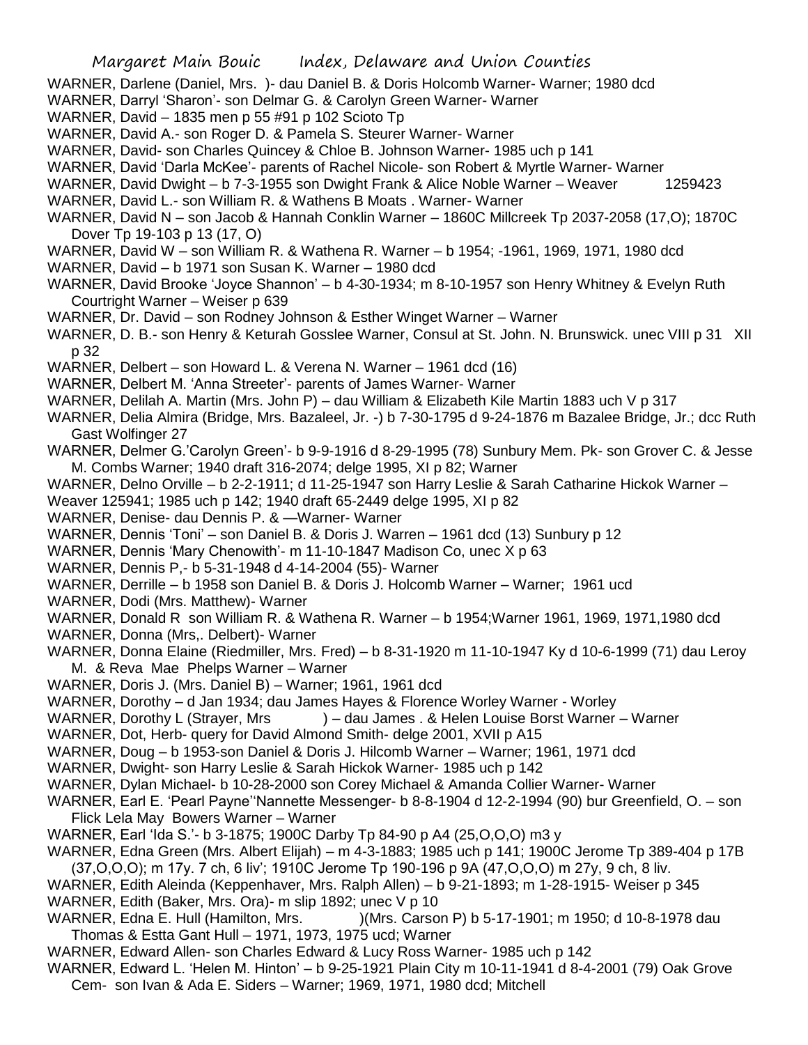WARNER, Darlene (Daniel, Mrs. )- dau Daniel B. & Doris Holcomb Warner- Warner; 1980 dcd

WARNER, Darryl 'Sharon'- son Delmar G. & Carolyn Green Warner- Warner

WARNER, David – 1835 men p 55 #91 p 102 Scioto Tp

WARNER, David A.- son Roger D. & Pamela S. Steurer Warner- Warner

WARNER, David- son Charles Quincey & Chloe B. Johnson Warner- 1985 uch p 141

WARNER, David 'Darla McKee'- parents of Rachel Nicole- son Robert & Myrtle Warner- Warner

WARNER, David Dwight – b 7-3-1955 son Dwight Frank & Alice Noble Warner – Weaver 1259423

WARNER, David L.- son William R. & Wathens B Moats . Warner- Warner

WARNER, David N – son Jacob & Hannah Conklin Warner – 1860C Millcreek Tp 2037-2058 (17,O); 1870C Dover Tp 19-103 p 13 (17, O)

WARNER, David W – son William R. & Wathena R. Warner – b 1954; -1961, 1969, 1971, 1980 dcd

WARNER, David – b 1971 son Susan K. Warner – 1980 dcd

WARNER, David Brooke 'Joyce Shannon' – b 4-30-1934; m 8-10-1957 son Henry Whitney & Evelyn Ruth Courtright Warner – Weiser p 639

WARNER, Dr. David – son Rodney Johnson & Esther Winget Warner – Warner

WARNER, D. B.- son Henry & Keturah Gosslee Warner, Consul at St. John. N. Brunswick. unec VIII p 31 XII p 32

WARNER, Delbert – son Howard L. & Verena N. Warner – 1961 dcd (16)

WARNER, Delbert M. 'Anna Streeter'- parents of James Warner- Warner

WARNER, Delilah A. Martin (Mrs. John P) – dau William & Elizabeth Kile Martin 1883 uch V p 317

WARNER, Delia Almira (Bridge, Mrs. Bazaleel, Jr. -) b 7-30-1795 d 9-24-1876 m Bazalee Bridge, Jr.; dcc Ruth Gast Wolfinger 27

WARNER, Delmer G.'Carolyn Green'- b 9-9-1916 d 8-29-1995 (78) Sunbury Mem. Pk- son Grover C. & Jesse M. Combs Warner; 1940 draft 316-2074; delge 1995, XI p 82; Warner

WARNER, Delno Orville – b 2-2-1911; d 11-25-1947 son Harry Leslie & Sarah Catharine Hickok Warner – Weaver 125941; 1985 uch p 142; 1940 draft 65-2449 delge 1995, XI p 82

WARNER, Denise- dau Dennis P. & —Warner- Warner

WARNER, Dennis 'Toni' – son Daniel B. & Doris J. Warren – 1961 dcd (13) Sunbury p 12

WARNER, Dennis 'Mary Chenowith'- m 11-10-1847 Madison Co, unec X p 63

WARNER, Dennis P,- b 5-31-1948 d 4-14-2004 (55)- Warner

WARNER, Derrille – b 1958 son Daniel B. & Doris J. Holcomb Warner – Warner; 1961 ucd

WARNER, Dodi (Mrs. Matthew)- Warner

WARNER, Donald R son William R. & Wathena R. Warner – b 1954;Warner 1961, 1969, 1971,1980 dcd

WARNER, Donna (Mrs,. Delbert)- Warner

WARNER, Donna Elaine (Riedmiller, Mrs. Fred) – b 8-31-1920 m 11-10-1947 Ky d 10-6-1999 (71) dau Leroy M. & Reva Mae Phelps Warner – Warner

WARNER, Doris J. (Mrs. Daniel B) – Warner; 1961, 1961 dcd

WARNER, Dorothy – d Jan 1934; dau James Hayes & Florence Worley Warner - Worley

WARNER, Dorothy L (Strayer, Mrs ) – dau James . & Helen Louise Borst Warner – Warner

WARNER, Dot, Herb- query for David Almond Smith- delge 2001, XVII p A15

WARNER, Doug – b 1953-son Daniel & Doris J. Hilcomb Warner – Warner; 1961, 1971 dcd

WARNER, Dwight- son Harry Leslie & Sarah Hickok Warner- 1985 uch p 142

WARNER, Dylan Michael- b 10-28-2000 son Corey Michael & Amanda Collier Warner- Warner

WARNER, Earl E. 'Pearl Payne''Nannette Messenger- b 8-8-1904 d 12-2-1994 (90) bur Greenfield, O. – son Flick Lela May Bowers Warner – Warner

WARNER, Earl 'Ida S.'- b 3-1875; 1900C Darby Tp 84-90 p A4 (25,O,O,O) m3 y

WARNER, Edna Green (Mrs. Albert Elijah) – m 4-3-1883; 1985 uch p 141; 1900C Jerome Tp 389-404 p 17B (37,O,O,O); m 17y. 7 ch, 6 liv'; 1910C Jerome Tp 190-196 p 9A (47,O,O,O) m 27y, 9 ch, 8 liv.

WARNER, Edith Aleinda (Keppenhaver, Mrs. Ralph Allen) – b 9-21-1893; m 1-28-1915- Weiser p 345

WARNER, Edith (Baker, Mrs. Ora)- m slip 1892; unec V p 10

WARNER, Edna E. Hull (Hamilton, Mrs. )(Mrs. Carson P) b 5-17-1901; m 1950; d 10-8-1978 dau Thomas & Estta Gant Hull – 1971, 1973, 1975 ucd; Warner

WARNER, Edward Allen- son Charles Edward & Lucy Ross Warner- 1985 uch p 142

WARNER, Edward L. 'Helen M. Hinton' – b 9-25-1921 Plain City m 10-11-1941 d 8-4-2001 (79) Oak Grove Cem- son Ivan & Ada E. Siders – Warner; 1969, 1971, 1980 dcd; Mitchell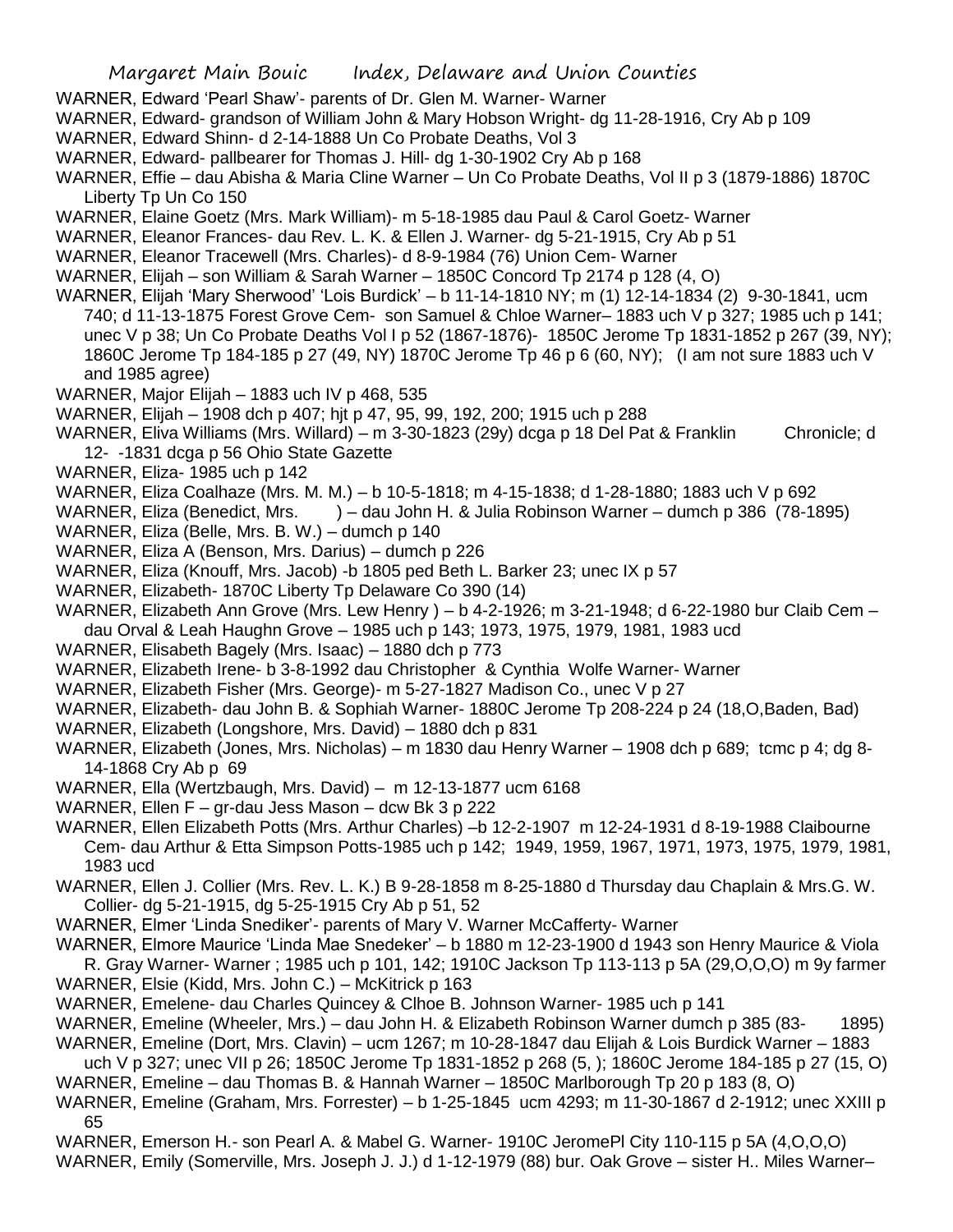WARNER, Edward 'Pearl Shaw'- parents of Dr. Glen M. Warner- Warner

WARNER, Edward- grandson of William John & Mary Hobson Wright- dg 11-28-1916, Cry Ab p 109

WARNER, Edward Shinn- d 2-14-1888 Un Co Probate Deaths, Vol 3

WARNER, Edward- pallbearer for Thomas J. Hill- dg 1-30-1902 Cry Ab p 168

WARNER, Effie – dau Abisha & Maria Cline Warner – Un Co Probate Deaths, Vol II p 3 (1879-1886) 1870C Liberty Tp Un Co 150

WARNER, Elaine Goetz (Mrs. Mark William)- m 5-18-1985 dau Paul & Carol Goetz- Warner

WARNER, Eleanor Frances- dau Rev. L. K. & Ellen J. Warner- dg 5-21-1915, Cry Ab p 51

WARNER, Eleanor Tracewell (Mrs. Charles)- d 8-9-1984 (76) Union Cem- Warner

WARNER, Elijah – son William & Sarah Warner – 1850C Concord Tp 2174 p 128 (4, O)

WARNER, Elijah 'Mary Sherwood' 'Lois Burdick' – b 11-14-1810 NY; m (1) 12-14-1834 (2) 9-30-1841, ucm 740; d 11-13-1875 Forest Grove Cem- son Samuel & Chloe Warner– 1883 uch V p 327; 1985 uch p 141; unec V p 38; Un Co Probate Deaths Vol I p 52 (1867-1876)- 1850C Jerome Tp 1831-1852 p 267 (39, NY); 1860C Jerome Tp 184-185 p 27 (49, NY) 1870C Jerome Tp 46 p 6 (60, NY); (I am not sure 1883 uch V and 1985 agree)

WARNER, Major Elijah – 1883 uch IV p 468, 535

WARNER, Elijah – 1908 dch p 407; hjt p 47, 95, 99, 192, 200; 1915 uch p 288

WARNER, Eliva Williams (Mrs. Willard) – m 3-30-1823 (29y) dcga p 18 Del Pat & Franklin Chronicle; d 12- -1831 dcga p 56 Ohio State Gazette

WARNER, Eliza- 1985 uch p 142

WARNER, Eliza Coalhaze (Mrs. M. M.) – b 10-5-1818; m 4-15-1838; d 1-28-1880; 1883 uch V p 692

WARNER, Eliza (Benedict, Mrs. ) – dau John H. & Julia Robinson Warner – dumch p 386 (78-1895)

WARNER, Eliza (Belle, Mrs. B. W.) – dumch p 140

WARNER, Eliza A (Benson, Mrs. Darius) – dumch p 226

WARNER, Eliza (Knouff, Mrs. Jacob) -b 1805 ped Beth L. Barker 23; unec IX p 57

WARNER, Elizabeth- 1870C Liberty Tp Delaware Co 390 (14)

WARNER, Elizabeth Ann Grove (Mrs. Lew Henry ) – b 4-2-1926; m 3-21-1948; d 6-22-1980 bur Claib Cem – dau Orval & Leah Haughn Grove – 1985 uch p 143; 1973, 1975, 1979, 1981, 1983 ucd

WARNER, Elisabeth Bagely (Mrs. Isaac) – 1880 dch p 773

WARNER, Elizabeth Irene- b 3-8-1992 dau Christopher & Cynthia Wolfe Warner- Warner

WARNER, Elizabeth Fisher (Mrs. George)- m 5-27-1827 Madison Co., unec V p 27

WARNER, Elizabeth- dau John B. & Sophiah Warner- 1880C Jerome Tp 208-224 p 24 (18,O,Baden, Bad)

WARNER, Elizabeth (Longshore, Mrs. David) – 1880 dch p 831

WARNER, Elizabeth (Jones, Mrs. Nicholas) – m 1830 dau Henry Warner – 1908 dch p 689; tcmc p 4; dg 8-14-1868 Cry Ab p 69

WARNER, Ella (Wertzbaugh, Mrs. David) – m 12-13-1877 ucm 6168

WARNER, Ellen F – gr-dau Jess Mason – dcw Bk 3 p 222

WARNER, Ellen Elizabeth Potts (Mrs. Arthur Charles) –b 12-2-1907 m 12-24-1931 d 8-19-1988 Claibourne Cem- dau Arthur & Etta Simpson Potts-1985 uch p 142; 1949, 1959, 1967, 1971, 1973, 1975, 1979, 1981, 1983 ucd

WARNER, Ellen J. Collier (Mrs. Rev. L. K.) B 9-28-1858 m 8-25-1880 d Thursday dau Chaplain & Mrs.G. W. Collier- dg 5-21-1915, dg 5-25-1915 Cry Ab p 51, 52

WARNER, Elmer 'Linda Snediker'- parents of Mary V. Warner McCafferty- Warner

WARNER, Elmore Maurice 'Linda Mae Snedeker' – b 1880 m 12-23-1900 d 1943 son Henry Maurice & Viola R. Gray Warner- Warner ; 1985 uch p 101, 142; 1910C Jackson Tp 113-113 p 5A (29,O,O,O) m 9y farmer

WARNER, Elsie (Kidd, Mrs. John C.) – McKitrick p 163

WARNER, Emelene- dau Charles Quincey & Clhoe B. Johnson Warner- 1985 uch p 141

WARNER, Emeline (Wheeler, Mrs.) – dau John H. & Elizabeth Robinson Warner dumch p 385 (83- 1895)

WARNER, Emeline (Dort, Mrs. Clavin) – ucm 1267; m 10-28-1847 dau Elijah & Lois Burdick Warner – 1883 uch V p 327; unec VII p 26; 1850C Jerome Tp 1831-1852 p 268 (5, ); 1860C Jerome 184-185 p 27 (15, O)

WARNER, Emeline – dau Thomas B. & Hannah Warner – 1850C Marlborough Tp 20 p 183 (8, O)

WARNER, Emeline (Graham, Mrs. Forrester) – b 1-25-1845 ucm 4293; m 11-30-1867 d 2-1912; unec XXIII p 65

WARNER, Emerson H.- son Pearl A. & Mabel G. Warner- 1910C JeromePl City 110-115 p 5A (4,O,O,O)

WARNER, Emily (Somerville, Mrs. Joseph J. J.) d 1-12-1979 (88) bur. Oak Grove – sister H.. Miles Warner–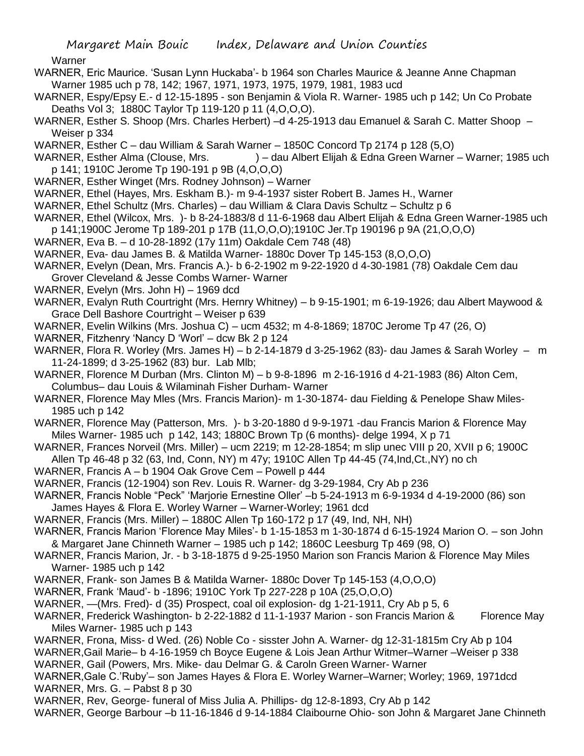Warner

WARNER, Eric Maurice. 'Susan Lynn Huckaba'- b 1964 son Charles Maurice & Jeanne Anne Chapman Warner 1985 uch p 78, 142; 1967, 1971, 1973, 1975, 1979, 1981, 1983 ucd

WARNER, Espy/Epsy E.- d 12-15-1895 - son Benjamin & Viola R. Warner- 1985 uch p 142; Un Co Probate Deaths Vol 3; 1880C Taylor Tp 119-120 p 11 (4,O,O,O).

WARNER, Esther S. Shoop (Mrs. Charles Herbert) –d 4-25-1913 dau Emanuel & Sarah C. Matter Shoop – Weiser p 334

WARNER, Esther C – dau William & Sarah Warner – 1850C Concord Tp 2174 p 128 (5,O)

WARNER, Esther Alma (Clouse, Mrs. ) – dau Albert Elijah & Edna Green Warner – Warner; 1985 uch p 141; 1910C Jerome Tp 190-191 p 9B (4,O,O,O)

WARNER, Esther Winget (Mrs. Rodney Johnson) – Warner

WARNER, Ethel (Hayes, Mrs. Eskham B.)- m 9-4-1937 sister Robert B. James H., Warner

WARNER, Ethel Schultz (Mrs. Charles) – dau William & Clara Davis Schultz – Schultz p 6

WARNER, Ethel (Wilcox, Mrs. )- b 8-24-1883/8 d 11-6-1968 dau Albert Elijah & Edna Green Warner-1985 uch p 141;1900C Jerome Tp 189-201 p 17B (11,O,O,O);1910C Jer.Tp 190196 p 9A (21,O,O,O)

WARNER, Eva B. – d 10-28-1892 (17y 11m) Oakdale Cem 748 (48)

WARNER, Eva- dau James B. & Matilda Warner- 1880c Dover Tp 145-153 (8,O,O,O)

WARNER, Evelyn (Dean, Mrs. Francis A.)- b 6-2-1902 m 9-22-1920 d 4-30-1981 (78) Oakdale Cem dau Grover Cleveland & Jesse Combs Warner- Warner

WARNER, Evelyn (Mrs. John H) – 1969 dcd

WARNER, Evalyn Ruth Courtright (Mrs. Hernry Whitney) – b 9-15-1901; m 6-19-1926; dau Albert Maywood & Grace Dell Bashore Courtright – Weiser p 639

WARNER, Evelin Wilkins (Mrs. Joshua C) – ucm 4532; m 4-8-1869; 1870C Jerome Tp 47 (26, O)

WARNER, Fitzhenry 'Nancy D 'Worl' – dcw Bk 2 p 124

WARNER, Flora R. Worley (Mrs. James H) – b 2-14-1879 d 3-25-1962 (83)- dau James & Sarah Worley – m 11-24-1899; d 3-25-1962 (83) bur. Lab Mlb;

WARNER, Florence M Durban (Mrs. Clinton M) – b 9-8-1896 m 2-16-1916 d 4-21-1983 (86) Alton Cem, Columbus– dau Louis & Wilaminah Fisher Durham- Warner

WARNER, Florence May Mles (Mrs. Francis Marion)- m 1-30-1874- dau Fielding & Penelope Shaw Miles- 1985 uch p 142

WARNER, Florence May (Patterson, Mrs. )- b 3-20-1880 d 9-9-1971 -dau Francis Marion & Florence May Miles Warner- 1985 uch p 142, 143; 1880C Brown Tp (6 months)- delge 1994, X p 71

WARNER, Frances Norveil (Mrs. Miller) – ucm 2219; m 12-28-1854; m slip unec VIII p 20, XVII p 6; 1900C Allen Tp 46-48 p 32 (63, Ind, Conn, NY) m 47y; 1910C Allen Tp 44-45 (74,Ind,Ct.,NY) no ch

WARNER, Francis A – b 1904 Oak Grove Cem – Powell p 444

WARNER, Francis (12-1904) son Rev. Louis R. Warner- dg 3-29-1984, Cry Ab p 236

WARNER, Francis Noble "Peck" 'Marjorie Ernestine Oller' –b 5-24-1913 m 6-9-1934 d 4-19-2000 (86) son James Hayes & Flora E. Worley Warner – Warner-Worley; 1961 dcd

WARNER, Francis (Mrs. Miller) – 1880C Allen Tp 160-172 p 17 (49, Ind, NH, NH)

WARNER, Francis Marion 'Florence May Miles'- b 1-15-1853 m 1-30-1874 d 6-15-1924 Marion O. – son John & Margaret Jane Chinneth Warner – 1985 uch p 142; 1860C Leesburg Tp 469 (98, O)

WARNER, Francis Marion, Jr. - b 3-18-1875 d 9-25-1950 Marion son Francis Marion & Florence May Miles Warner- 1985 uch p 142

WARNER, Frank- son James B & Matilda Warner- 1880c Dover Tp 145-153 (4,O,O,O)

WARNER, Frank 'Maud'- b -1896; 1910C York Tp 227-228 p 10A (25,O,O,O)

WARNER, —(Mrs. Fred)- d (35) Prospect, coal oil explosion- dg 1-21-1911, Cry Ab p 5, 6

WARNER, Frederick Washington- b 2-22-1882 d 11-1-1937 Marion - son Francis Marion & Florence May Miles Warner- 1985 uch p 143

WARNER, Frona, Miss- d Wed. (26) Noble Co - sisster John A. Warner- dg 12-31-1815m Cry Ab p 104

WARNER,Gail Marie– b 4-16-1959 ch Boyce Eugene & Lois Jean Arthur Witmer–Warner –Weiser p 338

WARNER, Gail (Powers, Mrs. Mike- dau Delmar G. & Caroln Green Warner- Warner

WARNER,Gale C.'Ruby'– son James Hayes & Flora E. Worley Warner–Warner; Worley; 1969, 1971dcd

WARNER, Mrs. G. – Pabst 8 p 30

WARNER, Rev, George- funeral of Miss Julia A. Phillips- dg 12-8-1893, Cry Ab p 142

WARNER, George Barbour –b 11-16-1846 d 9-14-1884 Claibourne Ohio- son John & Margaret Jane Chinneth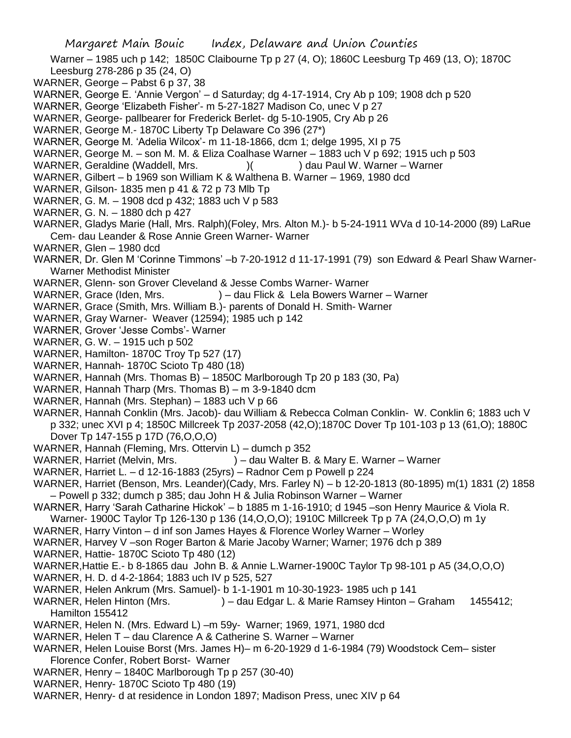Warner – 1985 uch p 142; 1850C Claibourne Tp p 27 (4, O); 1860C Leesburg Tp 469 (13, O); 1870C Leesburg 278-286 p 35 (24, O)

WARNER, George – Pabst 6 p 37, 38

WARNER, George E. 'Annie Vergon' – d Saturday; dg 4-17-1914, Cry Ab p 109; 1908 dch p 520

WARNER, George 'Elizabeth Fisher'- m 5-27-1827 Madison Co, unec V p 27

WARNER, George- pallbearer for Frederick Berlet- dg 5-10-1905, Cry Ab p 26

WARNER, George M.- 1870C Liberty Tp Delaware Co 396 (27*)

WARNER, George M. 'Adelia Wilcox'- m 11-18-1866, dcm 1; delge 1995, XI p 75

WARNER, George M. – son M. M. & Eliza Coalhase Warner – 1883 uch V p 692; 1915 uch p 503

WARNER, Geraldine (Waddell, Mrs. )( ) dau Paul W. Warner – Warner

WARNER, Gilbert – b 1969 son William K & Walthena B. Warner – 1969, 1980 dcd

WARNER, Gilson- 1835 men p 41 & 72 p 73 Mlb Tp

WARNER, G. M. – 1908 dcd p 432; 1883 uch V p 583

WARNER, G. N. – 1880 dch p 427

WARNER, Gladys Marie (Hall, Mrs. Ralph)(Foley, Mrs. Alton M.)- b 5-24-1911 WVa d 10-14-2000 (89) LaRue Cem- dau Leander & Rose Annie Green Warner- Warner

WARNER, Glen – 1980 dcd

WARNER, Dr. Glen M 'Corinne Timmons' –b 7-20-1912 d 11-17-1991 (79) son Edward & Pearl Shaw Warner- Warner Methodist Minister

WARNER, Glenn- son Grover Cleveland & Jesse Combs Warner- Warner

WARNER, Grace (Iden, Mrs. ) – dau Flick & Lela Bowers Warner – Warner

WARNER, Grace (Smith, Mrs. William B.)- parents of Donald H. Smith- Warner

WARNER, Gray Warner- Weaver (12594); 1985 uch p 142

WARNER, Grover 'Jesse Combs'- Warner

WARNER, G. W. – 1915 uch p 502

WARNER, Hamilton- 1870C Troy Tp 527 (17)

WARNER, Hannah- 1870C Scioto Tp 480 (18)

WARNER, Hannah (Mrs. Thomas B) – 1850C Marlborough Tp 20 p 183 (30, Pa)

WARNER, Hannah Tharp (Mrs. Thomas B) – m 3-9-1840 dcm

WARNER, Hannah (Mrs. Stephan) – 1883 uch V p 66

WARNER, Hannah Conklin (Mrs. Jacob)- dau William & Rebecca Colman Conklin- W. Conklin 6; 1883 uch V p 332; unec XVI p 4; 1850C Millcreek Tp 2037-2058 (42,O);1870C Dover Tp 101-103 p 13 (61,O); 1880C Dover Tp 147-155 p 17D (76,O,O,O)

WARNER, Hannah (Fleming, Mrs. Ottervin L) – dumch p 352

WARNER, Harriet (Melvin, Mrs. ) – dau Walter B. & Mary E. Warner – Warner

WARNER, Harriet L. – d 12-16-1883 (25yrs) – Radnor Cem p Powell p 224

WARNER, Harriet (Benson, Mrs. Leander)(Cady, Mrs. Farley N) – b 12-20-1813 (80-1895) m(1) 1831 (2) 1858 – Powell p 332; dumch p 385; dau John H & Julia Robinson Warner – Warner

WARNER, Harry 'Sarah Catharine Hickok' – b 1885 m 1-16-1910; d 1945 –son Henry Maurice & Viola R. Warner- 1900C Taylor Tp 126-130 p 136 (14,O,O,O); 1910C Millcreek Tp p 7A (24,O,O,O) m 1y

WARNER, Harry Vinton – d inf son James Hayes & Florence Worley Warner – Worley

WARNER, Harvey V –son Roger Barton & Marie Jacoby Warner; Warner; 1976 dch p 389

WARNER, Hattie- 1870C Scioto Tp 480 (12)

WARNER,Hattie E.- b 8-1865 dau John B. & Annie L.Warner-1900C Taylor Tp 98-101 p A5 (34,O,O,O)

WARNER, H. D. d 4-2-1864; 1883 uch IV p 525, 527

WARNER, Helen Ankrum (Mrs. Samuel)- b 1-1-1901 m 10-30-1923- 1985 uch p 141

WARNER, Helen Hinton (Mrs. ) – dau Edgar L. & Marie Ramsey Hinton – Graham 1455412; Hamilton 155412

WARNER, Helen N. (Mrs. Edward L) –m 59y- Warner; 1969, 1971, 1980 dcd

WARNER, Helen T – dau Clarence A & Catherine S. Warner – Warner

WARNER, Helen Louise Borst (Mrs. James H)– m 6-20-1929 d 1-6-1984 (79) Woodstock Cem– sister Florence Confer, Robert Borst- Warner

WARNER, Henry – 1840C Marlborough Tp p 257 (30-40)

WARNER, Henry- 1870C Scioto Tp 480 (19)

WARNER, Henry- d at residence in London 1897; Madison Press, unec XIV p 64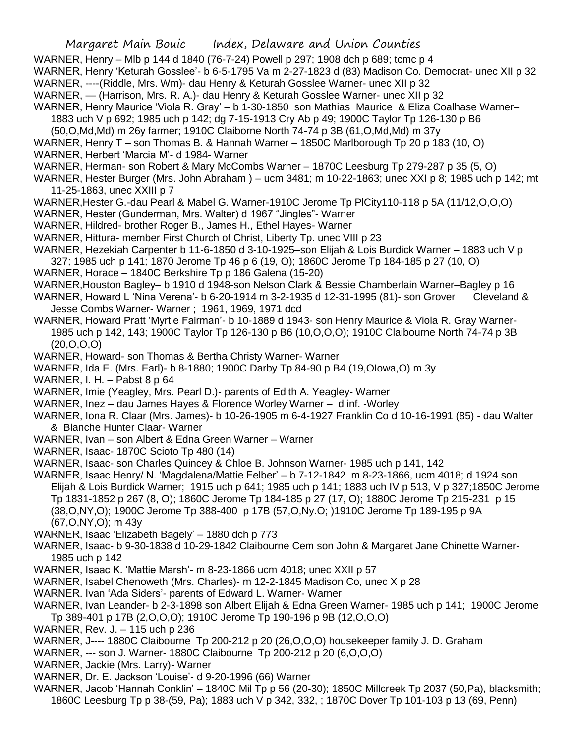WARNER, Henry – Mlb p 144 d 1840 (76-7-24) Powell p 297; 1908 dch p 689; tcmc p 4

WARNER, Henry 'Keturah Gosslee'- b 6-5-1795 Va m 2-27-1823 d (83) Madison Co. Democrat- unec XII p 32

WARNER, ----(Riddle, Mrs. Wm)- dau Henry & Keturah Gosslee Warner- unec XII p 32

WARNER, — (Harrison, Mrs. R. A.)- dau Henry & Keturah Gosslee Warner- unec XII p 32

WARNER, Henry Maurice 'Viola R. Gray' – b 1-30-1850 son Mathias Maurice & Eliza Coalhase Warner– 1883 uch V p 692; 1985 uch p 142; dg 7-15-1913 Cry Ab p 49; 1900C Taylor Tp 126-130 p B6 (50,O,Md,Md) m 26y farmer; 1910C Claiborne North 74-74 p 3B (61,O,Md,Md) m 37y

WARNER, Henry T – son Thomas B. & Hannah Warner – 1850C Marlborough Tp 20 p 183 (10, O)

WARNER, Herbert 'Marcia M'- d 1984- Warner

WARNER, Herman- son Robert & Mary McCombs Warner – 1870C Leesburg Tp 279-287 p 35 (5, O)

WARNER, Hester Burger (Mrs. John Abraham ) – ucm 3481; m 10-22-1863; unec XXI p 8; 1985 uch p 142; mt 11-25-1863, unec XXIII p 7

WARNER,Hester G.-dau Pearl & Mabel G. Warner-1910C Jerome Tp PlCity110-118 p 5A (11/12,O,O,O)

WARNER, Hester (Gunderman, Mrs. Walter) d 1967 "Jingles"- Warner

WARNER, Hildred- brother Roger B., James H., Ethel Hayes- Warner

WARNER, Hittura- member First Church of Christ, Liberty Tp. unec VIII p 23

WARNER, Hezekiah Carpenter b 11-6-1850 d 3-10-1925–son Elijah & Lois Burdick Warner – 1883 uch V p 327; 1985 uch p 141; 1870 Jerome Tp 46 p 6 (19, O); 1860C Jerome Tp 184-185 p 27 (10, O)

WARNER, Horace – 1840C Berkshire Tp p 186 Galena (15-20)

WARNER,Houston Bagley– b 1910 d 1948-son Nelson Clark & Bessie Chamberlain Warner–Bagley p 16

WARNER, Howard L 'Nina Verena'- b 6-20-1914 m 3-2-1935 d 12-31-1995 (81)- son Grover Cleveland & Jesse Combs Warner- Warner ; 1961, 1969, 1971 dcd

WARNER, Howard Pratt 'Myrtle Fairman'- b 10-1889 d 1943- son Henry Maurice & Viola R. Gray Warner- 1985 uch p 142, 143; 1900C Taylor Tp 126-130 p B6 (10,O,O,O); 1910C Claibourne North 74-74 p 3B (20,O,O,O)

WARNER, Howard- son Thomas & Bertha Christy Warner- Warner

WARNER, Ida E. (Mrs. Earl)- b 8-1880; 1900C Darby Tp 84-90 p B4 (19,OIowa,O) m 3y

WARNER, I. H. – Pabst 8 p 64

WARNER, Imie (Yeagley, Mrs. Pearl D.)- parents of Edith A. Yeagley- Warner

WARNER, Inez – dau James Hayes & Florence Worley Warner – d inf. -Worley

WARNER, Iona R. Claar (Mrs. James)- b 10-26-1905 m 6-4-1927 Franklin Co d 10-16-1991 (85) - dau Walter & Blanche Hunter Claar- Warner

WARNER, Ivan – son Albert & Edna Green Warner – Warner

WARNER, Isaac- 1870C Scioto Tp 480 (14)

WARNER, Isaac- son Charles Quincey & Chloe B. Johnson Warner- 1985 uch p 141, 142

WARNER, Isaac Henry/ N. 'Magdalena/Mattie Felber' – b 7-12-1842 m 8-23-1866, ucm 4018; d 1924 son Elijah & Lois Burdick Warner; 1915 uch p 641; 1985 uch p 141; 1883 uch IV p 513, V p 327;1850C Jerome Tp 1831-1852 p 267 (8, O); 1860C Jerome Tp 184-185 p 27 (17, O); 1880C Jerome Tp 215-231 p 15 (38,O,NY,O); 1900C Jerome Tp 388-400 p 17B (57,O,Ny.O; )1910C Jerome Tp 189-195 p 9A (67,O,NY,O); m 43y

WARNER, Isaac 'Elizabeth Bagely' – 1880 dch p 773

WARNER, Isaac- b 9-30-1838 d 10-29-1842 Claibourne Cem son John & Margaret Jane Chinette Warner- 1985 uch p 142

WARNER, Isaac K. 'Mattie Marsh'- m 8-23-1866 ucm 4018; unec XXII p 57

WARNER, Isabel Chenoweth (Mrs. Charles)- m 12-2-1845 Madison Co, unec X p 28

WARNER. Ivan 'Ada Siders'- parents of Edward L. Warner- Warner

WARNER, Ivan Leander- b 2-3-1898 son Albert Elijah & Edna Green Warner- 1985 uch p 141; 1900C Jerome Tp 389-401 p 17B (2,O,O,O); 1910C Jerome Tp 190-196 p 9B (12,O,O,O)

WARNER, Rev. J. – 115 uch p 236

WARNER, J---- 1880C Claibourne Tp 200-212 p 20 (26,O,O,O) housekeeper family J. D. Graham

WARNER, --- son J. Warner- 1880C Claibourne Tp 200-212 p 20 (6,O,O,O)

WARNER, Jackie (Mrs. Larry)- Warner

WARNER, Dr. E. Jackson 'Louise'- d 9-20-1996 (66) Warner

WARNER, Jacob 'Hannah Conklin' – 1840C Mil Tp p 56 (20-30); 1850C Millcreek Tp 2037 (50,Pa), blacksmith; 1860C Leesburg Tp p 38-(59, Pa); 1883 uch V p 342, 332, ; 1870C Dover Tp 101-103 p 13 (69, Penn)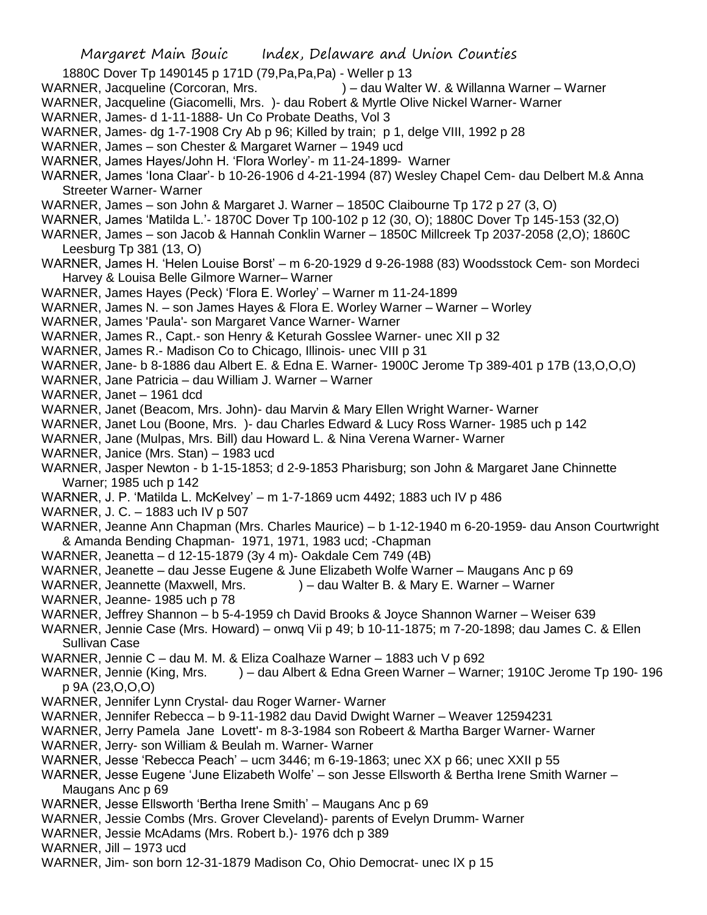1880C Dover Tp 1490145 p 171D (79,Pa,Pa,Pa) - Weller p 13

WARNER, Jacqueline (Corcoran, Mrs. ) – dau Walter W. & Willanna Warner – Warner

WARNER, Jacqueline (Giacomelli, Mrs. )- dau Robert & Myrtle Olive Nickel Warner- Warner

WARNER, James- d 1-11-1888- Un Co Probate Deaths, Vol 3

WARNER, James- dg 1-7-1908 Cry Ab p 96; Killed by train; p 1, delge VIII, 1992 p 28

WARNER, James – son Chester & Margaret Warner – 1949 ucd

WARNER, James Hayes/John H. 'Flora Worley'- m 11-24-1899- Warner

WARNER, James 'Iona Claar'- b 10-26-1906 d 4-21-1994 (87) Wesley Chapel Cem- dau Delbert M.& Anna Streeter Warner- Warner

WARNER, James – son John & Margaret J. Warner – 1850C Claibourne Tp 172 p 27 (3, O)

WARNER, James 'Matilda L.'- 1870C Dover Tp 100-102 p 12 (30, O); 1880C Dover Tp 145-153 (32,O)

WARNER, James – son Jacob & Hannah Conklin Warner – 1850C Millcreek Tp 2037-2058 (2,O); 1860C Leesburg Tp 381 (13, O)

WARNER, James H. 'Helen Louise Borst' – m 6-20-1929 d 9-26-1988 (83) Woodsstock Cem- son Mordeci Harvey & Louisa Belle Gilmore Warner– Warner

WARNER, James Hayes (Peck) 'Flora E. Worley' – Warner m 11-24-1899

WARNER, James N. – son James Hayes & Flora E. Worley Warner – Warner – Worley

WARNER, James 'Paula'- son Margaret Vance Warner- Warner

WARNER, James R., Capt.- son Henry & Keturah Gosslee Warner- unec XII p 32

WARNER, James R.- Madison Co to Chicago, Illinois- unec VIII p 31

WARNER, Jane- b 8-1886 dau Albert E. & Edna E. Warner- 1900C Jerome Tp 389-401 p 17B (13,O,O,O)

WARNER, Jane Patricia – dau William J. Warner – Warner

WARNER, Janet – 1961 dcd

WARNER, Janet (Beacom, Mrs. John)- dau Marvin & Mary Ellen Wright Warner- Warner

WARNER, Janet Lou (Boone, Mrs. )- dau Charles Edward & Lucy Ross Warner- 1985 uch p 142

WARNER, Jane (Mulpas, Mrs. Bill) dau Howard L. & Nina Verena Warner- Warner

WARNER, Janice (Mrs. Stan) – 1983 ucd

WARNER, Jasper Newton - b 1-15-1853; d 2-9-1853 Pharisburg; son John & Margaret Jane Chinnette Warner; 1985 uch p 142

WARNER, J. P. 'Matilda L. McKelvey' – m 1-7-1869 ucm 4492; 1883 uch IV p 486

WARNER, J. C. – 1883 uch IV p 507

WARNER, Jeanne Ann Chapman (Mrs. Charles Maurice) – b 1-12-1940 m 6-20-1959- dau Anson Courtwright & Amanda Bending Chapman- 1971, 1971, 1983 ucd; -Chapman

WARNER, Jeanetta – d 12-15-1879 (3y 4 m)- Oakdale Cem 749 (4B)

WARNER, Jeanette – dau Jesse Eugene & June Elizabeth Wolfe Warner – Maugans Anc p 69

WARNER, Jeannette (Maxwell, Mrs. ) – dau Walter B. & Mary E. Warner – Warner

WARNER, Jeanne- 1985 uch p 78

WARNER, Jeffrey Shannon – b 5-4-1959 ch David Brooks & Joyce Shannon Warner – Weiser 639

WARNER, Jennie Case (Mrs. Howard) – onwq Vii p 49; b 10-11-1875; m 7-20-1898; dau James C. & Ellen Sullivan Case

WARNER, Jennie C – dau M. M. & Eliza Coalhaze Warner – 1883 uch V p 692

WARNER, Jennie (King, Mrs. ) – dau Albert & Edna Green Warner – Warner; 1910C Jerome Tp 190- 196 p 9A (23,O,O,O)

WARNER, Jennifer Lynn Crystal- dau Roger Warner- Warner

WARNER, Jennifer Rebecca – b 9-11-1982 dau David Dwight Warner – Weaver 12594231

WARNER, Jerry Pamela Jane Lovett'- m 8-3-1984 son Robeert & Martha Barger Warner- Warner

WARNER, Jerry- son William & Beulah m. Warner- Warner

WARNER, Jesse 'Rebecca Peach' – ucm 3446; m 6-19-1863; unec XX p 66; unec XXII p 55

WARNER, Jesse Eugene 'June Elizabeth Wolfe' – son Jesse Ellsworth & Bertha Irene Smith Warner – Maugans Anc p 69

WARNER, Jesse Ellsworth 'Bertha Irene Smith' – Maugans Anc p 69

WARNER, Jessie Combs (Mrs. Grover Cleveland)- parents of Evelyn Drumm- Warner

WARNER, Jessie McAdams (Mrs. Robert b.)- 1976 dch p 389

WARNER, Jill – 1973 ucd

WARNER, Jim- son born 12-31-1879 Madison Co, Ohio Democrat- unec IX p 15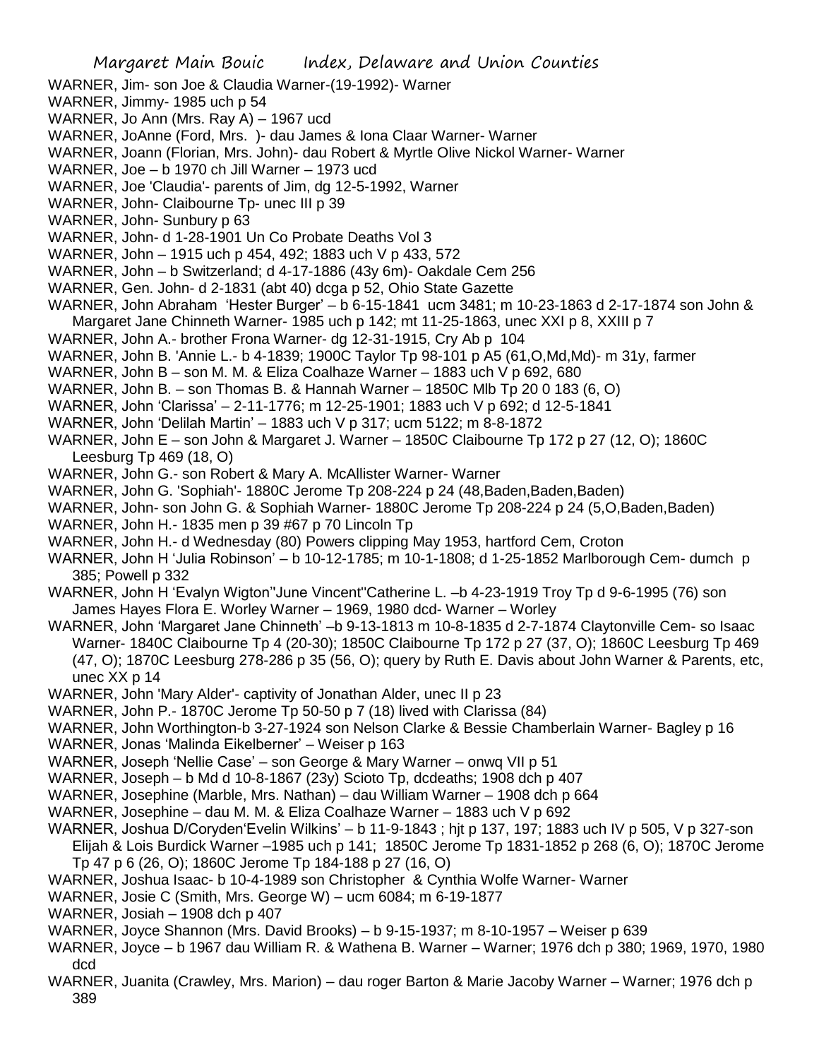WARNER, Jim- son Joe & Claudia Warner-(19-1992)- Warner

WARNER, Jimmy- 1985 uch p 54

WARNER, Jo Ann (Mrs. Ray A) – 1967 ucd

WARNER, JoAnne (Ford, Mrs. )- dau James & Iona Claar Warner- Warner

WARNER, Joann (Florian, Mrs. John)- dau Robert & Myrtle Olive Nickol Warner- Warner

WARNER, Joe – b 1970 ch Jill Warner – 1973 ucd

WARNER, Joe 'Claudia'- parents of Jim, dg 12-5-1992, Warner

WARNER, John- Claibourne Tp- unec III p 39

WARNER, John- Sunbury p 63

WARNER, John- d 1-28-1901 Un Co Probate Deaths Vol 3

WARNER, John – 1915 uch p 454, 492; 1883 uch V p 433, 572

WARNER, John – b Switzerland; d 4-17-1886 (43y 6m)- Oakdale Cem 256

WARNER, Gen. John- d 2-1831 (abt 40) dcga p 52, Ohio State Gazette

WARNER, John Abraham 'Hester Burger' – b 6-15-1841 ucm 3481; m 10-23-1863 d 2-17-1874 son John & Margaret Jane Chinneth Warner- 1985 uch p 142; mt 11-25-1863, unec XXI p 8, XXIII p 7

WARNER, John A.- brother Frona Warner- dg 12-31-1915, Cry Ab p 104

WARNER, John B. 'Annie L.- b 4-1839; 1900C Taylor Tp 98-101 p A5 (61,O,Md,Md)- m 31y, farmer

WARNER, John B – son M. M. & Eliza Coalhaze Warner – 1883 uch V p 692, 680

WARNER, John B. – son Thomas B. & Hannah Warner – 1850C Mlb Tp 20 0 183 (6, O)

WARNER, John 'Clarissa' – 2-11-1776; m 12-25-1901; 1883 uch V p 692; d 12-5-1841

WARNER, John 'Delilah Martin' – 1883 uch V p 317; ucm 5122; m 8-8-1872

WARNER, John E – son John & Margaret J. Warner – 1850C Claibourne Tp 172 p 27 (12, O); 1860C Leesburg Tp 469 (18, O)

WARNER, John G.- son Robert & Mary A. McAllister Warner- Warner

WARNER, John G. 'Sophiah'- 1880C Jerome Tp 208-224 p 24 (48,Baden,Baden,Baden)

WARNER, John- son John G. & Sophiah Warner- 1880C Jerome Tp 208-224 p 24 (5,O,Baden,Baden)

WARNER, John H.- 1835 men p 39 #67 p 70 Lincoln Tp

WARNER, John H.- d Wednesday (80) Powers clipping May 1953, hartford Cem, Croton

WARNER, John H 'Julia Robinson' – b 10-12-1785; m 10-1-1808; d 1-25-1852 Marlborough Cem- dumch p 385; Powell p 332

WARNER, John H 'Evalyn Wigton''June Vincent''Catherine L. –b 4-23-1919 Troy Tp d 9-6-1995 (76) son James Hayes Flora E. Worley Warner – 1969, 1980 dcd- Warner – Worley

WARNER, John 'Margaret Jane Chinneth' –b 9-13-1813 m 10-8-1835 d 2-7-1874 Claytonville Cem- so Isaac Warner- 1840C Claibourne Tp 4 (20-30); 1850C Claibourne Tp 172 p 27 (37, O); 1860C Leesburg Tp 469 (47, O); 1870C Leesburg 278-286 p 35 (56, O); query by Ruth E. Davis about John Warner & Parents, etc, unec XX p 14

WARNER, John 'Mary Alder'- captivity of Jonathan Alder, unec II p 23

WARNER, John P.- 1870C Jerome Tp 50-50 p 7 (18) lived with Clarissa (84)

WARNER, John Worthington-b 3-27-1924 son Nelson Clarke & Bessie Chamberlain Warner- Bagley p 16

WARNER, Jonas 'Malinda Eikelberner' – Weiser p 163

WARNER, Joseph 'Nellie Case' – son George & Mary Warner – onwq VII p 51

WARNER, Joseph – b Md d 10-8-1867 (23y) Scioto Tp, dcdeaths; 1908 dch p 407

WARNER, Josephine (Marble, Mrs. Nathan) – dau William Warner – 1908 dch p 664

WARNER, Josephine – dau M. M. & Eliza Coalhaze Warner – 1883 uch V p 692

WARNER, Joshua D/Coryden'Evelin Wilkins' – b 11-9-1843 ; hjt p 137, 197; 1883 uch IV p 505, V p 327-son Elijah & Lois Burdick Warner –1985 uch p 141; 1850C Jerome Tp 1831-1852 p 268 (6, O); 1870C Jerome Tp 47 p 6 (26, O); 1860C Jerome Tp 184-188 p 27 (16, O)

WARNER, Joshua Isaac- b 10-4-1989 son Christopher & Cynthia Wolfe Warner- Warner

WARNER, Josie C (Smith, Mrs. George W) – ucm 6084; m 6-19-1877

WARNER, Josiah – 1908 dch p 407

WARNER, Joyce Shannon (Mrs. David Brooks) – b 9-15-1937; m 8-10-1957 – Weiser p 639

WARNER, Joyce – b 1967 dau William R. & Wathena B. Warner – Warner; 1976 dch p 380; 1969, 1970, 1980 dcd

WARNER, Juanita (Crawley, Mrs. Marion) – dau roger Barton & Marie Jacoby Warner – Warner; 1976 dch p 389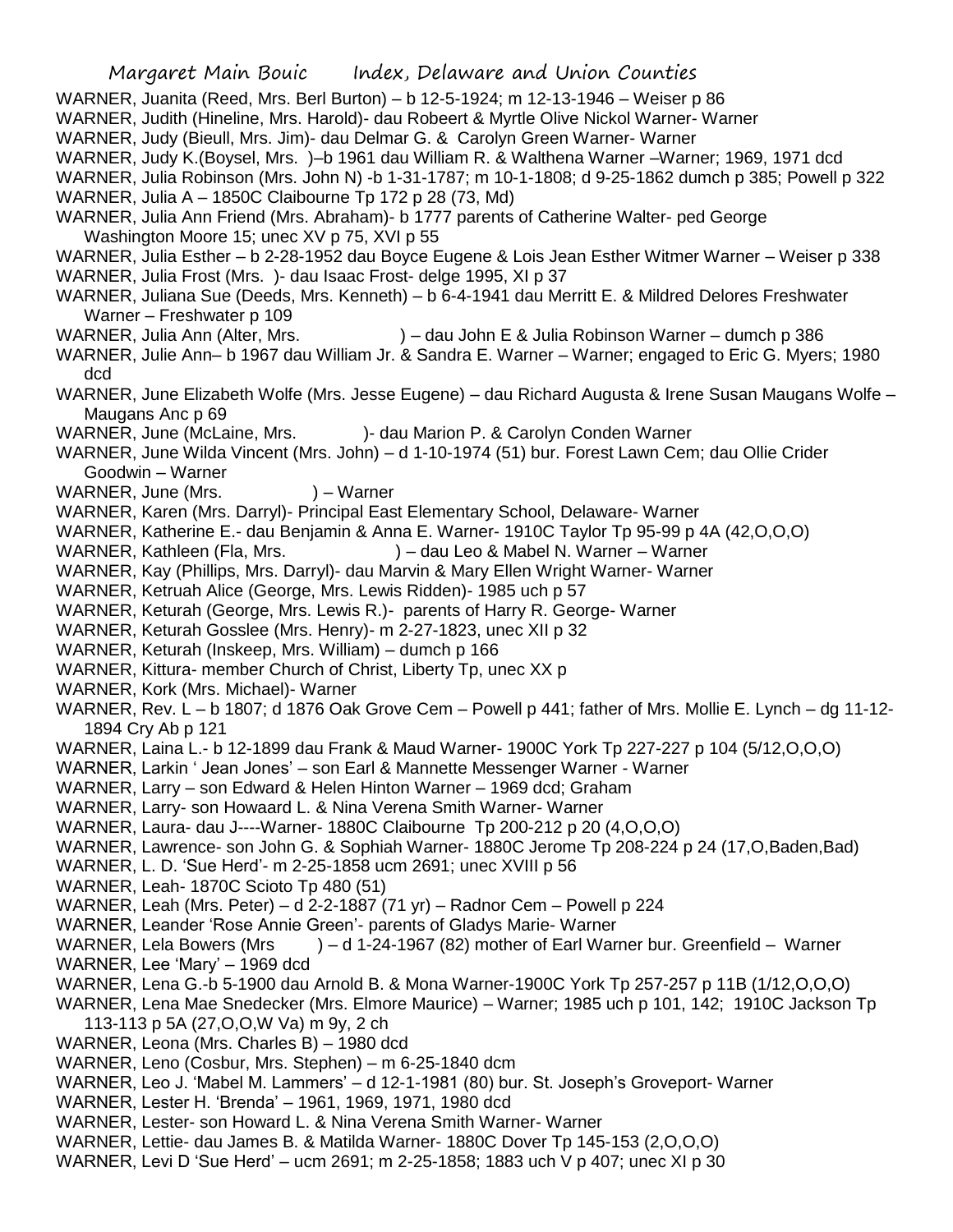WARNER, Juanita (Reed, Mrs. Berl Burton) – b 12-5-1924; m 12-13-1946 – Weiser p 86

WARNER, Judith (Hineline, Mrs. Harold)- dau Robeert & Myrtle Olive Nickol Warner- Warner

WARNER, Judy (Bieull, Mrs. Jim)- dau Delmar G. & Carolyn Green Warner- Warner

WARNER, Judy K.(Boysel, Mrs. )–b 1961 dau William R. & Walthena Warner –Warner; 1969, 1971 dcd

WARNER, Julia Robinson (Mrs. John N) -b 1-31-1787; m 10-1-1808; d 9-25-1862 dumch p 385; Powell p 322

WARNER, Julia A – 1850C Claibourne Tp 172 p 28 (73, Md)

WARNER, Julia Ann Friend (Mrs. Abraham)- b 1777 parents of Catherine Walter- ped George Washington Moore 15; unec XV p 75, XVI p 55

WARNER, Julia Esther – b 2-28-1952 dau Boyce Eugene & Lois Jean Esther Witmer Warner – Weiser p 338

WARNER, Julia Frost (Mrs. )- dau Isaac Frost- delge 1995, XI p 37

WARNER, Juliana Sue (Deeds, Mrs. Kenneth) – b 6-4-1941 dau Merritt E. & Mildred Delores Freshwater Warner – Freshwater p 109

WARNER, Julia Ann (Alter, Mrs. ) – dau John E & Julia Robinson Warner – dumch p 386

WARNER, Julie Ann– b 1967 dau William Jr. & Sandra E. Warner – Warner; engaged to Eric G. Myers; 1980 dcd

WARNER, June Elizabeth Wolfe (Mrs. Jesse Eugene) – dau Richard Augusta & Irene Susan Maugans Wolfe – Maugans Anc p 69

WARNER, June (McLaine, Mrs. )- dau Marion P. & Carolyn Conden Warner

WARNER, June Wilda Vincent (Mrs. John) – d 1-10-1974 (51) bur. Forest Lawn Cem; dau Ollie Crider Goodwin – Warner

WARNER, June (Mrs. ) – Warner

WARNER, Karen (Mrs. Darryl)- Principal East Elementary School, Delaware- Warner

WARNER, Katherine E.- dau Benjamin & Anna E. Warner- 1910C Taylor Tp 95-99 p 4A (42,O,O,O)

WARNER, Kathleen (Fla, Mrs. ) – dau Leo & Mabel N. Warner – Warner

WARNER, Kay (Phillips, Mrs. Darryl)- dau Marvin & Mary Ellen Wright Warner- Warner

WARNER, Ketruah Alice (George, Mrs. Lewis Ridden)- 1985 uch p 57

WARNER, Keturah (George, Mrs. Lewis R.)- parents of Harry R. George- Warner

WARNER, Keturah Gosslee (Mrs. Henry)- m 2-27-1823, unec XII p 32

WARNER, Keturah (Inskeep, Mrs. William) – dumch p 166

WARNER, Kittura- member Church of Christ, Liberty Tp, unec XX p

WARNER, Kork (Mrs. Michael)- Warner

WARNER, Rev. L – b 1807; d 1876 Oak Grove Cem – Powell p 441; father of Mrs. Mollie E. Lynch – dg 11-12-1894 Cry Ab p 121

WARNER, Laina L.- b 12-1899 dau Frank & Maud Warner- 1900C York Tp 227-227 p 104 (5/12,O,O,O)

WARNER, Larkin ' Jean Jones' – son Earl & Mannette Messenger Warner - Warner

WARNER, Larry – son Edward & Helen Hinton Warner – 1969 dcd; Graham

WARNER, Larry- son Howaard L. & Nina Verena Smith Warner- Warner

WARNER, Laura- dau J----Warner- 1880C Claibourne Tp 200-212 p 20 (4,O,O,O)

WARNER, Lawrence- son John G. & Sophiah Warner- 1880C Jerome Tp 208-224 p 24 (17,O,Baden,Bad)

WARNER, L. D. 'Sue Herd'- m 2-25-1858 ucm 2691; unec XVIII p 56

WARNER, Leah- 1870C Scioto Tp 480 (51)

WARNER, Leah (Mrs. Peter) – d 2-2-1887 (71 yr) – Radnor Cem – Powell p 224

WARNER, Leander 'Rose Annie Green'- parents of Gladys Marie- Warner

WARNER, Lela Bowers (Mrs ) – d 1-24-1967 (82) mother of Earl Warner bur. Greenfield – Warner

WARNER, Lee 'Mary' – 1969 dcd

WARNER, Lena G.-b 5-1900 dau Arnold B. & Mona Warner-1900C York Tp 257-257 p 11B (1/12,O,O,O)

WARNER, Lena Mae Snedecker (Mrs. Elmore Maurice) – Warner; 1985 uch p 101, 142; 1910C Jackson Tp 113-113 p 5A (27,O,O,W Va) m 9y, 2 ch

WARNER, Leona (Mrs. Charles B) – 1980 dcd

WARNER, Leno (Cosbur, Mrs. Stephen) – m 6-25-1840 dcm

WARNER, Leo J. 'Mabel M. Lammers' – d 12-1-1981 (80) bur. St. Joseph's Groveport- Warner

WARNER, Lester H. 'Brenda' – 1961, 1969, 1971, 1980 dcd

WARNER, Lester- son Howard L. & Nina Verena Smith Warner- Warner

WARNER, Lettie- dau James B. & Matilda Warner- 1880C Dover Tp 145-153 (2,O,O,O)

WARNER, Levi D 'Sue Herd' – ucm 2691; m 2-25-1858; 1883 uch V p 407; unec XI p 30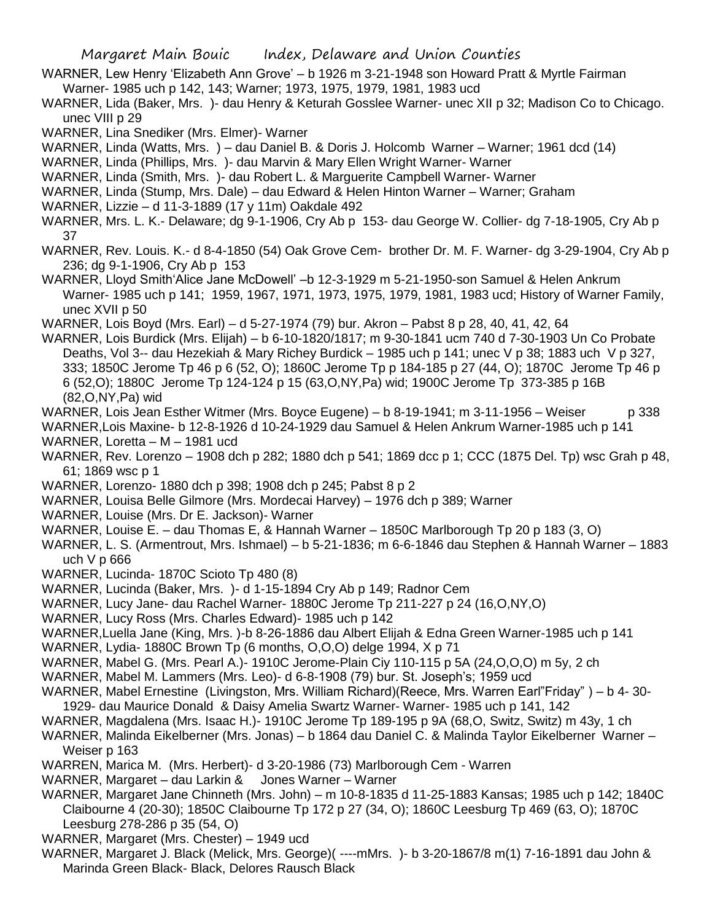WARNER, Lew Henry 'Elizabeth Ann Grove' – b 1926 m 3-21-1948 son Howard Pratt & Myrtle Fairman Warner- 1985 uch p 142, 143; Warner; 1973, 1975, 1979, 1981, 1983 ucd

WARNER, Lida (Baker, Mrs. )- dau Henry & Keturah Gosslee Warner- unec XII p 32; Madison Co to Chicago. unec VIII p 29

WARNER, Lina Snediker (Mrs. Elmer)- Warner

WARNER, Linda (Watts, Mrs. ) – dau Daniel B. & Doris J. Holcomb Warner – Warner; 1961 dcd (14)

WARNER, Linda (Phillips, Mrs. )- dau Marvin & Mary Ellen Wright Warner- Warner

WARNER, Linda (Smith, Mrs. )- dau Robert L. & Marguerite Campbell Warner- Warner

WARNER, Linda (Stump, Mrs. Dale) – dau Edward & Helen Hinton Warner – Warner; Graham

WARNER, Lizzie – d 11-3-1889 (17 y 11m) Oakdale 492

WARNER, Mrs. L. K.- Delaware; dg 9-1-1906, Cry Ab p 153- dau George W. Collier- dg 7-18-1905, Cry Ab p 37

WARNER, Rev. Louis. K.- d 8-4-1850 (54) Oak Grove Cem- brother Dr. M. F. Warner- dg 3-29-1904, Cry Ab p 236; dg 9-1-1906, Cry Ab p 153

WARNER, Lloyd Smith'Alice Jane McDowell' –b 12-3-1929 m 5-21-1950-son Samuel & Helen Ankrum Warner- 1985 uch p 141; 1959, 1967, 1971, 1973, 1975, 1979, 1981, 1983 ucd; History of Warner Family, unec XVII p 50

WARNER, Lois Boyd (Mrs. Earl) – d 5-27-1974 (79) bur. Akron – Pabst 8 p 28, 40, 41, 42, 64

WARNER, Lois Burdick (Mrs. Elijah) – b 6-10-1820/1817; m 9-30-1841 ucm 740 d 7-30-1903 Un Co Probate Deaths, Vol 3-- dau Hezekiah & Mary Richey Burdick – 1985 uch p 141; unec V p 38; 1883 uch V p 327, 333; 1850C Jerome Tp 46 p 6 (52, O); 1860C Jerome Tp p 184-185 p 27 (44, O); 1870C Jerome Tp 46 p 6 (52,O); 1880C Jerome Tp 124-124 p 15 (63,O,NY,Pa) wid; 1900C Jerome Tp 373-385 p 16B (82,O,NY,Pa) wid

WARNER, Lois Jean Esther Witmer (Mrs. Boyce Eugene) – b 8-19-1941; m 3-11-1956 – Weiser p 338

WARNER,Lois Maxine- b 12-8-1926 d 10-24-1929 dau Samuel & Helen Ankrum Warner-1985 uch p 141

WARNER, Loretta – M – 1981 ucd

WARNER, Rev. Lorenzo – 1908 dch p 282; 1880 dch p 541; 1869 dcc p 1; CCC (1875 Del. Tp) wsc Grah p 48, 61; 1869 wsc p 1

WARNER, Lorenzo- 1880 dch p 398; 1908 dch p 245; Pabst 8 p 2

WARNER, Louisa Belle Gilmore (Mrs. Mordecai Harvey) – 1976 dch p 389; Warner

WARNER, Louise (Mrs. Dr E. Jackson)- Warner

WARNER, Louise E. – dau Thomas E, & Hannah Warner – 1850C Marlborough Tp 20 p 183 (3, O)

WARNER, L. S. (Armentrout, Mrs. Ishmael) – b 5-21-1836; m 6-6-1846 dau Stephen & Hannah Warner – 1883 uch V p 666

WARNER, Lucinda- 1870C Scioto Tp 480 (8)

WARNER, Lucinda (Baker, Mrs. )- d 1-15-1894 Cry Ab p 149; Radnor Cem

WARNER, Lucy Jane- dau Rachel Warner- 1880C Jerome Tp 211-227 p 24 (16,O,NY,O)

WARNER, Lucy Ross (Mrs. Charles Edward)- 1985 uch p 142

WARNER,Luella Jane (King, Mrs. )-b 8-26-1886 dau Albert Elijah & Edna Green Warner-1985 uch p 141

WARNER, Lydia- 1880C Brown Tp (6 months, O,O,O) delge 1994, X p 71

WARNER, Mabel G. (Mrs. Pearl A.)- 1910C Jerome-Plain Ciy 110-115 p 5A (24,O,O,O) m 5y, 2 ch

WARNER, Mabel M. Lammers (Mrs. Leo)- d 6-8-1908 (79) bur. St. Joseph's; 1959 ucd

WARNER, Mabel Ernestine (Livingston, Mrs. William Richard)(Reece, Mrs. Warren Earl"Friday" ) – b 4- 30-1929- dau Maurice Donald & Daisy Amelia Swartz Warner- Warner- 1985 uch p 141, 142

WARNER, Magdalena (Mrs. Isaac H.)- 1910C Jerome Tp 189-195 p 9A (68,O, Switz, Switz) m 43y, 1 ch

WARNER, Malinda Eikelberner (Mrs. Jonas) – b 1864 dau Daniel C. & Malinda Taylor Eikelberner Warner – Weiser p 163

WARREN, Marica M. (Mrs. Herbert)- d 3-20-1986 (73) Marlborough Cem - Warren

WARNER, Margaret – dau Larkin & Jones Warner – Warner

WARNER, Margaret Jane Chinneth (Mrs. John) – m 10-8-1835 d 11-25-1883 Kansas; 1985 uch p 142; 1840C Claibourne 4 (20-30); 1850C Claibourne Tp 172 p 27 (34, O); 1860C Leesburg Tp 469 (63, O); 1870C Leesburg 278-286 p 35 (54, O)

WARNER, Margaret (Mrs. Chester) – 1949 ucd

WARNER, Margaret J. Black (Melick, Mrs. George)( ----mMrs. )- b 3-20-1867/8 m(1) 7-16-1891 dau John & Marinda Green Black- Black, Delores Rausch Black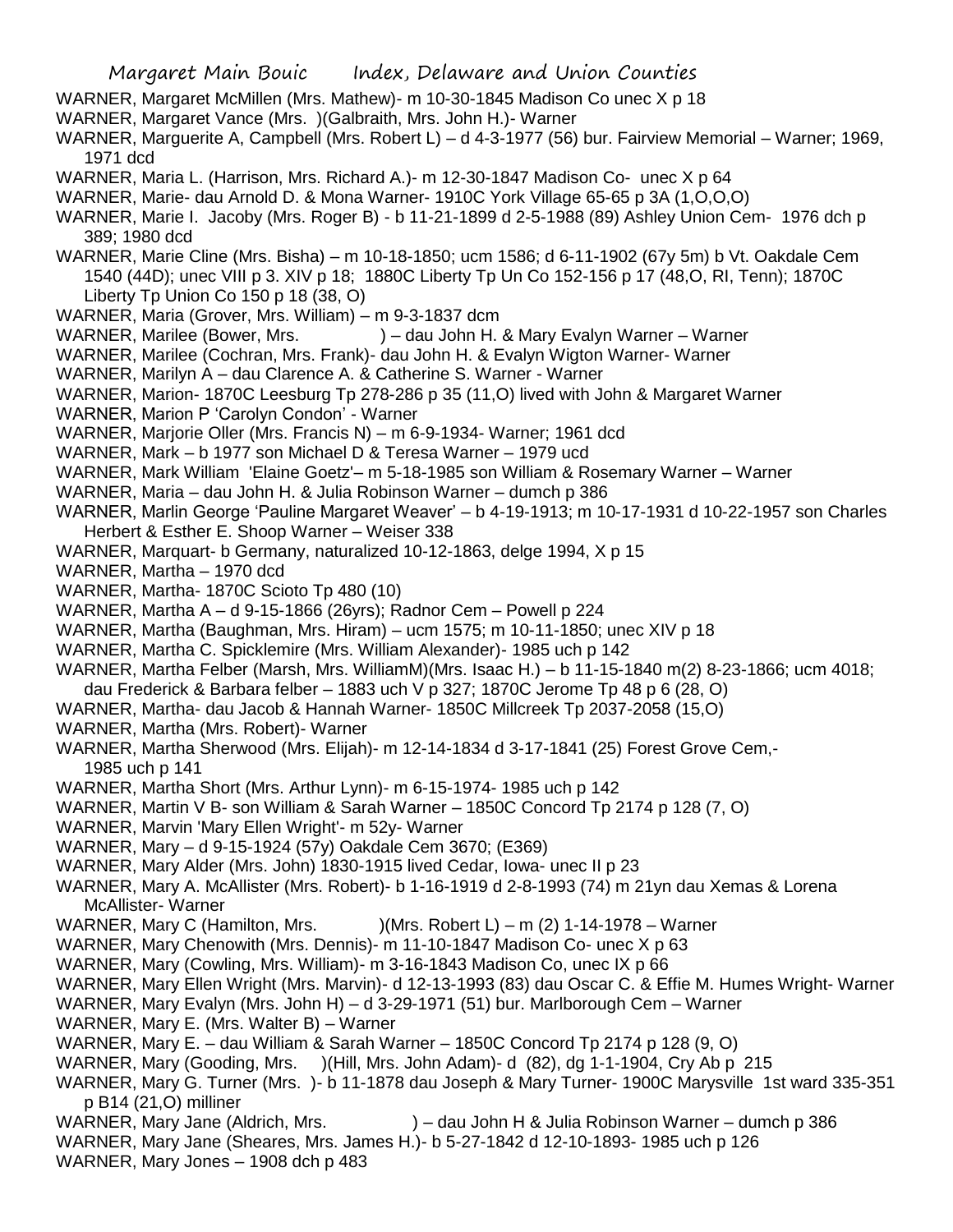WARNER, Margaret McMillen (Mrs. Mathew)- m 10-30-1845 Madison Co unec X p 18

WARNER, Margaret Vance (Mrs. )(Galbraith, Mrs. John H.)- Warner

WARNER, Marguerite A, Campbell (Mrs. Robert L) – d 4-3-1977 (56) bur. Fairview Memorial – Warner; 1969, 1971 dcd

WARNER, Maria L. (Harrison, Mrs. Richard A.)- m 12-30-1847 Madison Co- unec X p 64

WARNER, Marie- dau Arnold D. & Mona Warner- 1910C York Village 65-65 p 3A (1,O,O,O)

WARNER, Marie I. Jacoby (Mrs. Roger B) - b 11-21-1899 d 2-5-1988 (89) Ashley Union Cem- 1976 dch p 389; 1980 dcd

WARNER, Marie Cline (Mrs. Bisha) – m 10-18-1850; ucm 1586; d 6-11-1902 (67y 5m) b Vt. Oakdale Cem 1540 (44D); unec VIII p 3. XIV p 18; 1880C Liberty Tp Un Co 152-156 p 17 (48,O, RI, Tenn); 1870C Liberty Tp Union Co 150 p 18 (38, O)

WARNER, Maria (Grover, Mrs. William) – m 9-3-1837 dcm

WARNER, Marilee (Bower, Mrs. ) – dau John H. & Mary Evalyn Warner – Warner

WARNER, Marilee (Cochran, Mrs. Frank)- dau John H. & Evalyn Wigton Warner- Warner

WARNER, Marilyn A – dau Clarence A. & Catherine S. Warner - Warner

WARNER, Marion- 1870C Leesburg Tp 278-286 p 35 (11,O) lived with John & Margaret Warner

WARNER, Marion P 'Carolyn Condon' - Warner

WARNER, Marjorie Oller (Mrs. Francis N) – m 6-9-1934- Warner; 1961 dcd

WARNER, Mark – b 1977 son Michael D & Teresa Warner – 1979 ucd

WARNER, Mark William 'Elaine Goetz'– m 5-18-1985 son William & Rosemary Warner – Warner

WARNER, Maria – dau John H. & Julia Robinson Warner – dumch p 386

WARNER, Marlin George 'Pauline Margaret Weaver' – b 4-19-1913; m 10-17-1931 d 10-22-1957 son Charles Herbert & Esther E. Shoop Warner – Weiser 338

WARNER, Marquart- b Germany, naturalized 10-12-1863, delge 1994, X p 15

WARNER, Martha – 1970 dcd

WARNER, Martha- 1870C Scioto Tp 480 (10)

WARNER, Martha A – d 9-15-1866 (26yrs); Radnor Cem – Powell p 224

WARNER, Martha (Baughman, Mrs. Hiram) – ucm 1575; m 10-11-1850; unec XIV p 18

WARNER, Martha C. Spicklemire (Mrs. William Alexander)- 1985 uch p 142

WARNER, Martha Felber (Marsh, Mrs. WilliamM)(Mrs. Isaac H.) – b 11-15-1840 m(2) 8-23-1866; ucm 4018; dau Frederick & Barbara felber – 1883 uch V p 327; 1870C Jerome Tp 48 p 6 (28, O)

WARNER, Martha- dau Jacob & Hannah Warner- 1850C Millcreek Tp 2037-2058 (15,O)

WARNER, Martha (Mrs. Robert)- Warner

WARNER, Martha Sherwood (Mrs. Elijah)- m 12-14-1834 d 3-17-1841 (25) Forest Grove Cem,- 1985 uch p 141

WARNER, Martha Short (Mrs. Arthur Lynn)- m 6-15-1974- 1985 uch p 142

WARNER, Martin V B- son William & Sarah Warner – 1850C Concord Tp 2174 p 128 (7, O)

WARNER, Marvin 'Mary Ellen Wright'- m 52y- Warner

WARNER, Mary – d 9-15-1924 (57y) Oakdale Cem 3670; (E369)

WARNER, Mary Alder (Mrs. John) 1830-1915 lived Cedar, Iowa- unec II p 23

WARNER, Mary A. McAllister (Mrs. Robert)- b 1-16-1919 d 2-8-1993 (74) m 21yn dau Xemas & Lorena McAllister- Warner

WARNER, Mary C (Hamilton, Mrs. )(Mrs. Robert L) – m (2) 1-14-1978 – Warner

WARNER, Mary Chenowith (Mrs. Dennis)- m 11-10-1847 Madison Co- unec X p 63

WARNER, Mary (Cowling, Mrs. William)- m 3-16-1843 Madison Co, unec IX p 66

WARNER, Mary Ellen Wright (Mrs. Marvin)- d 12-13-1993 (83) dau Oscar C. & Effie M. Humes Wright- Warner

WARNER, Mary Evalyn (Mrs. John H) – d 3-29-1971 (51) bur. Marlborough Cem – Warner

WARNER, Mary E. (Mrs. Walter B) – Warner

WARNER, Mary E. – dau William & Sarah Warner – 1850C Concord Tp 2174 p 128 (9, O)

WARNER, Mary (Gooding, Mrs. )(Hill, Mrs. John Adam)- d (82), dg 1-1-1904, Cry Ab p 215

WARNER, Mary G. Turner (Mrs. )- b 11-1878 dau Joseph & Mary Turner- 1900C Marysville 1st ward 335-351 p B14 (21,O) milliner

WARNER, Mary Jane (Aldrich, Mrs. ) – dau John H & Julia Robinson Warner – dumch p 386

WARNER, Mary Jane (Sheares, Mrs. James H.)- b 5-27-1842 d 12-10-1893- 1985 uch p 126

WARNER, Mary Jones – 1908 dch p 483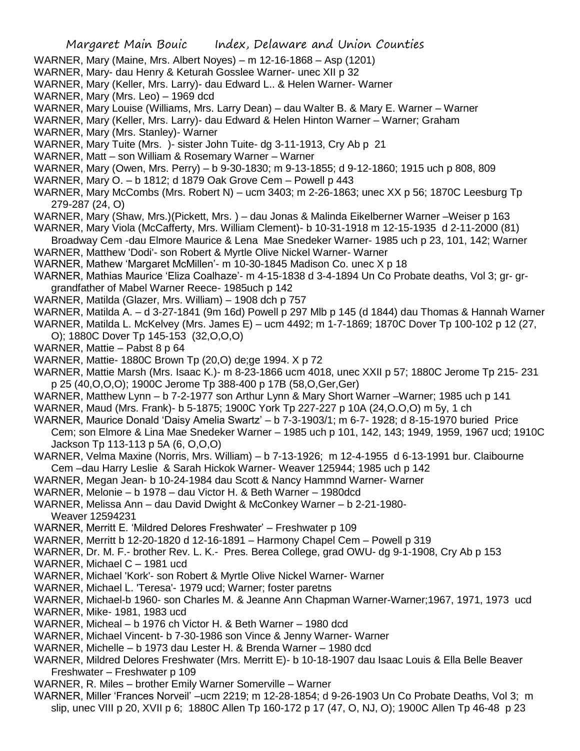WARNER, Mary (Maine, Mrs. Albert Noyes) – m 12-16-1868 – Asp (1201)

WARNER, Mary- dau Henry & Keturah Gosslee Warner- unec XII p 32

WARNER, Mary (Keller, Mrs. Larry)- dau Edward L.. & Helen Warner- Warner

WARNER, Mary (Mrs. Leo) – 1969 dcd

WARNER, Mary Louise (Williams, Mrs. Larry Dean) – dau Walter B. & Mary E. Warner – Warner

WARNER, Mary (Keller, Mrs. Larry)- dau Edward & Helen Hinton Warner – Warner; Graham

WARNER, Mary (Mrs. Stanley)- Warner

WARNER, Mary Tuite (Mrs. )- sister John Tuite- dg 3-11-1913, Cry Ab p 21

WARNER, Matt – son William & Rosemary Warner – Warner

WARNER, Mary (Owen, Mrs. Perry) – b 9-30-1830; m 9-13-1855; d 9-12-1860; 1915 uch p 808, 809

WARNER, Mary O. – b 1812; d 1879 Oak Grove Cem – Powell p 443

WARNER, Mary McCombs (Mrs. Robert N) – ucm 3403; m 2-26-1863; unec XX p 56; 1870C Leesburg Tp 279-287 (24, O)

WARNER, Mary (Shaw, Mrs.)(Pickett, Mrs. ) – dau Jonas & Malinda Eikelberner Warner –Weiser p 163

WARNER, Mary Viola (McCafferty, Mrs. William Clement)- b 10-31-1918 m 12-15-1935 d 2-11-2000 (81) Broadway Cem -dau Elmore Maurice & Lena Mae Snedeker Warner- 1985 uch p 23, 101, 142; Warner

WARNER, Matthew 'Dodi'- son Robert & Myrtle Olive Nickel Warner- Warner

WARNER, Mathew 'Margaret McMillen'- m 10-30-1845 Madison Co. unec X p 18

WARNER, Mathias Maurice 'Eliza Coalhaze'- m 4-15-1838 d 3-4-1894 Un Co Probate deaths, Vol 3; gr- gr-grandfather of Mabel Warner Reece- 1985uch p 142

WARNER, Matilda (Glazer, Mrs. William) – 1908 dch p 757

WARNER, Matilda A. – d 3-27-1841 (9m 16d) Powell p 297 Mlb p 145 (d 1844) dau Thomas & Hannah Warner

WARNER, Matilda L. McKelvey (Mrs. James E) – ucm 4492; m 1-7-1869; 1870C Dover Tp 100-102 p 12 (27, O); 1880C Dover Tp 145-153 (32,O,O,O)

WARNER, Mattie – Pabst 8 p 64

WARNER, Mattie- 1880C Brown Tp (20,O) de;ge 1994. X p 72

WARNER, Mattie Marsh (Mrs. Isaac K.)- m 8-23-1866 ucm 4018, unec XXII p 57; 1880C Jerome Tp 215- 231 p 25 (40,O,O,O); 1900C Jerome Tp 388-400 p 17B (58,O,Ger,Ger)

WARNER, Matthew Lynn – b 7-2-1977 son Arthur Lynn & Mary Short Warner –Warner; 1985 uch p 141

WARNER, Maud (Mrs. Frank)- b 5-1875; 1900C York Tp 227-227 p 10A (24,O.O,O) m 5y, 1 ch

WARNER, Maurice Donald 'Daisy Amelia Swartz' – b 7-3-1903/1; m 6-7- 1928; d 8-15-1970 buried Price Cem; son Elmore & Lina Mae Snedeker Warner – 1985 uch p 101, 142, 143; 1949, 1959, 1967 ucd; 1910C Jackson Tp 113-113 p 5A (6, O,O,O)

WARNER, Velma Maxine (Norris, Mrs. William) – b 7-13-1926; m 12-4-1955 d 6-13-1991 bur. Claibourne Cem –dau Harry Leslie & Sarah Hickok Warner- Weaver 125944; 1985 uch p 142

WARNER, Megan Jean- b 10-24-1984 dau Scott & Nancy Hammnd Warner- Warner

WARNER, Melonie – b 1978 – dau Victor H. & Beth Warner – 1980dcd

WARNER, Melissa Ann – dau David Dwight & McConkey Warner – b 2-21-1980- Weaver 12594231

WARNER, Merritt E. 'Mildred Delores Freshwater' – Freshwater p 109

WARNER, Merritt b 12-20-1820 d 12-16-1891 – Harmony Chapel Cem – Powell p 319

WARNER, Dr. M. F.- brother Rev. L. K.- Pres. Berea College, grad OWU- dg 9-1-1908, Cry Ab p 153

WARNER, Michael C – 1981 ucd

WARNER, Michael 'Kork'- son Robert & Myrtle Olive Nickel Warner- Warner

WARNER, Michael L. 'Teresa'- 1979 ucd; Warner; foster paretns

WARNER, Michael-b 1960- son Charles M. & Jeanne Ann Chapman Warner-Warner;1967, 1971, 1973 ucd

WARNER, Mike- 1981, 1983 ucd

WARNER, Micheal – b 1976 ch Victor H. & Beth Warner – 1980 dcd

WARNER, Michael Vincent- b 7-30-1986 son Vince & Jenny Warner- Warner

WARNER, Michelle – b 1973 dau Lester H. & Brenda Warner – 1980 dcd

WARNER, Mildred Delores Freshwater (Mrs. Merritt E)- b 10-18-1907 dau Isaac Louis & Ella Belle Beaver Freshwater – Freshwater p 109

WARNER, R. Miles – brother Emily Warner Somerville – Warner

WARNER, Miller 'Frances Norveil' –ucm 2219; m 12-28-1854; d 9-26-1903 Un Co Probate Deaths, Vol 3; m slip, unec VIII p 20, XVII p 6; 1880C Allen Tp 160-172 p 17 (47, O, NJ, O); 1900C Allen Tp 46-48 p 23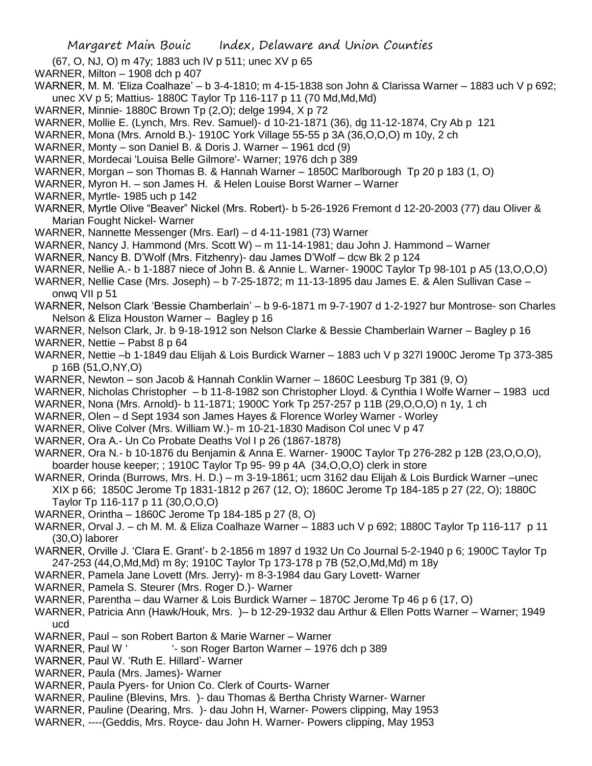(67, O, NJ, O) m 47y; 1883 uch IV p 511; unec XV p 65

WARNER, Milton – 1908 dch p 407

WARNER, M. M. 'Eliza Coalhaze' – b 3-4-1810; m 4-15-1838 son John & Clarissa Warner – 1883 uch V p 692; unec XV p 5; Mattius- 1880C Taylor Tp 116-117 p 11 (70 Md,Md,Md)

WARNER, Minnie- 1880C Brown Tp (2,O); delge 1994, X p 72

WARNER, Mollie E. (Lynch, Mrs. Rev. Samuel)- d 10-21-1871 (36), dg 11-12-1874, Cry Ab p 121

WARNER, Mona (Mrs. Arnold B.)- 1910C York Village 55-55 p 3A (36,O,O,O) m 10y, 2 ch

WARNER, Monty – son Daniel B. & Doris J. Warner – 1961 dcd (9)

WARNER, Mordecai 'Louisa Belle Gilmore'- Warner; 1976 dch p 389

WARNER, Morgan – son Thomas B. & Hannah Warner – 1850C Marlborough Tp 20 p 183 (1, O)

WARNER, Myron H. – son James H. & Helen Louise Borst Warner – Warner

WARNER, Myrtle- 1985 uch p 142

WARNER, Myrtle Olive "Beaver" Nickel (Mrs. Robert)- b 5-26-1926 Fremont d 12-20-2003 (77) dau Oliver & Marian Fought Nickel- Warner

WARNER, Nannette Messenger (Mrs. Earl) – d 4-11-1981 (73) Warner

WARNER, Nancy J. Hammond (Mrs. Scott W) – m 11-14-1981; dau John J. Hammond – Warner

WARNER, Nancy B. D'Wolf (Mrs. Fitzhenry)- dau James D'Wolf – dcw Bk 2 p 124

WARNER, Nellie A.- b 1-1887 niece of John B. & Annie L. Warner- 1900C Taylor Tp 98-101 p A5 (13,O,O,O)

WARNER, Nellie Case (Mrs. Joseph) – b 7-25-1872; m 11-13-1895 dau James E. & Alen Sullivan Case – onwq VII p 51

WARNER, Nelson Clark 'Bessie Chamberlain' – b 9-6-1871 m 9-7-1907 d 1-2-1927 bur Montrose- son Charles Nelson & Eliza Houston Warner – Bagley p 16

WARNER, Nelson Clark, Jr. b 9-18-1912 son Nelson Clarke & Bessie Chamberlain Warner – Bagley p 16

WARNER, Nettie – Pabst 8 p 64

WARNER, Nettie –b 1-1849 dau Elijah & Lois Burdick Warner – 1883 uch V p 327l 1900C Jerome Tp 373-385 p 16B (51,O,NY,O)

WARNER, Newton – son Jacob & Hannah Conklin Warner – 1860C Leesburg Tp 381 (9, O)

WARNER, Nicholas Christopher – b 11-8-1982 son Christopher Lloyd. & Cynthia I Wolfe Warner – 1983 ucd

WARNER, Nona (Mrs. Arnold)- b 11-1871; 1900C York Tp 257-257 p 11B (29,O,O,O) n 1y, 1 ch

WARNER, Olen – d Sept 1934 son James Hayes & Florence Worley Warner - Worley

WARNER, Olive Colver (Mrs. William W.)- m 10-21-1830 Madison Col unec V p 47

WARNER, Ora A.- Un Co Probate Deaths Vol I p 26 (1867-1878)

WARNER, Ora N.- b 10-1876 du Benjamin & Anna E. Warner- 1900C Taylor Tp 276-282 p 12B (23,O,O,O), boarder house keeper; ; 1910C Taylor Tp 95- 99 p 4A (34,O,O,O) clerk in store

WARNER, Orinda (Burrows, Mrs. H. D.) – m 3-19-1861; ucm 3162 dau Elijah & Lois Burdick Warner –unec XIX p 66; 1850C Jerome Tp 1831-1812 p 267 (12, O); 1860C Jerome Tp 184-185 p 27 (22, O); 1880C Taylor Tp 116-117 p 11 (30,O,O,O)

WARNER, Orintha – 1860C Jerome Tp 184-185 p 27 (8, O)

WARNER, Orval J. – ch M. M. & Eliza Coalhaze Warner – 1883 uch V p 692; 1880C Taylor Tp 116-117 p 11 (30,O) laborer

WARNER, Orville J. 'Clara E. Grant'- b 2-1856 m 1897 d 1932 Un Co Journal 5-2-1940 p 6; 1900C Taylor Tp 247-253 (44,O,Md,Md) m 8y; 1910C Taylor Tp 173-178 p 7B (52,O,Md,Md) m 18y

WARNER, Pamela Jane Lovett (Mrs. Jerry)- m 8-3-1984 dau Gary Lovett- Warner

WARNER, Pamela S. Steurer (Mrs. Roger D.)- Warner

WARNER, Parentha – dau Warner & Lois Burdick Warner – 1870C Jerome Tp 46 p 6 (17, O)

WARNER, Patricia Ann (Hawk/Houk, Mrs. )– b 12-29-1932 dau Arthur & Ellen Potts Warner – Warner; 1949 ucd

WARNER, Paul – son Robert Barton & Marie Warner – Warner

WARNER, Paul W ' '- son Roger Barton Warner – 1976 dch p 389

WARNER, Paul W. 'Ruth E. Hillard'- Warner

WARNER, Paula (Mrs. James)- Warner

WARNER, Paula Pyers- for Union Co. Clerk of Courts- Warner

WARNER, Pauline (Blevins, Mrs. )- dau Thomas & Bertha Christy Warner- Warner

WARNER, Pauline (Dearing, Mrs. )- dau John H, Warner- Powers clipping, May 1953

WARNER, ----(Geddis, Mrs. Royce- dau John H. Warner- Powers clipping, May 1953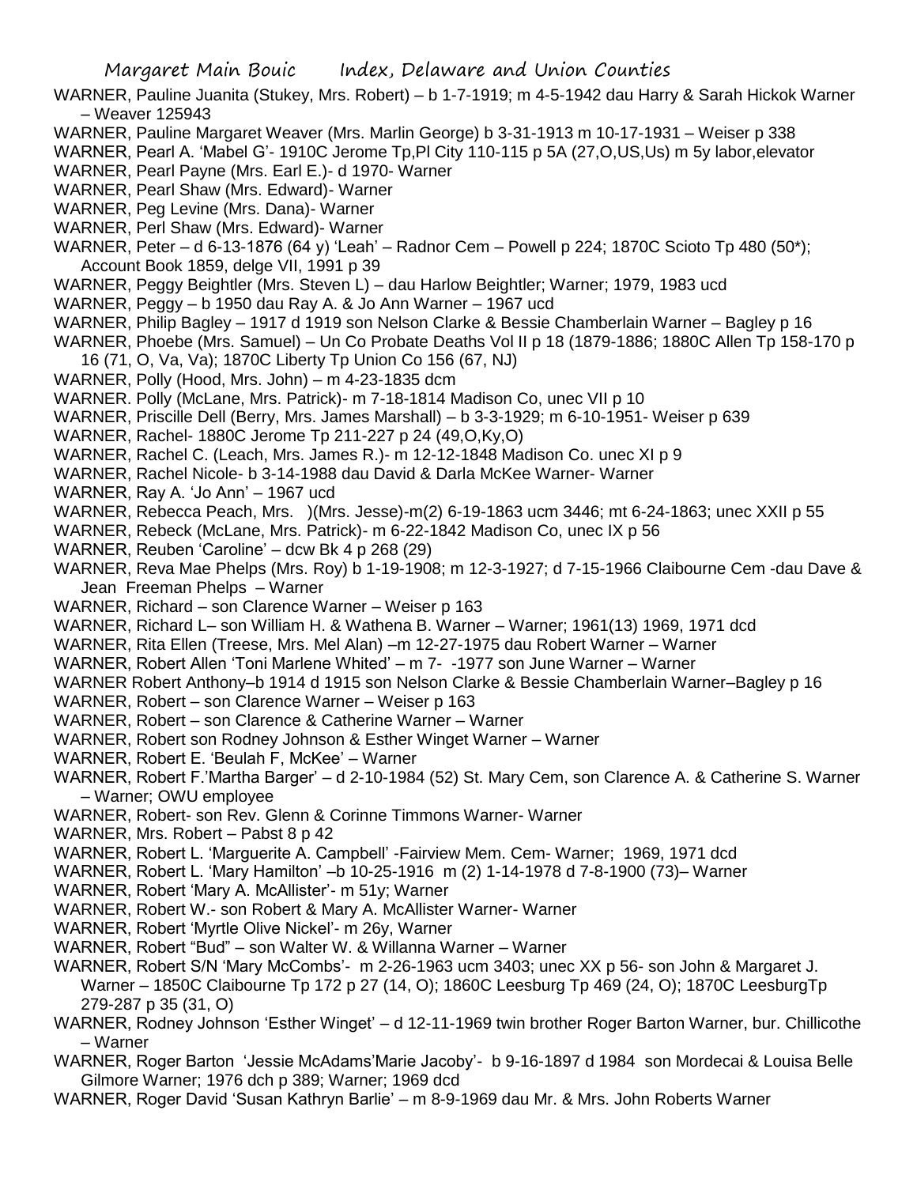WARNER, Pauline Juanita (Stukey, Mrs. Robert) – b 1-7-1919; m 4-5-1942 dau Harry & Sarah Hickok Warner – Weaver 125943

WARNER, Pauline Margaret Weaver (Mrs. Marlin George) b 3-31-1913 m 10-17-1931 – Weiser p 338

WARNER, Pearl A. 'Mabel G'- 1910C Jerome Tp,Pl City 110-115 p 5A (27,O,US,Us) m 5y labor,elevator

WARNER, Pearl Payne (Mrs. Earl E.)- d 1970- Warner

WARNER, Pearl Shaw (Mrs. Edward)- Warner

WARNER, Peg Levine (Mrs. Dana)- Warner

WARNER, Perl Shaw (Mrs. Edward)- Warner

WARNER, Peter – d 6-13-1876 (64 y) 'Leah' – Radnor Cem – Powell p 224; 1870C Scioto Tp 480 (50*); Account Book 1859, delge VII, 1991 p 39

WARNER, Peggy Beightler (Mrs. Steven L) – dau Harlow Beightler; Warner; 1979, 1983 ucd

WARNER, Peggy – b 1950 dau Ray A. & Jo Ann Warner – 1967 ucd

WARNER, Philip Bagley – 1917 d 1919 son Nelson Clarke & Bessie Chamberlain Warner – Bagley p 16

WARNER, Phoebe (Mrs. Samuel) – Un Co Probate Deaths Vol II p 18 (1879-1886; 1880C Allen Tp 158-170 p 16 (71, O, Va, Va); 1870C Liberty Tp Union Co 156 (67, NJ)

WARNER, Polly (Hood, Mrs. John) – m 4-23-1835 dcm

WARNER. Polly (McLane, Mrs. Patrick)- m 7-18-1814 Madison Co, unec VII p 10

WARNER, Priscille Dell (Berry, Mrs. James Marshall) – b 3-3-1929; m 6-10-1951- Weiser p 639

WARNER, Rachel- 1880C Jerome Tp 211-227 p 24 (49,O,Ky,O)

WARNER, Rachel C. (Leach, Mrs. James R.)- m 12-12-1848 Madison Co. unec XI p 9

WARNER, Rachel Nicole- b 3-14-1988 dau David & Darla McKee Warner- Warner

WARNER, Ray A. 'Jo Ann' – 1967 ucd

WARNER, Rebecca Peach, Mrs. )(Mrs. Jesse)-m(2) 6-19-1863 ucm 3446; mt 6-24-1863; unec XXII p 55

WARNER, Rebeck (McLane, Mrs. Patrick)- m 6-22-1842 Madison Co, unec IX p 56

WARNER, Reuben 'Caroline' – dcw Bk 4 p 268 (29)

WARNER, Reva Mae Phelps (Mrs. Roy) b 1-19-1908; m 12-3-1927; d 7-15-1966 Claibourne Cem -dau Dave & Jean Freeman Phelps – Warner

WARNER, Richard – son Clarence Warner – Weiser p 163

WARNER, Richard L– son William H. & Wathena B. Warner – Warner; 1961(13) 1969, 1971 dcd

WARNER, Rita Ellen (Treese, Mrs. Mel Alan) –m 12-27-1975 dau Robert Warner – Warner

WARNER, Robert Allen 'Toni Marlene Whited' – m 7- -1977 son June Warner – Warner

WARNER Robert Anthony–b 1914 d 1915 son Nelson Clarke & Bessie Chamberlain Warner–Bagley p 16

WARNER, Robert – son Clarence Warner – Weiser p 163

WARNER, Robert – son Clarence & Catherine Warner – Warner

WARNER, Robert son Rodney Johnson & Esther Winget Warner – Warner

WARNER, Robert E. 'Beulah F, McKee' – Warner

WARNER, Robert F.'Martha Barger' – d 2-10-1984 (52) St. Mary Cem, son Clarence A. & Catherine S. Warner – Warner; OWU employee

WARNER, Robert- son Rev. Glenn & Corinne Timmons Warner- Warner

WARNER, Mrs. Robert – Pabst 8 p 42

WARNER, Robert L. 'Marguerite A. Campbell' -Fairview Mem. Cem- Warner; 1969, 1971 dcd

WARNER, Robert L. 'Mary Hamilton' –b 10-25-1916 m (2) 1-14-1978 d 7-8-1900 (73)– Warner

WARNER, Robert 'Mary A. McAllister'- m 51y; Warner

WARNER, Robert W.- son Robert & Mary A. McAllister Warner- Warner

WARNER, Robert 'Myrtle Olive Nickel'- m 26y, Warner

WARNER, Robert "Bud" – son Walter W. & Willanna Warner – Warner

WARNER, Robert S/N 'Mary McCombs'- m 2-26-1963 ucm 3403; unec XX p 56- son John & Margaret J. Warner – 1850C Claibourne Tp 172 p 27 (14, O); 1860C Leesburg Tp 469 (24, O); 1870C LeesburgTp 279-287 p 35 (31, O)

WARNER, Rodney Johnson 'Esther Winget' – d 12-11-1969 twin brother Roger Barton Warner, bur. Chillicothe – Warner

WARNER, Roger Barton 'Jessie McAdams'Marie Jacoby'- b 9-16-1897 d 1984 son Mordecai & Louisa Belle Gilmore Warner; 1976 dch p 389; Warner; 1969 dcd

WARNER, Roger David 'Susan Kathryn Barlie' – m 8-9-1969 dau Mr. & Mrs. John Roberts Warner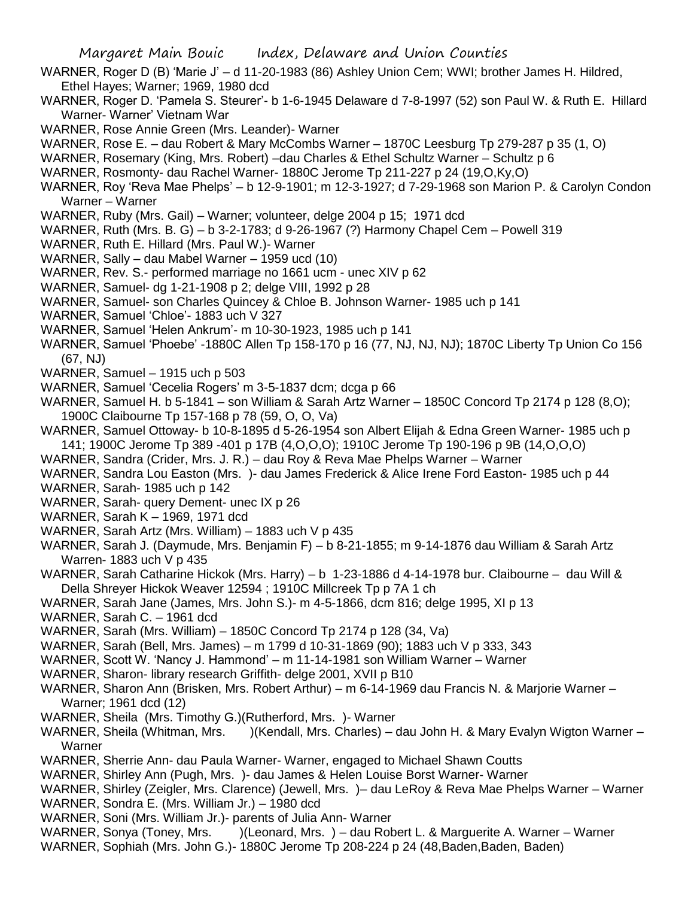WARNER, Roger D (B) 'Marie J' – d 11-20-1983 (86) Ashley Union Cem; WWI; brother James H. Hildred, Ethel Hayes; Warner; 1969, 1980 dcd

WARNER, Roger D. 'Pamela S. Steurer'- b 1-6-1945 Delaware d 7-8-1997 (52) son Paul W. & Ruth E. Hillard Warner- Warner' Vietnam War

WARNER, Rose Annie Green (Mrs. Leander)- Warner

WARNER, Rose E. – dau Robert & Mary McCombs Warner – 1870C Leesburg Tp 279-287 p 35 (1, O)

WARNER, Rosemary (King, Mrs. Robert) –dau Charles & Ethel Schultz Warner – Schultz p 6

WARNER, Rosmonty- dau Rachel Warner- 1880C Jerome Tp 211-227 p 24 (19,O,Ky,O)

WARNER, Roy 'Reva Mae Phelps' – b 12-9-1901; m 12-3-1927; d 7-29-1968 son Marion P. & Carolyn Condon Warner – Warner

WARNER, Ruby (Mrs. Gail) – Warner; volunteer, delge 2004 p 15; 1971 dcd

WARNER, Ruth (Mrs. B. G) – b 3-2-1783; d 9-26-1967 (?) Harmony Chapel Cem – Powell 319

WARNER, Ruth E. Hillard (Mrs. Paul W.)- Warner

WARNER, Sally – dau Mabel Warner – 1959 ucd (10)

WARNER, Rev. S.- performed marriage no 1661 ucm - unec XIV p 62

WARNER, Samuel- dg 1-21-1908 p 2; delge VIII, 1992 p 28

WARNER, Samuel- son Charles Quincey & Chloe B. Johnson Warner- 1985 uch p 141

WARNER, Samuel 'Chloe'- 1883 uch V 327

WARNER, Samuel 'Helen Ankrum'- m 10-30-1923, 1985 uch p 141

WARNER, Samuel 'Phoebe' -1880C Allen Tp 158-170 p 16 (77, NJ, NJ, NJ); 1870C Liberty Tp Union Co 156 (67, NJ)

WARNER, Samuel – 1915 uch p 503

WARNER, Samuel 'Cecelia Rogers' m 3-5-1837 dcm; dcga p 66

WARNER, Samuel H. b 5-1841 – son William & Sarah Artz Warner – 1850C Concord Tp 2174 p 128 (8,O); 1900C Claibourne Tp 157-168 p 78 (59, O, O, Va)

WARNER, Samuel Ottoway- b 10-8-1895 d 5-26-1954 son Albert Elijah & Edna Green Warner- 1985 uch p 141; 1900C Jerome Tp 389 -401 p 17B (4,O,O,O); 1910C Jerome Tp 190-196 p 9B (14,O,O,O)

WARNER, Sandra (Crider, Mrs. J. R.) – dau Roy & Reva Mae Phelps Warner – Warner

WARNER, Sandra Lou Easton (Mrs. )- dau James Frederick & Alice Irene Ford Easton- 1985 uch p 44

WARNER, Sarah- 1985 uch p 142

WARNER, Sarah- query Dement- unec IX p 26

WARNER, Sarah K – 1969, 1971 dcd

WARNER, Sarah Artz (Mrs. William) – 1883 uch V p 435

WARNER, Sarah J. (Daymude, Mrs. Benjamin F) – b 8-21-1855; m 9-14-1876 dau William & Sarah Artz Warren- 1883 uch V p 435

WARNER, Sarah Catharine Hickok (Mrs. Harry) – b 1-23-1886 d 4-14-1978 bur. Claibourne – dau Will & Della Shreyer Hickok Weaver 12594 ; 1910C Millcreek Tp p 7A 1 ch

WARNER, Sarah Jane (James, Mrs. John S.)- m 4-5-1866, dcm 816; delge 1995, XI p 13

WARNER, Sarah C. – 1961 dcd

WARNER, Sarah (Mrs. William) – 1850C Concord Tp 2174 p 128 (34, Va)

WARNER, Sarah (Bell, Mrs. James) – m 1799 d 10-31-1869 (90); 1883 uch V p 333, 343

WARNER, Scott W. 'Nancy J. Hammond' – m 11-14-1981 son William Warner – Warner

WARNER, Sharon- library research Griffith- delge 2001, XVII p B10

WARNER, Sharon Ann (Brisken, Mrs. Robert Arthur) – m 6-14-1969 dau Francis N. & Marjorie Warner – Warner; 1961 dcd (12)

WARNER, Sheila (Mrs. Timothy G.)(Rutherford, Mrs. )- Warner

WARNER, Sheila (Whitman, Mrs. )(Kendall, Mrs. Charles) – dau John H. & Mary Evalyn Wigton Warner – Warner

WARNER, Sherrie Ann- dau Paula Warner- Warner, engaged to Michael Shawn Coutts

WARNER, Shirley Ann (Pugh, Mrs. )- dau James & Helen Louise Borst Warner- Warner

WARNER, Shirley (Zeigler, Mrs. Clarence) (Jewell, Mrs. )– dau LeRoy & Reva Mae Phelps Warner – Warner

WARNER, Sondra E. (Mrs. William Jr.) – 1980 dcd

WARNER, Soni (Mrs. William Jr.)- parents of Julia Ann- Warner

WARNER, Sonya (Toney, Mrs. )(Leonard, Mrs. ) – dau Robert L. & Marguerite A. Warner – Warner

WARNER, Sophiah (Mrs. John G.)- 1880C Jerome Tp 208-224 p 24 (48,Baden,Baden, Baden)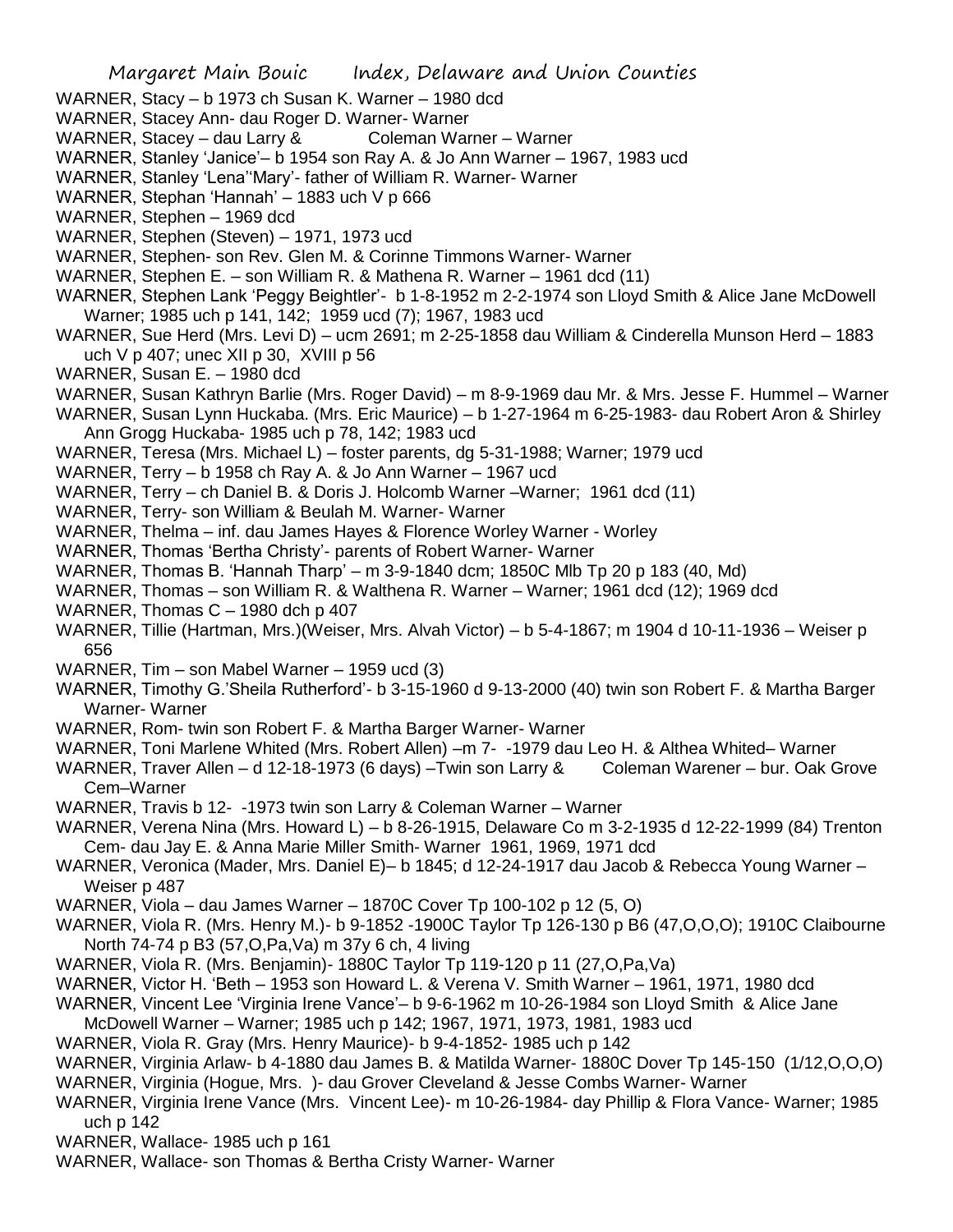WARNER, Stacy – b 1973 ch Susan K. Warner – 1980 dcd

WARNER, Stacey Ann- dau Roger D. Warner- Warner

WARNER, Stacey – dau Larry & Coleman Warner – Warner

WARNER, Stanley 'Janice'– b 1954 son Ray A. & Jo Ann Warner – 1967, 1983 ucd

WARNER, Stanley 'Lena''Mary'- father of William R. Warner- Warner

WARNER, Stephan 'Hannah' – 1883 uch V p 666

WARNER, Stephen – 1969 dcd

WARNER, Stephen (Steven) – 1971, 1973 ucd

WARNER, Stephen- son Rev. Glen M. & Corinne Timmons Warner- Warner

WARNER, Stephen E. – son William R. & Mathena R. Warner – 1961 dcd (11)

WARNER, Stephen Lank 'Peggy Beightler'- b 1-8-1952 m 2-2-1974 son Lloyd Smith & Alice Jane McDowell Warner; 1985 uch p 141, 142; 1959 ucd (7); 1967, 1983 ucd

WARNER, Sue Herd (Mrs. Levi D) – ucm 2691; m 2-25-1858 dau William & Cinderella Munson Herd – 1883 uch V p 407; unec XII p 30, XVIII p 56

WARNER, Susan E. – 1980 dcd

WARNER, Susan Kathryn Barlie (Mrs. Roger David) – m 8-9-1969 dau Mr. & Mrs. Jesse F. Hummel – Warner

WARNER, Susan Lynn Huckaba. (Mrs. Eric Maurice) – b 1-27-1964 m 6-25-1983- dau Robert Aron & Shirley Ann Grogg Huckaba- 1985 uch p 78, 142; 1983 ucd

WARNER, Teresa (Mrs. Michael L) – foster parents, dg 5-31-1988; Warner; 1979 ucd

WARNER, Terry – b 1958 ch Ray A. & Jo Ann Warner – 1967 ucd

WARNER, Terry – ch Daniel B. & Doris J. Holcomb Warner –Warner; 1961 dcd (11)

WARNER, Terry- son William & Beulah M. Warner- Warner

WARNER, Thelma – inf. dau James Hayes & Florence Worley Warner - Worley

WARNER, Thomas 'Bertha Christy'- parents of Robert Warner- Warner

WARNER, Thomas B. 'Hannah Tharp' – m 3-9-1840 dcm; 1850C Mlb Tp 20 p 183 (40, Md)

WARNER, Thomas – son William R. & Walthena R. Warner – Warner; 1961 dcd (12); 1969 dcd

WARNER, Thomas C – 1980 dch p 407

WARNER, Tillie (Hartman, Mrs.)(Weiser, Mrs. Alvah Victor) – b 5-4-1867; m 1904 d 10-11-1936 – Weiser p 656

WARNER, Tim – son Mabel Warner – 1959 ucd (3)

WARNER, Timothy G.'Sheila Rutherford'- b 3-15-1960 d 9-13-2000 (40) twin son Robert F. & Martha Barger Warner- Warner

WARNER, Rom- twin son Robert F. & Martha Barger Warner- Warner

WARNER, Toni Marlene Whited (Mrs. Robert Allen) –m 7- -1979 dau Leo H. & Althea Whited– Warner

WARNER, Traver Allen – d 12-18-1973 (6 days) –Twin son Larry & Coleman Warener – bur. Oak Grove Cem–Warner

WARNER, Travis b 12- -1973 twin son Larry & Coleman Warner – Warner

WARNER, Verena Nina (Mrs. Howard L) – b 8-26-1915, Delaware Co m 3-2-1935 d 12-22-1999 (84) Trenton Cem- dau Jay E. & Anna Marie Miller Smith- Warner 1961, 1969, 1971 dcd

WARNER, Veronica (Mader, Mrs. Daniel E)– b 1845; d 12-24-1917 dau Jacob & Rebecca Young Warner – Weiser p 487

WARNER, Viola – dau James Warner – 1870C Cover Tp 100-102 p 12 (5, O)

WARNER, Viola R. (Mrs. Henry M.)- b 9-1852 -1900C Taylor Tp 126-130 p B6 (47,O,O,O); 1910C Claibourne North 74-74 p B3 (57,O,Pa,Va) m 37y 6 ch, 4 living

WARNER, Viola R. (Mrs. Benjamin)- 1880C Taylor Tp 119-120 p 11 (27,O,Pa,Va)

WARNER, Victor H. 'Beth – 1953 son Howard L. & Verena V. Smith Warner – 1961, 1971, 1980 dcd

WARNER, Vincent Lee 'Virginia Irene Vance'– b 9-6-1962 m 10-26-1984 son Lloyd Smith & Alice Jane McDowell Warner – Warner; 1985 uch p 142; 1967, 1971, 1973, 1981, 1983 ucd

WARNER, Viola R. Gray (Mrs. Henry Maurice)- b 9-4-1852- 1985 uch p 142

WARNER, Virginia Arlaw- b 4-1880 dau James B. & Matilda Warner- 1880C Dover Tp 145-150 (1/12,O,O,O)

WARNER, Virginia (Hogue, Mrs. )- dau Grover Cleveland & Jesse Combs Warner- Warner

WARNER, Virginia Irene Vance (Mrs. Vincent Lee)- m 10-26-1984- day Phillip & Flora Vance- Warner; 1985 uch p 142

WARNER, Wallace- 1985 uch p 161

WARNER, Wallace- son Thomas & Bertha Cristy Warner- Warner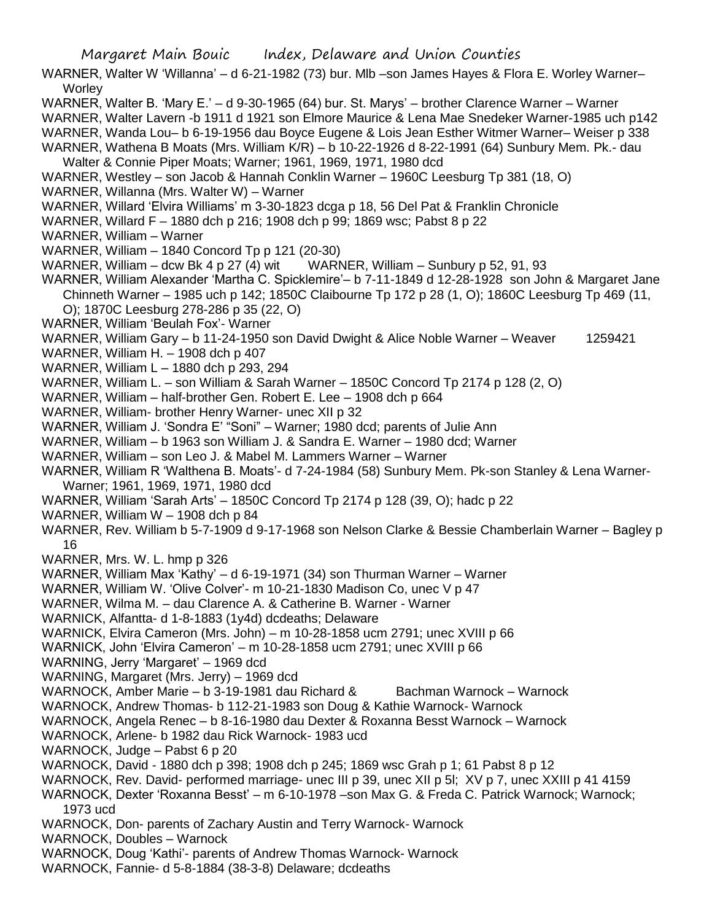WARNER, Walter W 'Willanna' – d 6-21-1982 (73) bur. Mlb –son James Hayes & Flora E. Worley Warner– Worley

WARNER, Walter B. 'Mary E.' – d 9-30-1965 (64) bur. St. Marys' – brother Clarence Warner – Warner

WARNER, Walter Lavern -b 1911 d 1921 son Elmore Maurice & Lena Mae Snedeker Warner-1985 uch p142

WARNER, Wanda Lou– b 6-19-1956 dau Boyce Eugene & Lois Jean Esther Witmer Warner– Weiser p 338

WARNER, Wathena B Moats (Mrs. William K/R) – b 10-22-1926 d 8-22-1991 (64) Sunbury Mem. Pk.- dau Walter & Connie Piper Moats; Warner; 1961, 1969, 1971, 1980 dcd

WARNER, Westley – son Jacob & Hannah Conklin Warner – 1960C Leesburg Tp 381 (18, O)

WARNER, Willanna (Mrs. Walter W) – Warner

WARNER, Willard 'Elvira Williams' m 3-30-1823 dcga p 18, 56 Del Pat & Franklin Chronicle

WARNER, Willard F – 1880 dch p 216; 1908 dch p 99; 1869 wsc; Pabst 8 p 22

WARNER, William – Warner

WARNER, William – 1840 Concord Tp p 121 (20-30)

WARNER, William – dcw Bk 4 p 27 (4) wit     WARNER, William – Sunbury p 52, 91, 93

WARNER, William Alexander 'Martha C. Spicklemire'– b 7-11-1849 d 12-28-1928 son John & Margaret Jane Chinneth Warner – 1985 uch p 142; 1850C Claibourne Tp 172 p 28 (1, O); 1860C Leesburg Tp 469 (11, O); 1870C Leesburg 278-286 p 35 (22, O)

WARNER, William 'Beulah Fox'- Warner

WARNER, William Gary – b 11-24-1950 son David Dwight & Alice Noble Warner – Weaver     1259421

WARNER, William H. – 1908 dch p 407

WARNER, William L – 1880 dch p 293, 294

WARNER, William L. – son William & Sarah Warner – 1850C Concord Tp 2174 p 128 (2, O)

WARNER, William – half-brother Gen. Robert E. Lee – 1908 dch p 664

WARNER, William- brother Henry Warner- unec XII p 32

WARNER, William J. 'Sondra E' "Soni" – Warner; 1980 dcd; parents of Julie Ann

WARNER, William – b 1963 son William J. & Sandra E. Warner – 1980 dcd; Warner

WARNER, William – son Leo J. & Mabel M. Lammers Warner – Warner

WARNER, William R 'Walthena B. Moats'- d 7-24-1984 (58) Sunbury Mem. Pk-son Stanley & Lena Warner- Warner; 1961, 1969, 1971, 1980 dcd

WARNER, William 'Sarah Arts' – 1850C Concord Tp 2174 p 128 (39, O); hadc p 22

WARNER, William W – 1908 dch p 84

WARNER, Rev. William b 5-7-1909 d 9-17-1968 son Nelson Clarke & Bessie Chamberlain Warner – Bagley p 16

WARNER, Mrs. W. L. hmp p 326

WARNER, William Max 'Kathy' – d 6-19-1971 (34) son Thurman Warner – Warner

WARNER, William W. 'Olive Colver'- m 10-21-1830 Madison Co, unec V p 47

WARNER, Wilma M. – dau Clarence A. & Catherine B. Warner - Warner

WARNICK, Alfantta- d 1-8-1883 (1y4d) dcdeaths; Delaware

WARNICK, Elvira Cameron (Mrs. John) – m 10-28-1858 ucm 2791; unec XVIII p 66

WARNICK, John 'Elvira Cameron' – m 10-28-1858 ucm 2791; unec XVIII p 66

WARNING, Jerry 'Margaret' – 1969 dcd

WARNING, Margaret (Mrs. Jerry) – 1969 dcd

WARNOCK, Amber Marie – b 3-19-1981 dau Richard &     Bachman Warnock – Warnock

WARNOCK, Andrew Thomas- b 112-21-1983 son Doug & Kathie Warnock- Warnock

WARNOCK, Angela Renec – b 8-16-1980 dau Dexter & Roxanna Besst Warnock – Warnock

WARNOCK, Arlene- b 1982 dau Rick Warnock- 1983 ucd

WARNOCK, Judge – Pabst 6 p 20

WARNOCK, David - 1880 dch p 398; 1908 dch p 245; 1869 wsc Grah p 1; 61 Pabst 8 p 12

WARNOCK, Rev. David- performed marriage- unec III p 39, unec XII p 5l; XV p 7, unec XXIII p 41 4159

WARNOCK, Dexter 'Roxanna Besst' – m 6-10-1978 –son Max G. & Freda C. Patrick Warnock; Warnock; 1973 ucd

WARNOCK, Don- parents of Zachary Austin and Terry Warnock- Warnock

WARNOCK, Doubles – Warnock

WARNOCK, Doug 'Kathi'- parents of Andrew Thomas Warnock- Warnock

WARNOCK, Fannie- d 5-8-1884 (38-3-8) Delaware; dcdeaths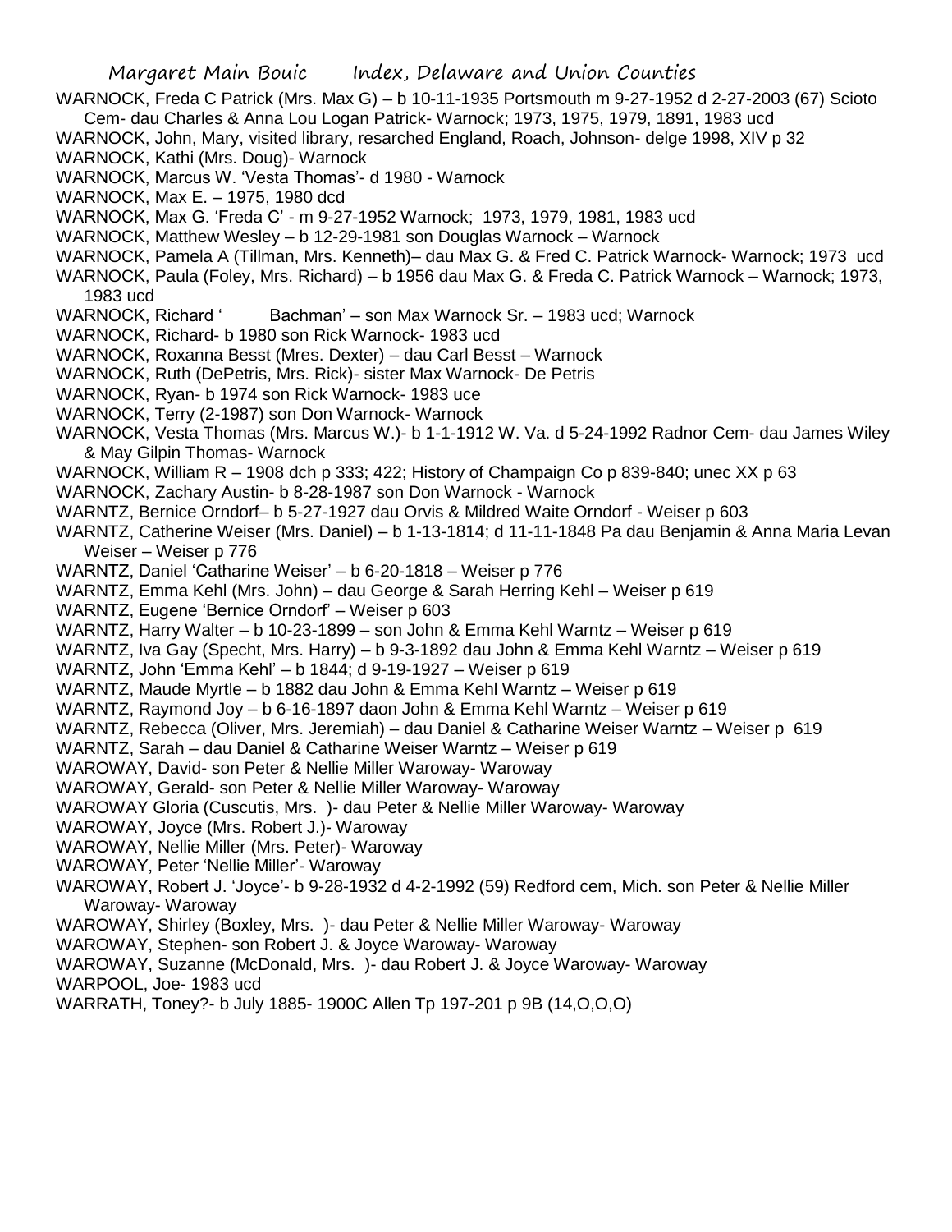WARNOCK, Freda C Patrick (Mrs. Max G) – b 10-11-1935 Portsmouth m 9-27-1952 d 2-27-2003 (67) Scioto Cem- dau Charles & Anna Lou Logan Patrick- Warnock; 1973, 1975, 1979, 1891, 1983 ucd

WARNOCK, John, Mary, visited library, resarched England, Roach, Johnson- delge 1998, XIV p 32

WARNOCK, Kathi (Mrs. Doug)- Warnock

WARNOCK, Marcus W. 'Vesta Thomas'- d 1980 - Warnock

WARNOCK, Max E. – 1975, 1980 dcd

WARNOCK, Max G. 'Freda C' - m 9-27-1952 Warnock; 1973, 1979, 1981, 1983 ucd

WARNOCK, Matthew Wesley – b 12-29-1981 son Douglas Warnock – Warnock

WARNOCK, Pamela A (Tillman, Mrs. Kenneth)– dau Max G. & Fred C. Patrick Warnock- Warnock; 1973 ucd

WARNOCK, Paula (Foley, Mrs. Richard) – b 1956 dau Max G. & Freda C. Patrick Warnock – Warnock; 1973, 1983 ucd

WARNOCK, Richard ' Bachman' – son Max Warnock Sr. – 1983 ucd; Warnock

WARNOCK, Richard- b 1980 son Rick Warnock- 1983 ucd

WARNOCK, Roxanna Besst (Mres. Dexter) – dau Carl Besst – Warnock

WARNOCK, Ruth (DePetris, Mrs. Rick)- sister Max Warnock- De Petris

WARNOCK, Ryan- b 1974 son Rick Warnock- 1983 uce

WARNOCK, Terry (2-1987) son Don Warnock- Warnock

WARNOCK, Vesta Thomas (Mrs. Marcus W.)- b 1-1-1912 W. Va. d 5-24-1992 Radnor Cem- dau James Wiley & May Gilpin Thomas- Warnock

WARNOCK, William R – 1908 dch p 333; 422; History of Champaign Co p 839-840; unec XX p 63

WARNOCK, Zachary Austin- b 8-28-1987 son Don Warnock - Warnock

WARNTZ, Bernice Orndorf– b 5-27-1927 dau Orvis & Mildred Waite Orndorf - Weiser p 603

WARNTZ, Catherine Weiser (Mrs. Daniel) – b 1-13-1814; d 11-11-1848 Pa dau Benjamin & Anna Maria Levan Weiser – Weiser p 776

WARNTZ, Daniel 'Catharine Weiser' – b 6-20-1818 – Weiser p 776

WARNTZ, Emma Kehl (Mrs. John) – dau George & Sarah Herring Kehl – Weiser p 619

WARNTZ, Eugene 'Bernice Orndorf' – Weiser p 603

WARNTZ, Harry Walter – b 10-23-1899 – son John & Emma Kehl Warntz – Weiser p 619

WARNTZ, Iva Gay (Specht, Mrs. Harry) – b 9-3-1892 dau John & Emma Kehl Warntz – Weiser p 619

WARNTZ, John 'Emma Kehl' – b 1844; d 9-19-1927 – Weiser p 619

WARNTZ, Maude Myrtle – b 1882 dau John & Emma Kehl Warntz – Weiser p 619

WARNTZ, Raymond Joy – b 6-16-1897 daon John & Emma Kehl Warntz – Weiser p 619

WARNTZ, Rebecca (Oliver, Mrs. Jeremiah) – dau Daniel & Catharine Weiser Warntz – Weiser p 619

WARNTZ, Sarah – dau Daniel & Catharine Weiser Warntz – Weiser p 619

WAROWAY, David- son Peter & Nellie Miller Waroway- Waroway

WAROWAY, Gerald- son Peter & Nellie Miller Waroway- Waroway

WAROWAY Gloria (Cuscutis, Mrs. )- dau Peter & Nellie Miller Waroway- Waroway

WAROWAY, Joyce (Mrs. Robert J.)- Waroway

WAROWAY, Nellie Miller (Mrs. Peter)- Waroway

WAROWAY, Peter 'Nellie Miller'- Waroway

WAROWAY, Robert J. 'Joyce'- b 9-28-1932 d 4-2-1992 (59) Redford cem, Mich. son Peter & Nellie Miller Waroway- Waroway

WAROWAY, Shirley (Boxley, Mrs. )- dau Peter & Nellie Miller Waroway- Waroway

WAROWAY, Stephen- son Robert J. & Joyce Waroway- Waroway

WAROWAY, Suzanne (McDonald, Mrs. )- dau Robert J. & Joyce Waroway- Waroway

WARPOOL, Joe- 1983 ucd

WARRATH, Toney?- b July 1885- 1900C Allen Tp 197-201 p 9B (14,O,O,O)